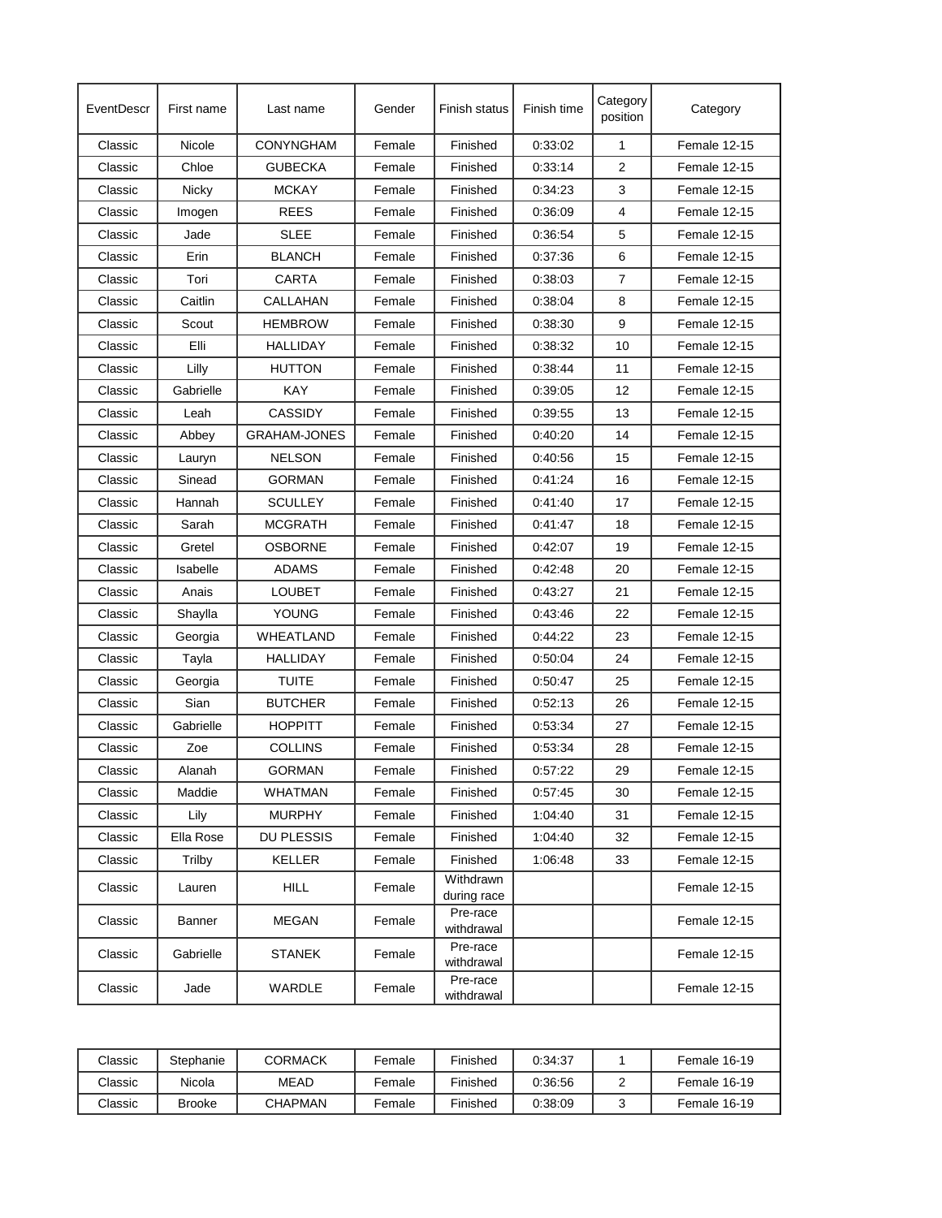| EventDescr | First name | Last name | Gender | Finish status | Finish time | Category position | Category |
|---|---|---|---|---|---|---|---|
| Classic | Nicole | CONYNGHAM | Female | Finished | 0:33:02 | 1 | Female 12-15 |
| Classic | Chloe | GUBECKA | Female | Finished | 0:33:14 | 2 | Female 12-15 |
| Classic | Nicky | MCKAY | Female | Finished | 0:34:23 | 3 | Female 12-15 |
| Classic | Imogen | REES | Female | Finished | 0:36:09 | 4 | Female 12-15 |
| Classic | Jade | SLEE | Female | Finished | 0:36:54 | 5 | Female 12-15 |
| Classic | Erin | BLANCH | Female | Finished | 0:37:36 | 6 | Female 12-15 |
| Classic | Tori | CARTA | Female | Finished | 0:38:03 | 7 | Female 12-15 |
| Classic | Caitlin | CALLAHAN | Female | Finished | 0:38:04 | 8 | Female 12-15 |
| Classic | Scout | HEMBROW | Female | Finished | 0:38:30 | 9 | Female 12-15 |
| Classic | Elli | HALLIDAY | Female | Finished | 0:38:32 | 10 | Female 12-15 |
| Classic | Lilly | HUTTON | Female | Finished | 0:38:44 | 11 | Female 12-15 |
| Classic | Gabrielle | KAY | Female | Finished | 0:39:05 | 12 | Female 12-15 |
| Classic | Leah | CASSIDY | Female | Finished | 0:39:55 | 13 | Female 12-15 |
| Classic | Abbey | GRAHAM-JONES | Female | Finished | 0:40:20 | 14 | Female 12-15 |
| Classic | Lauryn | NELSON | Female | Finished | 0:40:56 | 15 | Female 12-15 |
| Classic | Sinead | GORMAN | Female | Finished | 0:41:24 | 16 | Female 12-15 |
| Classic | Hannah | SCULLEY | Female | Finished | 0:41:40 | 17 | Female 12-15 |
| Classic | Sarah | MCGRATH | Female | Finished | 0:41:47 | 18 | Female 12-15 |
| Classic | Gretel | OSBORNE | Female | Finished | 0:42:07 | 19 | Female 12-15 |
| Classic | Isabelle | ADAMS | Female | Finished | 0:42:48 | 20 | Female 12-15 |
| Classic | Anais | LOUBET | Female | Finished | 0:43:27 | 21 | Female 12-15 |
| Classic | Shaylla | YOUNG | Female | Finished | 0:43:46 | 22 | Female 12-15 |
| Classic | Georgia | WHEATLAND | Female | Finished | 0:44:22 | 23 | Female 12-15 |
| Classic | Tayla | HALLIDAY | Female | Finished | 0:50:04 | 24 | Female 12-15 |
| Classic | Georgia | TUITE | Female | Finished | 0:50:47 | 25 | Female 12-15 |
| Classic | Sian | BUTCHER | Female | Finished | 0:52:13 | 26 | Female 12-15 |
| Classic | Gabrielle | HOPPITT | Female | Finished | 0:53:34 | 27 | Female 12-15 |
| Classic | Zoe | COLLINS | Female | Finished | 0:53:34 | 28 | Female 12-15 |
| Classic | Alanah | GORMAN | Female | Finished | 0:57:22 | 29 | Female 12-15 |
| Classic | Maddie | WHATMAN | Female | Finished | 0:57:45 | 30 | Female 12-15 |
| Classic | Lily | MURPHY | Female | Finished | 1:04:40 | 31 | Female 12-15 |
| Classic | Ella Rose | DU PLESSIS | Female | Finished | 1:04:40 | 32 | Female 12-15 |
| Classic | Trilby | KELLER | Female | Finished | 1:06:48 | 33 | Female 12-15 |
| Classic | Lauren | HILL | Female | Withdrawn during race | | | Female 12-15 |
| Classic | Banner | MEGAN | Female | Pre-race withdrawal | | | Female 12-15 |
| Classic | Gabrielle | STANEK | Female | Pre-race withdrawal | | | Female 12-15 |
| Classic | Jade | WARDLE | Female | Pre-race withdrawal | | | Female 12-15 |
| | | | | | | | |
| Classic | Stephanie | CORMACK | Female | Finished | 0:34:37 | 1 | Female 16-19 |
| Classic | Nicola | MEAD | Female | Finished | 0:36:56 | 2 | Female 16-19 |
| Classic | Brooke | CHAPMAN | Female | Finished | 0:38:09 | 3 | Female 16-19 |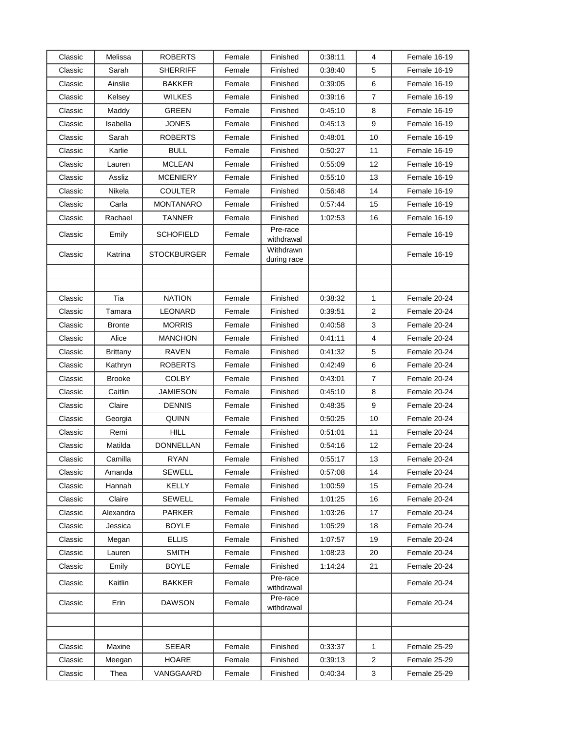| Classic | Melissa | ROBERTS | Female | Finished | 0:38:11 | 4 | Female 16-19 |
|---|---|---|---|---|---|---|---|
| Classic | Sarah | SHERRIFF | Female | Finished | 0:38:40 | 5 | Female 16-19 |
| Classic | Ainslie | BAKKER | Female | Finished | 0:39:05 | 6 | Female 16-19 |
| Classic | Kelsey | WILKES | Female | Finished | 0:39:16 | 7 | Female 16-19 |
| Classic | Maddy | GREEN | Female | Finished | 0:45:10 | 8 | Female 16-19 |
| Classic | Isabella | JONES | Female | Finished | 0:45:13 | 9 | Female 16-19 |
| Classic | Sarah | ROBERTS | Female | Finished | 0:48:01 | 10 | Female 16-19 |
| Classic | Karlie | BULL | Female | Finished | 0:50:27 | 11 | Female 16-19 |
| Classic | Lauren | MCLEAN | Female | Finished | 0:55:09 | 12 | Female 16-19 |
| Classic | Assliz | MCENIERY | Female | Finished | 0:55:10 | 13 | Female 16-19 |
| Classic | Nikela | COULTER | Female | Finished | 0:56:48 | 14 | Female 16-19 |
| Classic | Carla | MONTANARO | Female | Finished | 0:57:44 | 15 | Female 16-19 |
| Classic | Rachael | TANNER | Female | Finished | 1:02:53 | 16 | Female 16-19 |
| Classic | Emily | SCHOFIELD | Female | Pre-race withdrawal | | | Female 16-19 |
| Classic | Katrina | STOCKBURGER | Female | Withdrawn during race | | | Female 16-19 |
| | | | | | | | |
| | | | | | | | |
| Classic | Tia | NATION | Female | Finished | 0:38:32 | 1 | Female 20-24 |
| Classic | Tamara | LEONARD | Female | Finished | 0:39:51 | 2 | Female 20-24 |
| Classic | Bronte | MORRIS | Female | Finished | 0:40:58 | 3 | Female 20-24 |
| Classic | Alice | MANCHON | Female | Finished | 0:41:11 | 4 | Female 20-24 |
| Classic | Brittany | RAVEN | Female | Finished | 0:41:32 | 5 | Female 20-24 |
| Classic | Kathryn | ROBERTS | Female | Finished | 0:42:49 | 6 | Female 20-24 |
| Classic | Brooke | COLBY | Female | Finished | 0:43:01 | 7 | Female 20-24 |
| Classic | Caitlin | JAMIESON | Female | Finished | 0:45:10 | 8 | Female 20-24 |
| Classic | Claire | DENNIS | Female | Finished | 0:48:35 | 9 | Female 20-24 |
| Classic | Georgia | QUINN | Female | Finished | 0:50:25 | 10 | Female 20-24 |
| Classic | Remi | HILL | Female | Finished | 0:51:01 | 11 | Female 20-24 |
| Classic | Matilda | DONNELLAN | Female | Finished | 0:54:16 | 12 | Female 20-24 |
| Classic | Camilla | RYAN | Female | Finished | 0:55:17 | 13 | Female 20-24 |
| Classic | Amanda | SEWELL | Female | Finished | 0:57:08 | 14 | Female 20-24 |
| Classic | Hannah | KELLY | Female | Finished | 1:00:59 | 15 | Female 20-24 |
| Classic | Claire | SEWELL | Female | Finished | 1:01:25 | 16 | Female 20-24 |
| Classic | Alexandra | PARKER | Female | Finished | 1:03:26 | 17 | Female 20-24 |
| Classic | Jessica | BOYLE | Female | Finished | 1:05:29 | 18 | Female 20-24 |
| Classic | Megan | ELLIS | Female | Finished | 1:07:57 | 19 | Female 20-24 |
| Classic | Lauren | SMITH | Female | Finished | 1:08:23 | 20 | Female 20-24 |
| Classic | Emily | BOYLE | Female | Finished | 1:14:24 | 21 | Female 20-24 |
| Classic | Kaitlin | BAKKER | Female | Pre-race withdrawal | | | Female 20-24 |
| Classic | Erin | DAWSON | Female | Pre-race withdrawal | | | Female 20-24 |
| | | | | | | | |
| | | | | | | | |
| Classic | Maxine | SEEAR | Female | Finished | 0:33:37 | 1 | Female 25-29 |
| Classic | Meegan | HOARE | Female | Finished | 0:39:13 | 2 | Female 25-29 |
| Classic | Thea | VANGGAARD | Female | Finished | 0:40:34 | 3 | Female 25-29 |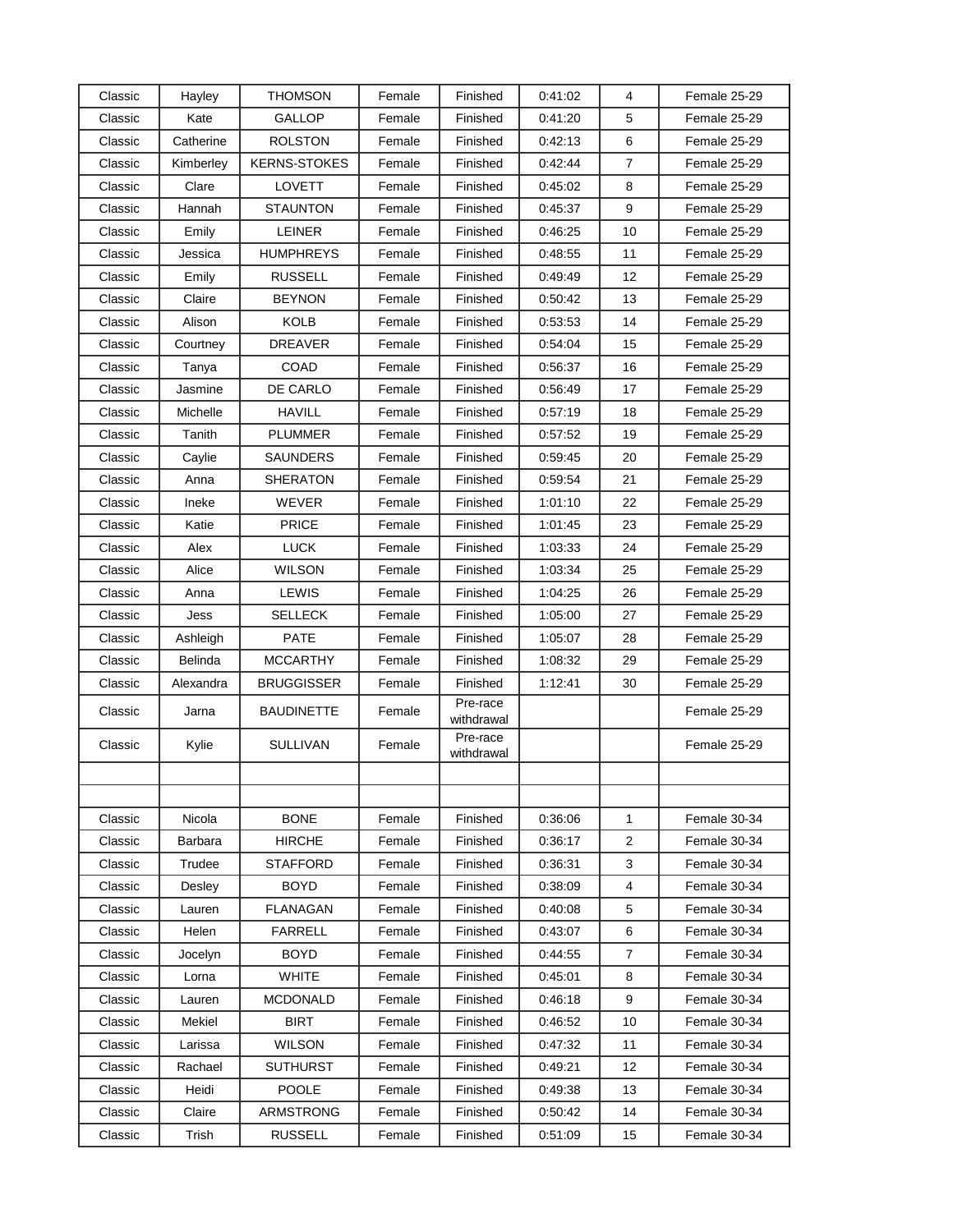| | | | | | | | |
|---|---|---|---|---|---|---|---|
| Classic | Hayley | THOMSON | Female | Finished | 0:41:02 | 4 | Female 25-29 |
| Classic | Kate | GALLOP | Female | Finished | 0:41:20 | 5 | Female 25-29 |
| Classic | Catherine | ROLSTON | Female | Finished | 0:42:13 | 6 | Female 25-29 |
| Classic | Kimberley | KERNS-STOKES | Female | Finished | 0:42:44 | 7 | Female 25-29 |
| Classic | Clare | LOVETT | Female | Finished | 0:45:02 | 8 | Female 25-29 |
| Classic | Hannah | STAUNTON | Female | Finished | 0:45:37 | 9 | Female 25-29 |
| Classic | Emily | LEINER | Female | Finished | 0:46:25 | 10 | Female 25-29 |
| Classic | Jessica | HUMPHREYS | Female | Finished | 0:48:55 | 11 | Female 25-29 |
| Classic | Emily | RUSSELL | Female | Finished | 0:49:49 | 12 | Female 25-29 |
| Classic | Claire | BEYNON | Female | Finished | 0:50:42 | 13 | Female 25-29 |
| Classic | Alison | KOLB | Female | Finished | 0:53:53 | 14 | Female 25-29 |
| Classic | Courtney | DREAVER | Female | Finished | 0:54:04 | 15 | Female 25-29 |
| Classic | Tanya | COAD | Female | Finished | 0:56:37 | 16 | Female 25-29 |
| Classic | Jasmine | DE CARLO | Female | Finished | 0:56:49 | 17 | Female 25-29 |
| Classic | Michelle | HAVILL | Female | Finished | 0:57:19 | 18 | Female 25-29 |
| Classic | Tanith | PLUMMER | Female | Finished | 0:57:52 | 19 | Female 25-29 |
| Classic | Caylie | SAUNDERS | Female | Finished | 0:59:45 | 20 | Female 25-29 |
| Classic | Anna | SHERATON | Female | Finished | 0:59:54 | 21 | Female 25-29 |
| Classic | Ineke | WEVER | Female | Finished | 1:01:10 | 22 | Female 25-29 |
| Classic | Katie | PRICE | Female | Finished | 1:01:45 | 23 | Female 25-29 |
| Classic | Alex | LUCK | Female | Finished | 1:03:33 | 24 | Female 25-29 |
| Classic | Alice | WILSON | Female | Finished | 1:03:34 | 25 | Female 25-29 |
| Classic | Anna | LEWIS | Female | Finished | 1:04:25 | 26 | Female 25-29 |
| Classic | Jess | SELLECK | Female | Finished | 1:05:00 | 27 | Female 25-29 |
| Classic | Ashleigh | PATE | Female | Finished | 1:05:07 | 28 | Female 25-29 |
| Classic | Belinda | MCCARTHY | Female | Finished | 1:08:32 | 29 | Female 25-29 |
| Classic | Alexandra | BRUGGISSER | Female | Finished | 1:12:41 | 30 | Female 25-29 |
| Classic | Jarna | BAUDINETTE | Female | Pre-race withdrawal | | | Female 25-29 |
| Classic | Kylie | SULLIVAN | Female | Pre-race withdrawal | | | Female 25-29 |
| | | | | | | | |
| | | | | | | | |
| Classic | Nicola | BONE | Female | Finished | 0:36:06 | 1 | Female 30-34 |
| Classic | Barbara | HIRCHE | Female | Finished | 0:36:17 | 2 | Female 30-34 |
| Classic | Trudee | STAFFORD | Female | Finished | 0:36:31 | 3 | Female 30-34 |
| Classic | Desley | BOYD | Female | Finished | 0:38:09 | 4 | Female 30-34 |
| Classic | Lauren | FLANAGAN | Female | Finished | 0:40:08 | 5 | Female 30-34 |
| Classic | Helen | FARRELL | Female | Finished | 0:43:07 | 6 | Female 30-34 |
| Classic | Jocelyn | BOYD | Female | Finished | 0:44:55 | 7 | Female 30-34 |
| Classic | Lorna | WHITE | Female | Finished | 0:45:01 | 8 | Female 30-34 |
| Classic | Lauren | MCDONALD | Female | Finished | 0:46:18 | 9 | Female 30-34 |
| Classic | Mekiel | BIRT | Female | Finished | 0:46:52 | 10 | Female 30-34 |
| Classic | Larissa | WILSON | Female | Finished | 0:47:32 | 11 | Female 30-34 |
| Classic | Rachael | SUTHURST | Female | Finished | 0:49:21 | 12 | Female 30-34 |
| Classic | Heidi | POOLE | Female | Finished | 0:49:38 | 13 | Female 30-34 |
| Classic | Claire | ARMSTRONG | Female | Finished | 0:50:42 | 14 | Female 30-34 |
| Classic | Trish | RUSSELL | Female | Finished | 0:51:09 | 15 | Female 30-34 |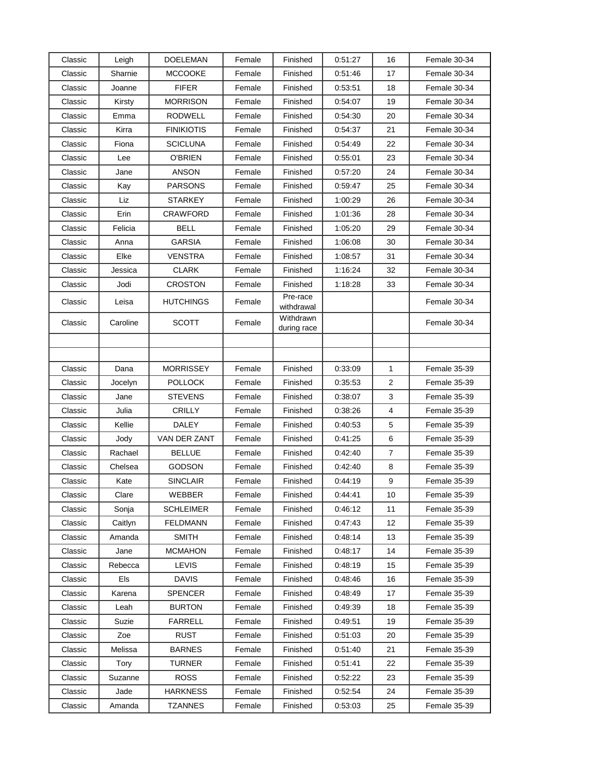| Classic | Leigh | DOELEMAN | Female | Finished | 0:51:27 | 16 | Female 30-34 |
|---|---|---|---|---|---|---|---|
| Classic | Sharnie | MCCOOKE | Female | Finished | 0:51:46 | 17 | Female 30-34 |
| Classic | Joanne | FIFER | Female | Finished | 0:53:51 | 18 | Female 30-34 |
| Classic | Kirsty | MORRISON | Female | Finished | 0:54:07 | 19 | Female 30-34 |
| Classic | Emma | RODWELL | Female | Finished | 0:54:30 | 20 | Female 30-34 |
| Classic | Kirra | FINIKIOTIS | Female | Finished | 0:54:37 | 21 | Female 30-34 |
| Classic | Fiona | SCICLUNA | Female | Finished | 0:54:49 | 22 | Female 30-34 |
| Classic | Lee | O'BRIEN | Female | Finished | 0:55:01 | 23 | Female 30-34 |
| Classic | Jane | ANSON | Female | Finished | 0:57:20 | 24 | Female 30-34 |
| Classic | Kay | PARSONS | Female | Finished | 0:59:47 | 25 | Female 30-34 |
| Classic | Liz | STARKEY | Female | Finished | 1:00:29 | 26 | Female 30-34 |
| Classic | Erin | CRAWFORD | Female | Finished | 1:01:36 | 28 | Female 30-34 |
| Classic | Felicia | BELL | Female | Finished | 1:05:20 | 29 | Female 30-34 |
| Classic | Anna | GARSIA | Female | Finished | 1:06:08 | 30 | Female 30-34 |
| Classic | Elke | VENSTRA | Female | Finished | 1:08:57 | 31 | Female 30-34 |
| Classic | Jessica | CLARK | Female | Finished | 1:16:24 | 32 | Female 30-34 |
| Classic | Jodi | CROSTON | Female | Finished | 1:18:28 | 33 | Female 30-34 |
| Classic | Leisa | HUTCHINGS | Female | Pre-race withdrawal | | | Female 30-34 |
| Classic | Caroline | SCOTT | Female | Withdrawn during race | | | Female 30-34 |
| | | | | | | | |
| | | | | | | | |
| Classic | Dana | MORRISSEY | Female | Finished | 0:33:09 | 1 | Female 35-39 |
| Classic | Jocelyn | POLLOCK | Female | Finished | 0:35:53 | 2 | Female 35-39 |
| Classic | Jane | STEVENS | Female | Finished | 0:38:07 | 3 | Female 35-39 |
| Classic | Julia | CRILLY | Female | Finished | 0:38:26 | 4 | Female 35-39 |
| Classic | Kellie | DALEY | Female | Finished | 0:40:53 | 5 | Female 35-39 |
| Classic | Jody | VAN DER ZANT | Female | Finished | 0:41:25 | 6 | Female 35-39 |
| Classic | Rachael | BELLUE | Female | Finished | 0:42:40 | 7 | Female 35-39 |
| Classic | Chelsea | GODSON | Female | Finished | 0:42:40 | 8 | Female 35-39 |
| Classic | Kate | SINCLAIR | Female | Finished | 0:44:19 | 9 | Female 35-39 |
| Classic | Clare | WEBBER | Female | Finished | 0:44:41 | 10 | Female 35-39 |
| Classic | Sonja | SCHLEIMER | Female | Finished | 0:46:12 | 11 | Female 35-39 |
| Classic | Caitlyn | FELDMANN | Female | Finished | 0:47:43 | 12 | Female 35-39 |
| Classic | Amanda | SMITH | Female | Finished | 0:48:14 | 13 | Female 35-39 |
| Classic | Jane | MCMAHON | Female | Finished | 0:48:17 | 14 | Female 35-39 |
| Classic | Rebecca | LEVIS | Female | Finished | 0:48:19 | 15 | Female 35-39 |
| Classic | Els | DAVIS | Female | Finished | 0:48:46 | 16 | Female 35-39 |
| Classic | Karena | SPENCER | Female | Finished | 0:48:49 | 17 | Female 35-39 |
| Classic | Leah | BURTON | Female | Finished | 0:49:39 | 18 | Female 35-39 |
| Classic | Suzie | FARRELL | Female | Finished | 0:49:51 | 19 | Female 35-39 |
| Classic | Zoe | RUST | Female | Finished | 0:51:03 | 20 | Female 35-39 |
| Classic | Melissa | BARNES | Female | Finished | 0:51:40 | 21 | Female 35-39 |
| Classic | Tory | TURNER | Female | Finished | 0:51:41 | 22 | Female 35-39 |
| Classic | Suzanne | ROSS | Female | Finished | 0:52:22 | 23 | Female 35-39 |
| Classic | Jade | HARKNESS | Female | Finished | 0:52:54 | 24 | Female 35-39 |
| Classic | Amanda | TZANNES | Female | Finished | 0:53:03 | 25 | Female 35-39 |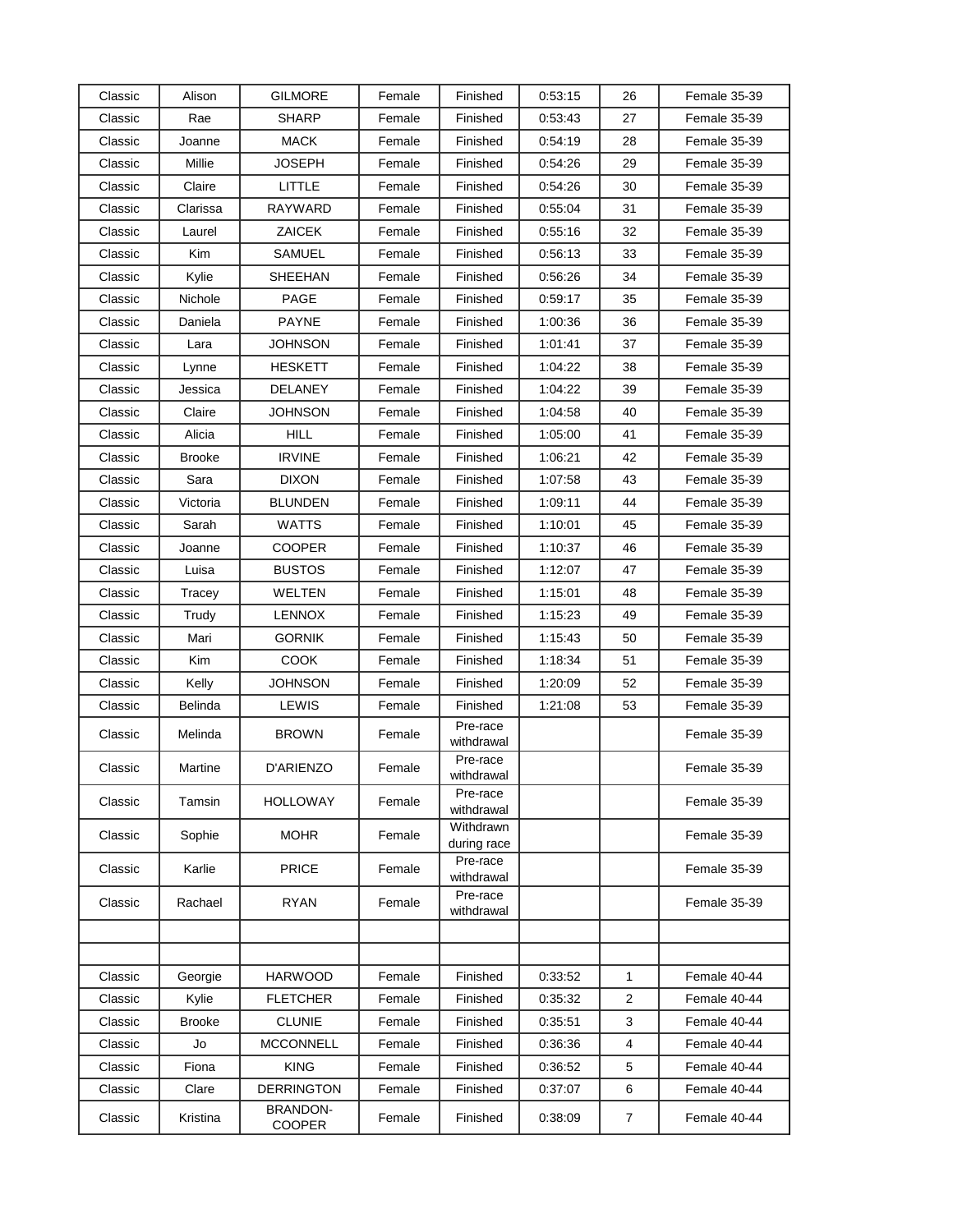| | | | | | | | |
|---|---|---|---|---|---|---|---|
| Classic | Alison | GILMORE | Female | Finished | 0:53:15 | 26 | Female 35-39 |
| Classic | Rae | SHARP | Female | Finished | 0:53:43 | 27 | Female 35-39 |
| Classic | Joanne | MACK | Female | Finished | 0:54:19 | 28 | Female 35-39 |
| Classic | Millie | JOSEPH | Female | Finished | 0:54:26 | 29 | Female 35-39 |
| Classic | Claire | LITTLE | Female | Finished | 0:54:26 | 30 | Female 35-39 |
| Classic | Clarissa | RAYWARD | Female | Finished | 0:55:04 | 31 | Female 35-39 |
| Classic | Laurel | ZAICEK | Female | Finished | 0:55:16 | 32 | Female 35-39 |
| Classic | Kim | SAMUEL | Female | Finished | 0:56:13 | 33 | Female 35-39 |
| Classic | Kylie | SHEEHAN | Female | Finished | 0:56:26 | 34 | Female 35-39 |
| Classic | Nichole | PAGE | Female | Finished | 0:59:17 | 35 | Female 35-39 |
| Classic | Daniela | PAYNE | Female | Finished | 1:00:36 | 36 | Female 35-39 |
| Classic | Lara | JOHNSON | Female | Finished | 1:01:41 | 37 | Female 35-39 |
| Classic | Lynne | HESKETT | Female | Finished | 1:04:22 | 38 | Female 35-39 |
| Classic | Jessica | DELANEY | Female | Finished | 1:04:22 | 39 | Female 35-39 |
| Classic | Claire | JOHNSON | Female | Finished | 1:04:58 | 40 | Female 35-39 |
| Classic | Alicia | HILL | Female | Finished | 1:05:00 | 41 | Female 35-39 |
| Classic | Brooke | IRVINE | Female | Finished | 1:06:21 | 42 | Female 35-39 |
| Classic | Sara | DIXON | Female | Finished | 1:07:58 | 43 | Female 35-39 |
| Classic | Victoria | BLUNDEN | Female | Finished | 1:09:11 | 44 | Female 35-39 |
| Classic | Sarah | WATTS | Female | Finished | 1:10:01 | 45 | Female 35-39 |
| Classic | Joanne | COOPER | Female | Finished | 1:10:37 | 46 | Female 35-39 |
| Classic | Luisa | BUSTOS | Female | Finished | 1:12:07 | 47 | Female 35-39 |
| Classic | Tracey | WELTEN | Female | Finished | 1:15:01 | 48 | Female 35-39 |
| Classic | Trudy | LENNOX | Female | Finished | 1:15:23 | 49 | Female 35-39 |
| Classic | Mari | GORNIK | Female | Finished | 1:15:43 | 50 | Female 35-39 |
| Classic | Kim | COOK | Female | Finished | 1:18:34 | 51 | Female 35-39 |
| Classic | Kelly | JOHNSON | Female | Finished | 1:20:09 | 52 | Female 35-39 |
| Classic | Belinda | LEWIS | Female | Finished | 1:21:08 | 53 | Female 35-39 |
| Classic | Melinda | BROWN | Female | Pre-race withdrawal | | | Female 35-39 |
| Classic | Martine | D'ARIENZO | Female | Pre-race withdrawal | | | Female 35-39 |
| Classic | Tamsin | HOLLOWAY | Female | Pre-race withdrawal | | | Female 35-39 |
| Classic | Sophie | MOHR | Female | Withdrawn during race | | | Female 35-39 |
| Classic | Karlie | PRICE | Female | Pre-race withdrawal | | | Female 35-39 |
| Classic | Rachael | RYAN | Female | Pre-race withdrawal | | | Female 35-39 |
| | | | | | | | |
| | | | | | | | |
| Classic | Georgie | HARWOOD | Female | Finished | 0:33:52 | 1 | Female 40-44 |
| Classic | Kylie | FLETCHER | Female | Finished | 0:35:32 | 2 | Female 40-44 |
| Classic | Brooke | CLUNIE | Female | Finished | 0:35:51 | 3 | Female 40-44 |
| Classic | Jo | MCCONNELL | Female | Finished | 0:36:36 | 4 | Female 40-44 |
| Classic | Fiona | KING | Female | Finished | 0:36:52 | 5 | Female 40-44 |
| Classic | Clare | DERRINGTON | Female | Finished | 0:37:07 | 6 | Female 40-44 |
| Classic | Kristina | BRANDON-COOPER | Female | Finished | 0:38:09 | 7 | Female 40-44 |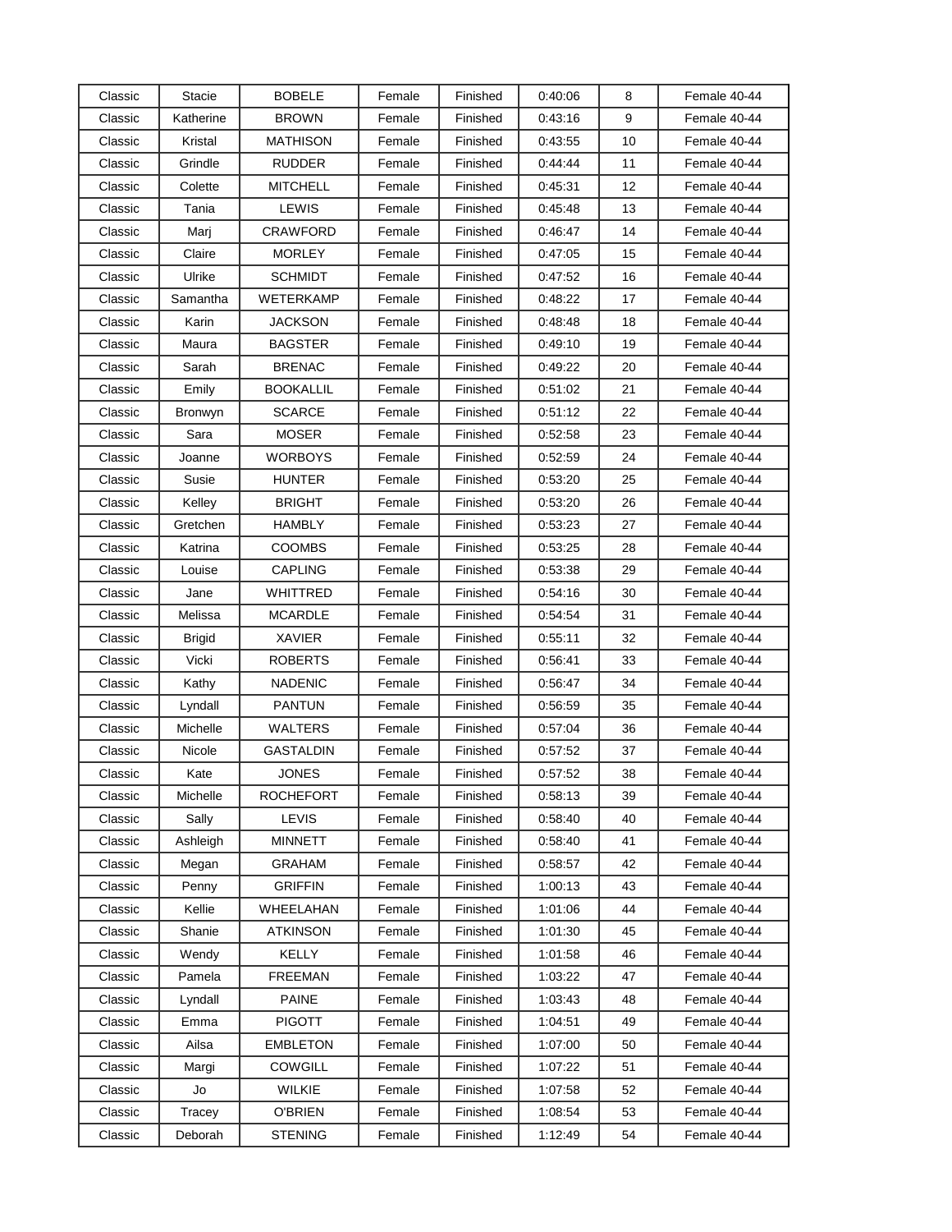| Classic | Stacie | BOBELE | Female | Finished | 0:40:06 | 8 | Female 40-44 |
|---|---|---|---|---|---|---|---|
| Classic | Katherine | BROWN | Female | Finished | 0:43:16 | 9 | Female 40-44 |
| Classic | Kristal | MATHISON | Female | Finished | 0:43:55 | 10 | Female 40-44 |
| Classic | Grindle | RUDDER | Female | Finished | 0:44:44 | 11 | Female 40-44 |
| Classic | Colette | MITCHELL | Female | Finished | 0:45:31 | 12 | Female 40-44 |
| Classic | Tania | LEWIS | Female | Finished | 0:45:48 | 13 | Female 40-44 |
| Classic | Marj | CRAWFORD | Female | Finished | 0:46:47 | 14 | Female 40-44 |
| Classic | Claire | MORLEY | Female | Finished | 0:47:05 | 15 | Female 40-44 |
| Classic | Ulrike | SCHMIDT | Female | Finished | 0:47:52 | 16 | Female 40-44 |
| Classic | Samantha | WETERKAMP | Female | Finished | 0:48:22 | 17 | Female 40-44 |
| Classic | Karin | JACKSON | Female | Finished | 0:48:48 | 18 | Female 40-44 |
| Classic | Maura | BAGSTER | Female | Finished | 0:49:10 | 19 | Female 40-44 |
| Classic | Sarah | BRENAC | Female | Finished | 0:49:22 | 20 | Female 40-44 |
| Classic | Emily | BOOKALLIL | Female | Finished | 0:51:02 | 21 | Female 40-44 |
| Classic | Bronwyn | SCARCE | Female | Finished | 0:51:12 | 22 | Female 40-44 |
| Classic | Sara | MOSER | Female | Finished | 0:52:58 | 23 | Female 40-44 |
| Classic | Joanne | WORBOYS | Female | Finished | 0:52:59 | 24 | Female 40-44 |
| Classic | Susie | HUNTER | Female | Finished | 0:53:20 | 25 | Female 40-44 |
| Classic | Kelley | BRIGHT | Female | Finished | 0:53:20 | 26 | Female 40-44 |
| Classic | Gretchen | HAMBLY | Female | Finished | 0:53:23 | 27 | Female 40-44 |
| Classic | Katrina | COOMBS | Female | Finished | 0:53:25 | 28 | Female 40-44 |
| Classic | Louise | CAPLING | Female | Finished | 0:53:38 | 29 | Female 40-44 |
| Classic | Jane | WHITTRED | Female | Finished | 0:54:16 | 30 | Female 40-44 |
| Classic | Melissa | MCARDLE | Female | Finished | 0:54:54 | 31 | Female 40-44 |
| Classic | Brigid | XAVIER | Female | Finished | 0:55:11 | 32 | Female 40-44 |
| Classic | Vicki | ROBERTS | Female | Finished | 0:56:41 | 33 | Female 40-44 |
| Classic | Kathy | NADENIC | Female | Finished | 0:56:47 | 34 | Female 40-44 |
| Classic | Lyndall | PANTUN | Female | Finished | 0:56:59 | 35 | Female 40-44 |
| Classic | Michelle | WALTERS | Female | Finished | 0:57:04 | 36 | Female 40-44 |
| Classic | Nicole | GASTALDIN | Female | Finished | 0:57:52 | 37 | Female 40-44 |
| Classic | Kate | JONES | Female | Finished | 0:57:52 | 38 | Female 40-44 |
| Classic | Michelle | ROCHEFORT | Female | Finished | 0:58:13 | 39 | Female 40-44 |
| Classic | Sally | LEVIS | Female | Finished | 0:58:40 | 40 | Female 40-44 |
| Classic | Ashleigh | MINNETT | Female | Finished | 0:58:40 | 41 | Female 40-44 |
| Classic | Megan | GRAHAM | Female | Finished | 0:58:57 | 42 | Female 40-44 |
| Classic | Penny | GRIFFIN | Female | Finished | 1:00:13 | 43 | Female 40-44 |
| Classic | Kellie | WHEELAHAN | Female | Finished | 1:01:06 | 44 | Female 40-44 |
| Classic | Shanie | ATKINSON | Female | Finished | 1:01:30 | 45 | Female 40-44 |
| Classic | Wendy | KELLY | Female | Finished | 1:01:58 | 46 | Female 40-44 |
| Classic | Pamela | FREEMAN | Female | Finished | 1:03:22 | 47 | Female 40-44 |
| Classic | Lyndall | PAINE | Female | Finished | 1:03:43 | 48 | Female 40-44 |
| Classic | Emma | PIGOTT | Female | Finished | 1:04:51 | 49 | Female 40-44 |
| Classic | Ailsa | EMBLETON | Female | Finished | 1:07:00 | 50 | Female 40-44 |
| Classic | Margi | COWGILL | Female | Finished | 1:07:22 | 51 | Female 40-44 |
| Classic | Jo | WILKIE | Female | Finished | 1:07:58 | 52 | Female 40-44 |
| Classic | Tracey | O'BRIEN | Female | Finished | 1:08:54 | 53 | Female 40-44 |
| Classic | Deborah | STENING | Female | Finished | 1:12:49 | 54 | Female 40-44 |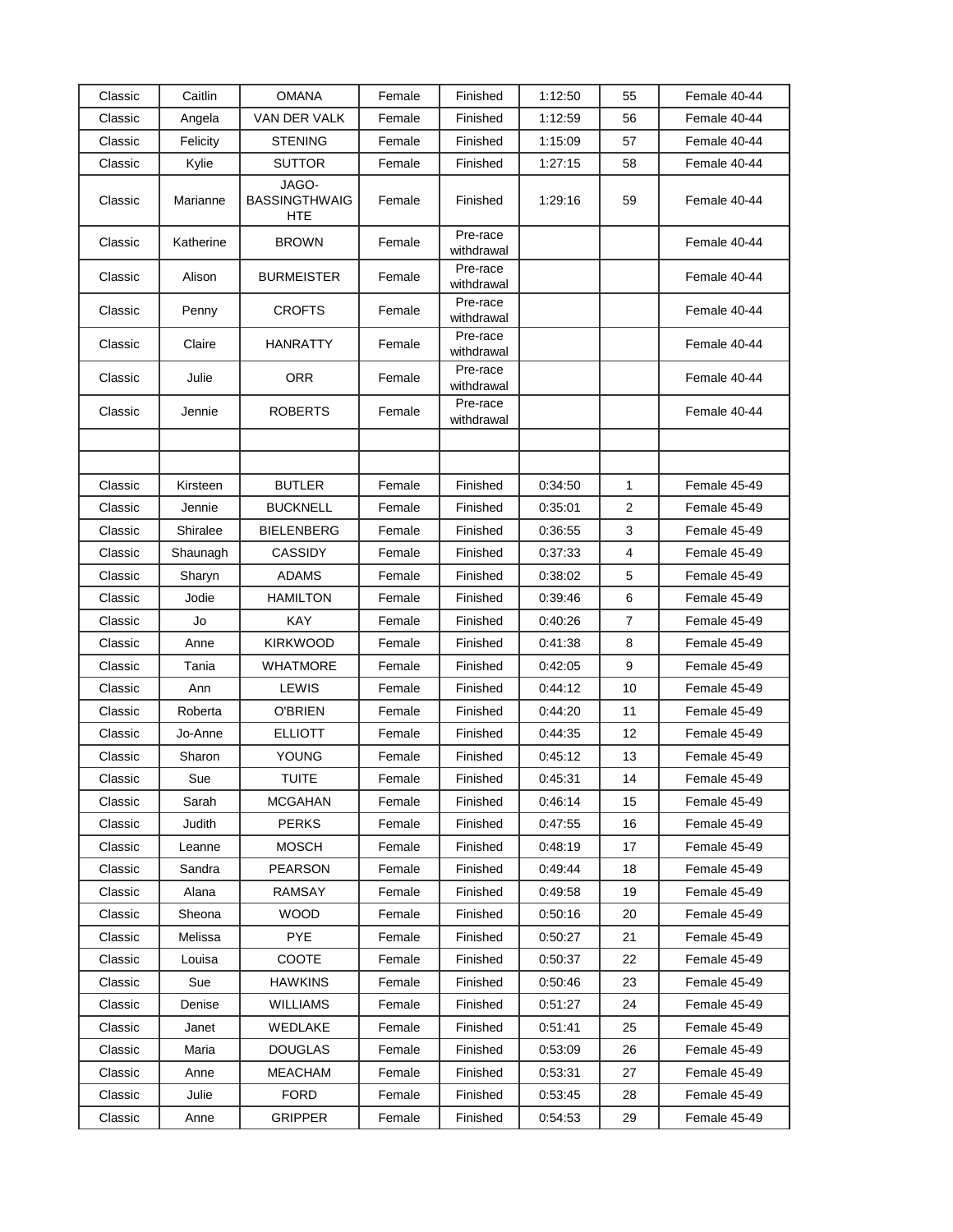| | | | | | | | |
|---|---|---|---|---|---|---|---|
| Classic | Caitlin | OMANA | Female | Finished | 1:12:50 | 55 | Female 40-44 |
| Classic | Angela | VAN DER VALK | Female | Finished | 1:12:59 | 56 | Female 40-44 |
| Classic | Felicity | STENING | Female | Finished | 1:15:09 | 57 | Female 40-44 |
| Classic | Kylie | SUTTOR | Female | Finished | 1:27:15 | 58 | Female 40-44 |
| Classic | Marianne | JAGO-BASSINGTHWAIGHTE | Female | Finished | 1:29:16 | 59 | Female 40-44 |
| Classic | Katherine | BROWN | Female | Pre-race withdrawal | | | Female 40-44 |
| Classic | Alison | BURMEISTER | Female | Pre-race withdrawal | | | Female 40-44 |
| Classic | Penny | CROFTS | Female | Pre-race withdrawal | | | Female 40-44 |
| Classic | Claire | HANRATTY | Female | Pre-race withdrawal | | | Female 40-44 |
| Classic | Julie | ORR | Female | Pre-race withdrawal | | | Female 40-44 |
| Classic | Jennie | ROBERTS | Female | Pre-race withdrawal | | | Female 40-44 |
| | | | | | | | |
| | | | | | | | |
| Classic | Kirsteen | BUTLER | Female | Finished | 0:34:50 | 1 | Female 45-49 |
| Classic | Jennie | BUCKNELL | Female | Finished | 0:35:01 | 2 | Female 45-49 |
| Classic | Shiralee | BIELENBERG | Female | Finished | 0:36:55 | 3 | Female 45-49 |
| Classic | Shaunagh | CASSIDY | Female | Finished | 0:37:33 | 4 | Female 45-49 |
| Classic | Sharyn | ADAMS | Female | Finished | 0:38:02 | 5 | Female 45-49 |
| Classic | Jodie | HAMILTON | Female | Finished | 0:39:46 | 6 | Female 45-49 |
| Classic | Jo | KAY | Female | Finished | 0:40:26 | 7 | Female 45-49 |
| Classic | Anne | KIRKWOOD | Female | Finished | 0:41:38 | 8 | Female 45-49 |
| Classic | Tania | WHATMORE | Female | Finished | 0:42:05 | 9 | Female 45-49 |
| Classic | Ann | LEWIS | Female | Finished | 0:44:12 | 10 | Female 45-49 |
| Classic | Roberta | O'BRIEN | Female | Finished | 0:44:20 | 11 | Female 45-49 |
| Classic | Jo-Anne | ELLIOTT | Female | Finished | 0:44:35 | 12 | Female 45-49 |
| Classic | Sharon | YOUNG | Female | Finished | 0:45:12 | 13 | Female 45-49 |
| Classic | Sue | TUITE | Female | Finished | 0:45:31 | 14 | Female 45-49 |
| Classic | Sarah | MCGAHAN | Female | Finished | 0:46:14 | 15 | Female 45-49 |
| Classic | Judith | PERKS | Female | Finished | 0:47:55 | 16 | Female 45-49 |
| Classic | Leanne | MOSCH | Female | Finished | 0:48:19 | 17 | Female 45-49 |
| Classic | Sandra | PEARSON | Female | Finished | 0:49:44 | 18 | Female 45-49 |
| Classic | Alana | RAMSAY | Female | Finished | 0:49:58 | 19 | Female 45-49 |
| Classic | Sheona | WOOD | Female | Finished | 0:50:16 | 20 | Female 45-49 |
| Classic | Melissa | PYE | Female | Finished | 0:50:27 | 21 | Female 45-49 |
| Classic | Louisa | COOTE | Female | Finished | 0:50:37 | 22 | Female 45-49 |
| Classic | Sue | HAWKINS | Female | Finished | 0:50:46 | 23 | Female 45-49 |
| Classic | Denise | WILLIAMS | Female | Finished | 0:51:27 | 24 | Female 45-49 |
| Classic | Janet | WEDLAKE | Female | Finished | 0:51:41 | 25 | Female 45-49 |
| Classic | Maria | DOUGLAS | Female | Finished | 0:53:09 | 26 | Female 45-49 |
| Classic | Anne | MEACHAM | Female | Finished | 0:53:31 | 27 | Female 45-49 |
| Classic | Julie | FORD | Female | Finished | 0:53:45 | 28 | Female 45-49 |
| Classic | Anne | GRIPPER | Female | Finished | 0:54:53 | 29 | Female 45-49 |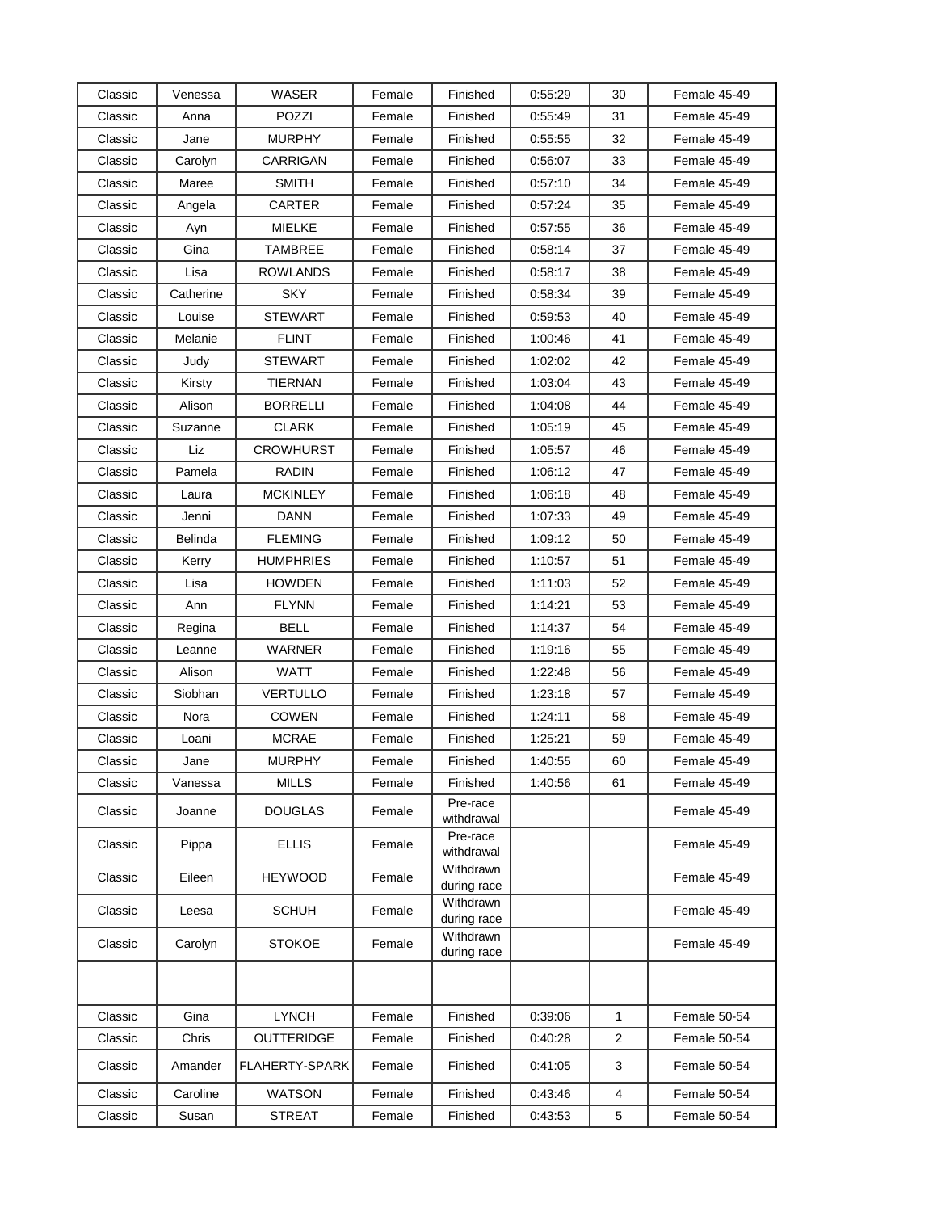| | | | | | | | |
|---|---|---|---|---|---|---|---|
| Classic | Venessa | WASER | Female | Finished | 0:55:29 | 30 | Female 45-49 |
| Classic | Anna | POZZI | Female | Finished | 0:55:49 | 31 | Female 45-49 |
| Classic | Jane | MURPHY | Female | Finished | 0:55:55 | 32 | Female 45-49 |
| Classic | Carolyn | CARRIGAN | Female | Finished | 0:56:07 | 33 | Female 45-49 |
| Classic | Maree | SMITH | Female | Finished | 0:57:10 | 34 | Female 45-49 |
| Classic | Angela | CARTER | Female | Finished | 0:57:24 | 35 | Female 45-49 |
| Classic | Ayn | MIELKE | Female | Finished | 0:57:55 | 36 | Female 45-49 |
| Classic | Gina | TAMBREE | Female | Finished | 0:58:14 | 37 | Female 45-49 |
| Classic | Lisa | ROWLANDS | Female | Finished | 0:58:17 | 38 | Female 45-49 |
| Classic | Catherine | SKY | Female | Finished | 0:58:34 | 39 | Female 45-49 |
| Classic | Louise | STEWART | Female | Finished | 0:59:53 | 40 | Female 45-49 |
| Classic | Melanie | FLINT | Female | Finished | 1:00:46 | 41 | Female 45-49 |
| Classic | Judy | STEWART | Female | Finished | 1:02:02 | 42 | Female 45-49 |
| Classic | Kirsty | TIERNAN | Female | Finished | 1:03:04 | 43 | Female 45-49 |
| Classic | Alison | BORRELLI | Female | Finished | 1:04:08 | 44 | Female 45-49 |
| Classic | Suzanne | CLARK | Female | Finished | 1:05:19 | 45 | Female 45-49 |
| Classic | Liz | CROWHURST | Female | Finished | 1:05:57 | 46 | Female 45-49 |
| Classic | Pamela | RADIN | Female | Finished | 1:06:12 | 47 | Female 45-49 |
| Classic | Laura | MCKINLEY | Female | Finished | 1:06:18 | 48 | Female 45-49 |
| Classic | Jenni | DANN | Female | Finished | 1:07:33 | 49 | Female 45-49 |
| Classic | Belinda | FLEMING | Female | Finished | 1:09:12 | 50 | Female 45-49 |
| Classic | Kerry | HUMPHRIES | Female | Finished | 1:10:57 | 51 | Female 45-49 |
| Classic | Lisa | HOWDEN | Female | Finished | 1:11:03 | 52 | Female 45-49 |
| Classic | Ann | FLYNN | Female | Finished | 1:14:21 | 53 | Female 45-49 |
| Classic | Regina | BELL | Female | Finished | 1:14:37 | 54 | Female 45-49 |
| Classic | Leanne | WARNER | Female | Finished | 1:19:16 | 55 | Female 45-49 |
| Classic | Alison | WATT | Female | Finished | 1:22:48 | 56 | Female 45-49 |
| Classic | Siobhan | VERTULLO | Female | Finished | 1:23:18 | 57 | Female 45-49 |
| Classic | Nora | COWEN | Female | Finished | 1:24:11 | 58 | Female 45-49 |
| Classic | Loani | MCRAE | Female | Finished | 1:25:21 | 59 | Female 45-49 |
| Classic | Jane | MURPHY | Female | Finished | 1:40:55 | 60 | Female 45-49 |
| Classic | Vanessa | MILLS | Female | Finished | 1:40:56 | 61 | Female 45-49 |
| Classic | Joanne | DOUGLAS | Female | Pre-race withdrawal | | | Female 45-49 |
| Classic | Pippa | ELLIS | Female | Pre-race withdrawal | | | Female 45-49 |
| Classic | Eileen | HEYWOOD | Female | Withdrawn during race | | | Female 45-49 |
| Classic | Leesa | SCHUH | Female | Withdrawn during race | | | Female 45-49 |
| Classic | Carolyn | STOKOE | Female | Withdrawn during race | | | Female 45-49 |
| | | | | | | | |
| | | | | | | | |
| Classic | Gina | LYNCH | Female | Finished | 0:39:06 | 1 | Female 50-54 |
| Classic | Chris | OUTTERIDGE | Female | Finished | 0:40:28 | 2 | Female 50-54 |
| Classic | Amander | FLAHERTY-SPARK | Female | Finished | 0:41:05 | 3 | Female 50-54 |
| Classic | Caroline | WATSON | Female | Finished | 0:43:46 | 4 | Female 50-54 |
| Classic | Susan | STREAT | Female | Finished | 0:43:53 | 5 | Female 50-54 |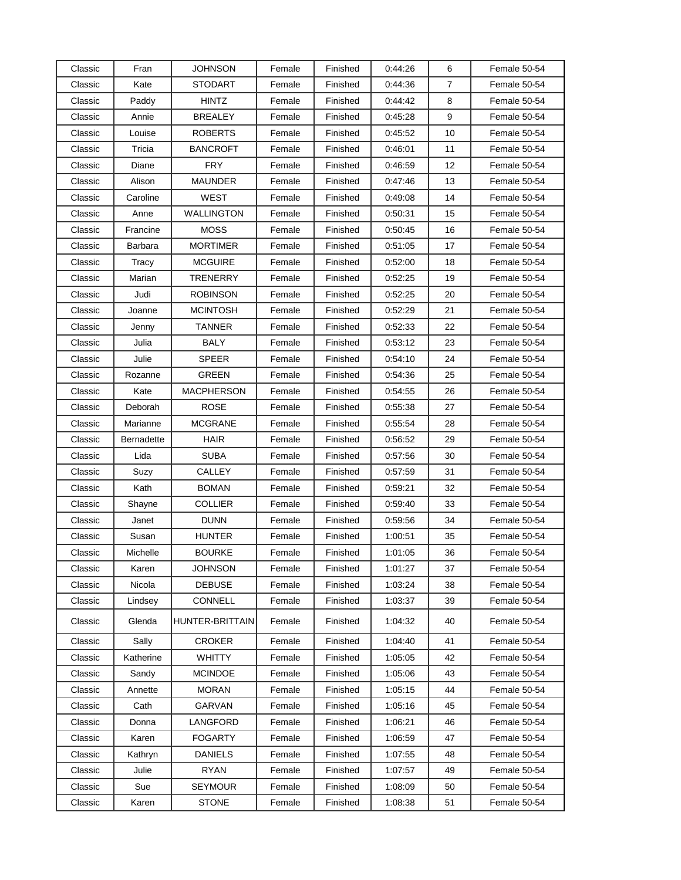| Classic | Fran | JOHNSON | Female | Finished | 0:44:26 | 6 | Female 50-54 |
|---|---|---|---|---|---|---|---|
| Classic | Kate | STODART | Female | Finished | 0:44:36 | 7 | Female 50-54 |
| Classic | Paddy | HINTZ | Female | Finished | 0:44:42 | 8 | Female 50-54 |
| Classic | Annie | BREALEY | Female | Finished | 0:45:28 | 9 | Female 50-54 |
| Classic | Louise | ROBERTS | Female | Finished | 0:45:52 | 10 | Female 50-54 |
| Classic | Tricia | BANCROFT | Female | Finished | 0:46:01 | 11 | Female 50-54 |
| Classic | Diane | FRY | Female | Finished | 0:46:59 | 12 | Female 50-54 |
| Classic | Alison | MAUNDER | Female | Finished | 0:47:46 | 13 | Female 50-54 |
| Classic | Caroline | WEST | Female | Finished | 0:49:08 | 14 | Female 50-54 |
| Classic | Anne | WALLINGTON | Female | Finished | 0:50:31 | 15 | Female 50-54 |
| Classic | Francine | MOSS | Female | Finished | 0:50:45 | 16 | Female 50-54 |
| Classic | Barbara | MORTIMER | Female | Finished | 0:51:05 | 17 | Female 50-54 |
| Classic | Tracy | MCGUIRE | Female | Finished | 0:52:00 | 18 | Female 50-54 |
| Classic | Marian | TRENERRY | Female | Finished | 0:52:25 | 19 | Female 50-54 |
| Classic | Judi | ROBINSON | Female | Finished | 0:52:25 | 20 | Female 50-54 |
| Classic | Joanne | MCINTOSH | Female | Finished | 0:52:29 | 21 | Female 50-54 |
| Classic | Jenny | TANNER | Female | Finished | 0:52:33 | 22 | Female 50-54 |
| Classic | Julia | BALY | Female | Finished | 0:53:12 | 23 | Female 50-54 |
| Classic | Julie | SPEER | Female | Finished | 0:54:10 | 24 | Female 50-54 |
| Classic | Rozanne | GREEN | Female | Finished | 0:54:36 | 25 | Female 50-54 |
| Classic | Kate | MACPHERSON | Female | Finished | 0:54:55 | 26 | Female 50-54 |
| Classic | Deborah | ROSE | Female | Finished | 0:55:38 | 27 | Female 50-54 |
| Classic | Marianne | MCGRANE | Female | Finished | 0:55:54 | 28 | Female 50-54 |
| Classic | Bernadette | HAIR | Female | Finished | 0:56:52 | 29 | Female 50-54 |
| Classic | Lida | SUBA | Female | Finished | 0:57:56 | 30 | Female 50-54 |
| Classic | Suzy | CALLEY | Female | Finished | 0:57:59 | 31 | Female 50-54 |
| Classic | Kath | BOMAN | Female | Finished | 0:59:21 | 32 | Female 50-54 |
| Classic | Shayne | COLLIER | Female | Finished | 0:59:40 | 33 | Female 50-54 |
| Classic | Janet | DUNN | Female | Finished | 0:59:56 | 34 | Female 50-54 |
| Classic | Susan | HUNTER | Female | Finished | 1:00:51 | 35 | Female 50-54 |
| Classic | Michelle | BOURKE | Female | Finished | 1:01:05 | 36 | Female 50-54 |
| Classic | Karen | JOHNSON | Female | Finished | 1:01:27 | 37 | Female 50-54 |
| Classic | Nicola | DEBUSE | Female | Finished | 1:03:24 | 38 | Female 50-54 |
| Classic | Lindsey | CONNELL | Female | Finished | 1:03:37 | 39 | Female 50-54 |
| Classic | Glenda | HUNTER-BRITTAIN | Female | Finished | 1:04:32 | 40 | Female 50-54 |
| Classic | Sally | CROKER | Female | Finished | 1:04:40 | 41 | Female 50-54 |
| Classic | Katherine | WHITTY | Female | Finished | 1:05:05 | 42 | Female 50-54 |
| Classic | Sandy | MCINDOE | Female | Finished | 1:05:06 | 43 | Female 50-54 |
| Classic | Annette | MORAN | Female | Finished | 1:05:15 | 44 | Female 50-54 |
| Classic | Cath | GARVAN | Female | Finished | 1:05:16 | 45 | Female 50-54 |
| Classic | Donna | LANGFORD | Female | Finished | 1:06:21 | 46 | Female 50-54 |
| Classic | Karen | FOGARTY | Female | Finished | 1:06:59 | 47 | Female 50-54 |
| Classic | Kathryn | DANIELS | Female | Finished | 1:07:55 | 48 | Female 50-54 |
| Classic | Julie | RYAN | Female | Finished | 1:07:57 | 49 | Female 50-54 |
| Classic | Sue | SEYMOUR | Female | Finished | 1:08:09 | 50 | Female 50-54 |
| Classic | Karen | STONE | Female | Finished | 1:08:38 | 51 | Female 50-54 |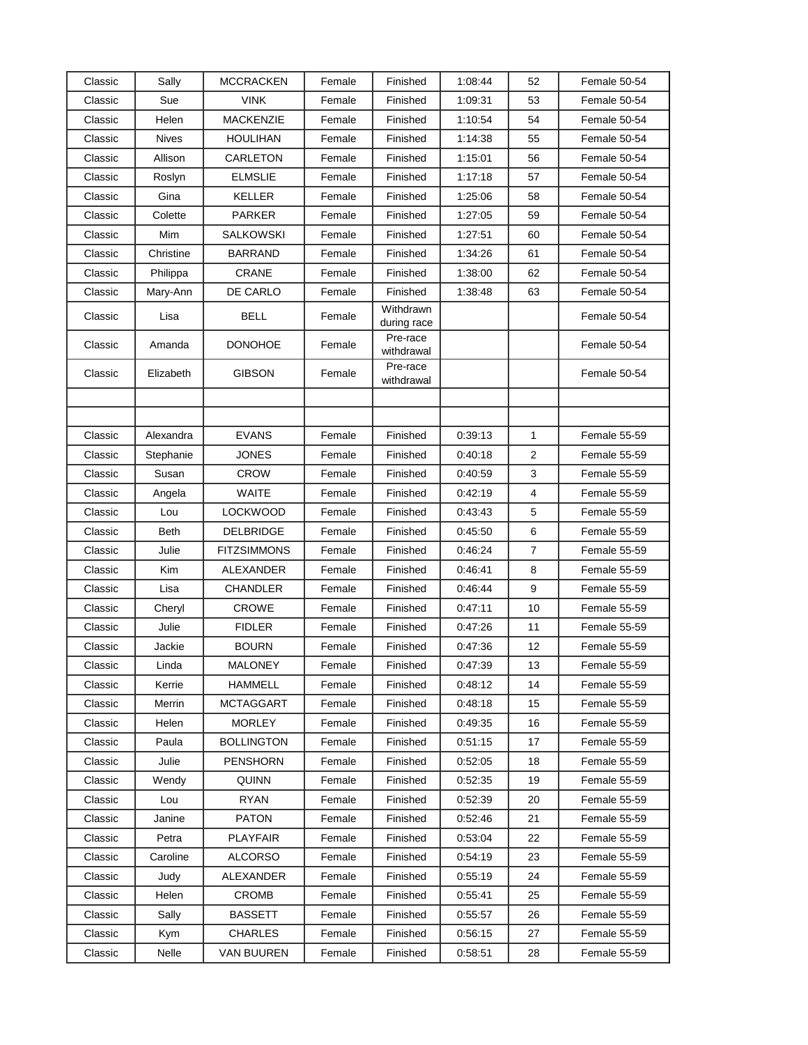| | | | | | | | |
|---|---|---|---|---|---|---|---|
| Classic | Sally | MCCRACKEN | Female | Finished | 1:08:44 | 52 | Female 50-54 |
| Classic | Sue | VINK | Female | Finished | 1:09:31 | 53 | Female 50-54 |
| Classic | Helen | MACKENZIE | Female | Finished | 1:10:54 | 54 | Female 50-54 |
| Classic | Nives | HOULIHAN | Female | Finished | 1:14:38 | 55 | Female 50-54 |
| Classic | Allison | CARLETON | Female | Finished | 1:15:01 | 56 | Female 50-54 |
| Classic | Roslyn | ELMSLIE | Female | Finished | 1:17:18 | 57 | Female 50-54 |
| Classic | Gina | KELLER | Female | Finished | 1:25:06 | 58 | Female 50-54 |
| Classic | Colette | PARKER | Female | Finished | 1:27:05 | 59 | Female 50-54 |
| Classic | Mim | SALKOWSKI | Female | Finished | 1:27:51 | 60 | Female 50-54 |
| Classic | Christine | BARRAND | Female | Finished | 1:34:26 | 61 | Female 50-54 |
| Classic | Philippa | CRANE | Female | Finished | 1:38:00 | 62 | Female 50-54 |
| Classic | Mary-Ann | DE CARLO | Female | Finished | 1:38:48 | 63 | Female 50-54 |
| Classic | Lisa | BELL | Female | Withdrawn during race | | | Female 50-54 |
| Classic | Amanda | DONOHOE | Female | Pre-race withdrawal | | | Female 50-54 |
| Classic | Elizabeth | GIBSON | Female | Pre-race withdrawal | | | Female 50-54 |
| | | | | | | | |
| | | | | | | | |
| Classic | Alexandra | EVANS | Female | Finished | 0:39:13 | 1 | Female 55-59 |
| Classic | Stephanie | JONES | Female | Finished | 0:40:18 | 2 | Female 55-59 |
| Classic | Susan | CROW | Female | Finished | 0:40:59 | 3 | Female 55-59 |
| Classic | Angela | WAITE | Female | Finished | 0:42:19 | 4 | Female 55-59 |
| Classic | Lou | LOCKWOOD | Female | Finished | 0:43:43 | 5 | Female 55-59 |
| Classic | Beth | DELBRIDGE | Female | Finished | 0:45:50 | 6 | Female 55-59 |
| Classic | Julie | FITZSIMMONS | Female | Finished | 0:46:24 | 7 | Female 55-59 |
| Classic | Kim | ALEXANDER | Female | Finished | 0:46:41 | 8 | Female 55-59 |
| Classic | Lisa | CHANDLER | Female | Finished | 0:46:44 | 9 | Female 55-59 |
| Classic | Cheryl | CROWE | Female | Finished | 0:47:11 | 10 | Female 55-59 |
| Classic | Julie | FIDLER | Female | Finished | 0:47:26 | 11 | Female 55-59 |
| Classic | Jackie | BOURN | Female | Finished | 0:47:36 | 12 | Female 55-59 |
| Classic | Linda | MALONEY | Female | Finished | 0:47:39 | 13 | Female 55-59 |
| Classic | Kerrie | HAMMELL | Female | Finished | 0:48:12 | 14 | Female 55-59 |
| Classic | Merrin | MCTAGGART | Female | Finished | 0:48:18 | 15 | Female 55-59 |
| Classic | Helen | MORLEY | Female | Finished | 0:49:35 | 16 | Female 55-59 |
| Classic | Paula | BOLLINGTON | Female | Finished | 0:51:15 | 17 | Female 55-59 |
| Classic | Julie | PENSHORN | Female | Finished | 0:52:05 | 18 | Female 55-59 |
| Classic | Wendy | QUINN | Female | Finished | 0:52:35 | 19 | Female 55-59 |
| Classic | Lou | RYAN | Female | Finished | 0:52:39 | 20 | Female 55-59 |
| Classic | Janine | PATON | Female | Finished | 0:52:46 | 21 | Female 55-59 |
| Classic | Petra | PLAYFAIR | Female | Finished | 0:53:04 | 22 | Female 55-59 |
| Classic | Caroline | ALCORSO | Female | Finished | 0:54:19 | 23 | Female 55-59 |
| Classic | Judy | ALEXANDER | Female | Finished | 0:55:19 | 24 | Female 55-59 |
| Classic | Helen | CROMB | Female | Finished | 0:55:41 | 25 | Female 55-59 |
| Classic | Sally | BASSETT | Female | Finished | 0:55:57 | 26 | Female 55-59 |
| Classic | Kym | CHARLES | Female | Finished | 0:56:15 | 27 | Female 55-59 |
| Classic | Nelle | VAN BUUREN | Female | Finished | 0:58:51 | 28 | Female 55-59 |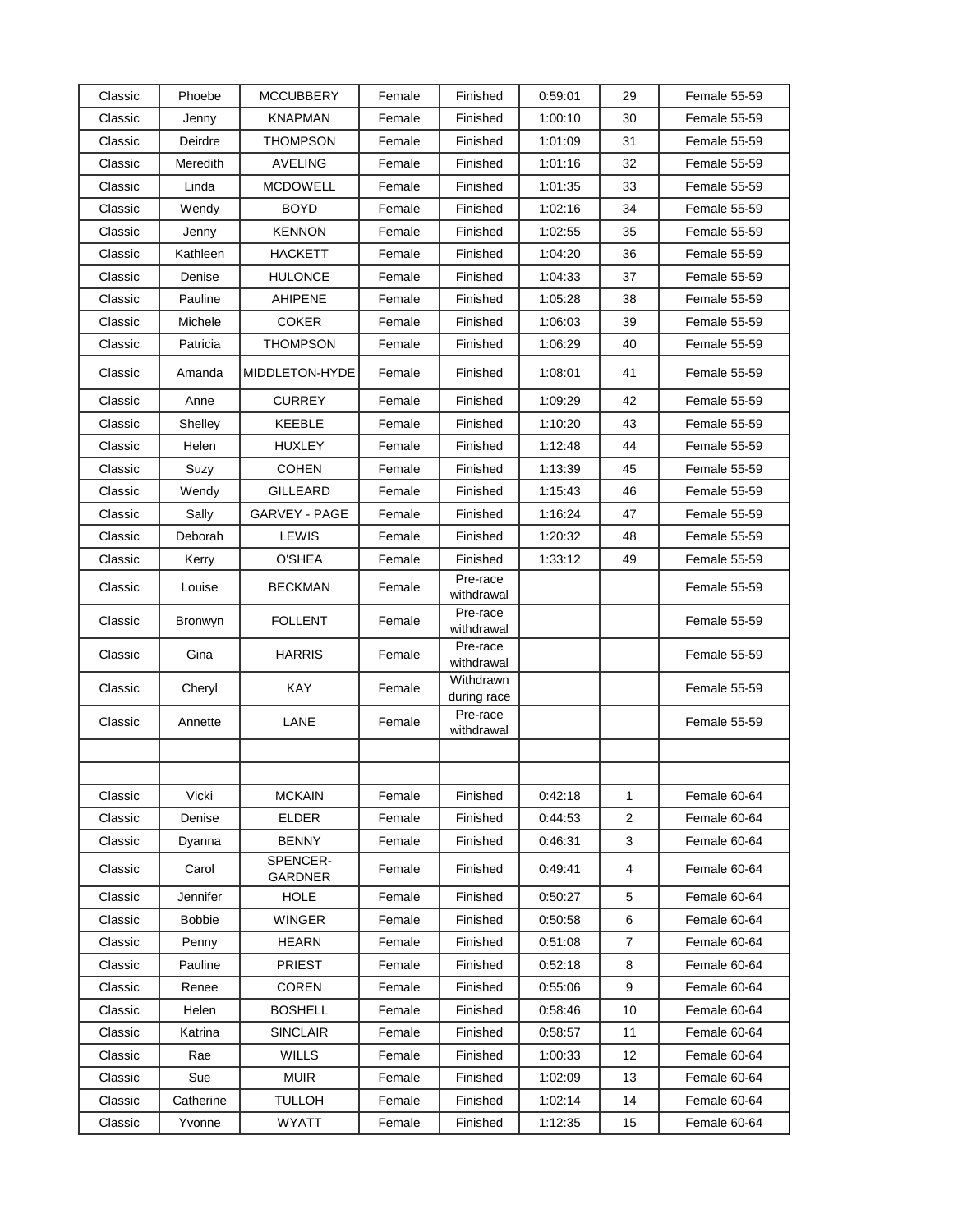| | | | | | | | |
|---|---|---|---|---|---|---|---|
| Classic | Phoebe | MCCUBBERY | Female | Finished | 0:59:01 | 29 | Female 55-59 |
| Classic | Jenny | KNAPMAN | Female | Finished | 1:00:10 | 30 | Female 55-59 |
| Classic | Deirdre | THOMPSON | Female | Finished | 1:01:09 | 31 | Female 55-59 |
| Classic | Meredith | AVELING | Female | Finished | 1:01:16 | 32 | Female 55-59 |
| Classic | Linda | MCDOWELL | Female | Finished | 1:01:35 | 33 | Female 55-59 |
| Classic | Wendy | BOYD | Female | Finished | 1:02:16 | 34 | Female 55-59 |
| Classic | Jenny | KENNON | Female | Finished | 1:02:55 | 35 | Female 55-59 |
| Classic | Kathleen | HACKETT | Female | Finished | 1:04:20 | 36 | Female 55-59 |
| Classic | Denise | HULONCE | Female | Finished | 1:04:33 | 37 | Female 55-59 |
| Classic | Pauline | AHIPENE | Female | Finished | 1:05:28 | 38 | Female 55-59 |
| Classic | Michele | COKER | Female | Finished | 1:06:03 | 39 | Female 55-59 |
| Classic | Patricia | THOMPSON | Female | Finished | 1:06:29 | 40 | Female 55-59 |
| Classic | Amanda | MIDDLETON-HYDE | Female | Finished | 1:08:01 | 41 | Female 55-59 |
| Classic | Anne | CURREY | Female | Finished | 1:09:29 | 42 | Female 55-59 |
| Classic | Shelley | KEEBLE | Female | Finished | 1:10:20 | 43 | Female 55-59 |
| Classic | Helen | HUXLEY | Female | Finished | 1:12:48 | 44 | Female 55-59 |
| Classic | Suzy | COHEN | Female | Finished | 1:13:39 | 45 | Female 55-59 |
| Classic | Wendy | GILLEARD | Female | Finished | 1:15:43 | 46 | Female 55-59 |
| Classic | Sally | GARVEY - PAGE | Female | Finished | 1:16:24 | 47 | Female 55-59 |
| Classic | Deborah | LEWIS | Female | Finished | 1:20:32 | 48 | Female 55-59 |
| Classic | Kerry | O'SHEA | Female | Finished | 1:33:12 | 49 | Female 55-59 |
| Classic | Louise | BECKMAN | Female | Pre-race withdrawal | | | Female 55-59 |
| Classic | Bronwyn | FOLLENT | Female | Pre-race withdrawal | | | Female 55-59 |
| Classic | Gina | HARRIS | Female | Pre-race withdrawal | | | Female 55-59 |
| Classic | Cheryl | KAY | Female | Withdrawn during race | | | Female 55-59 |
| Classic | Annette | LANE | Female | Pre-race withdrawal | | | Female 55-59 |
| | | | | | | | |
| | | | | | | | |
| Classic | Vicki | MCKAIN | Female | Finished | 0:42:18 | 1 | Female 60-64 |
| Classic | Denise | ELDER | Female | Finished | 0:44:53 | 2 | Female 60-64 |
| Classic | Dyanna | BENNY | Female | Finished | 0:46:31 | 3 | Female 60-64 |
| Classic | Carol | SPENCER-GARDNER | Female | Finished | 0:49:41 | 4 | Female 60-64 |
| Classic | Jennifer | HOLE | Female | Finished | 0:50:27 | 5 | Female 60-64 |
| Classic | Bobbie | WINGER | Female | Finished | 0:50:58 | 6 | Female 60-64 |
| Classic | Penny | HEARN | Female | Finished | 0:51:08 | 7 | Female 60-64 |
| Classic | Pauline | PRIEST | Female | Finished | 0:52:18 | 8 | Female 60-64 |
| Classic | Renee | COREN | Female | Finished | 0:55:06 | 9 | Female 60-64 |
| Classic | Helen | BOSHELL | Female | Finished | 0:58:46 | 10 | Female 60-64 |
| Classic | Katrina | SINCLAIR | Female | Finished | 0:58:57 | 11 | Female 60-64 |
| Classic | Rae | WILLS | Female | Finished | 1:00:33 | 12 | Female 60-64 |
| Classic | Sue | MUIR | Female | Finished | 1:02:09 | 13 | Female 60-64 |
| Classic | Catherine | TULLOH | Female | Finished | 1:02:14 | 14 | Female 60-64 |
| Classic | Yvonne | WYATT | Female | Finished | 1:12:35 | 15 | Female 60-64 |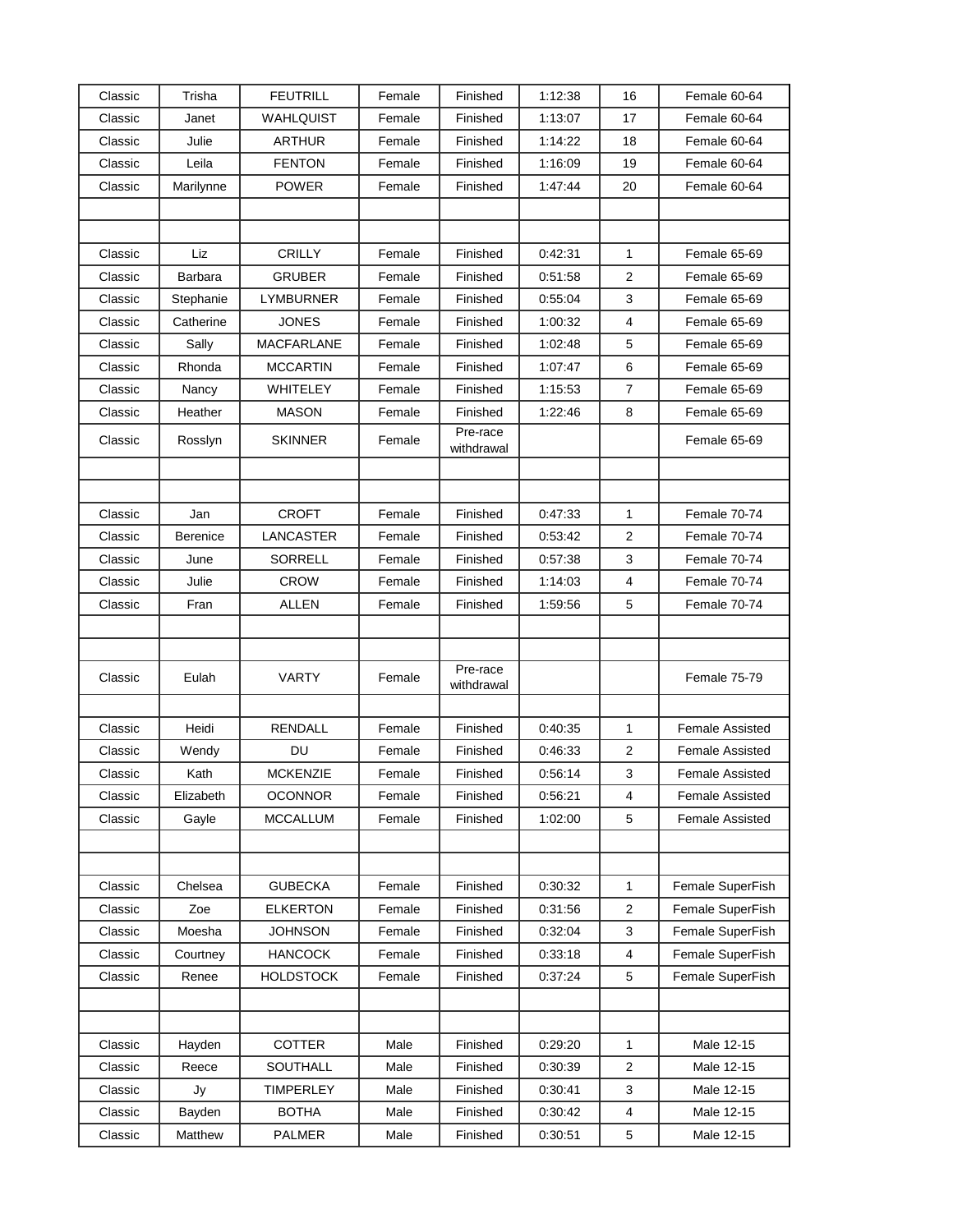| | | | | | | | |
|---|---|---|---|---|---|---|---|
| Classic | Trisha | FEUTRILL | Female | Finished | 1:12:38 | 16 | Female 60-64 |
| Classic | Janet | WAHLQUIST | Female | Finished | 1:13:07 | 17 | Female 60-64 |
| Classic | Julie | ARTHUR | Female | Finished | 1:14:22 | 18 | Female 60-64 |
| Classic | Leila | FENTON | Female | Finished | 1:16:09 | 19 | Female 60-64 |
| Classic | Marilynne | POWER | Female | Finished | 1:47:44 | 20 | Female 60-64 |
| | | | | | | | |
| | | | | | | | |
| Classic | Liz | CRILLY | Female | Finished | 0:42:31 | 1 | Female 65-69 |
| Classic | Barbara | GRUBER | Female | Finished | 0:51:58 | 2 | Female 65-69 |
| Classic | Stephanie | LYMBURNER | Female | Finished | 0:55:04 | 3 | Female 65-69 |
| Classic | Catherine | JONES | Female | Finished | 1:00:32 | 4 | Female 65-69 |
| Classic | Sally | MACFARLANE | Female | Finished | 1:02:48 | 5 | Female 65-69 |
| Classic | Rhonda | MCCARTIN | Female | Finished | 1:07:47 | 6 | Female 65-69 |
| Classic | Nancy | WHITELEY | Female | Finished | 1:15:53 | 7 | Female 65-69 |
| Classic | Heather | MASON | Female | Finished | 1:22:46 | 8 | Female 65-69 |
| Classic | Rosslyn | SKINNER | Female | Pre-race withdrawal | | | Female 65-69 |
| | | | | | | | |
| | | | | | | | |
| Classic | Jan | CROFT | Female | Finished | 0:47:33 | 1 | Female 70-74 |
| Classic | Berenice | LANCASTER | Female | Finished | 0:53:42 | 2 | Female 70-74 |
| Classic | June | SORRELL | Female | Finished | 0:57:38 | 3 | Female 70-74 |
| Classic | Julie | CROW | Female | Finished | 1:14:03 | 4 | Female 70-74 |
| Classic | Fran | ALLEN | Female | Finished | 1:59:56 | 5 | Female 70-74 |
| | | | | | | | |
| | | | | | | | |
| Classic | Eulah | VARTY | Female | Pre-race withdrawal | | | Female 75-79 |
| | | | | | | | |
| Classic | Heidi | RENDALL | Female | Finished | 0:40:35 | 1 | Female Assisted |
| Classic | Wendy | DU | Female | Finished | 0:46:33 | 2 | Female Assisted |
| Classic | Kath | MCKENZIE | Female | Finished | 0:56:14 | 3 | Female Assisted |
| Classic | Elizabeth | OCONNOR | Female | Finished | 0:56:21 | 4 | Female Assisted |
| Classic | Gayle | MCCALLUM | Female | Finished | 1:02:00 | 5 | Female Assisted |
| | | | | | | | |
| | | | | | | | |
| Classic | Chelsea | GUBECKA | Female | Finished | 0:30:32 | 1 | Female SuperFish |
| Classic | Zoe | ELKERTON | Female | Finished | 0:31:56 | 2 | Female SuperFish |
| Classic | Moesha | JOHNSON | Female | Finished | 0:32:04 | 3 | Female SuperFish |
| Classic | Courtney | HANCOCK | Female | Finished | 0:33:18 | 4 | Female SuperFish |
| Classic | Renee | HOLDSTOCK | Female | Finished | 0:37:24 | 5 | Female SuperFish |
| | | | | | | | |
| | | | | | | | |
| Classic | Hayden | COTTER | Male | Finished | 0:29:20 | 1 | Male 12-15 |
| Classic | Reece | SOUTHALL | Male | Finished | 0:30:39 | 2 | Male 12-15 |
| Classic | Jy | TIMPERLEY | Male | Finished | 0:30:41 | 3 | Male 12-15 |
| Classic | Bayden | BOTHA | Male | Finished | 0:30:42 | 4 | Male 12-15 |
| Classic | Matthew | PALMER | Male | Finished | 0:30:51 | 5 | Male 12-15 |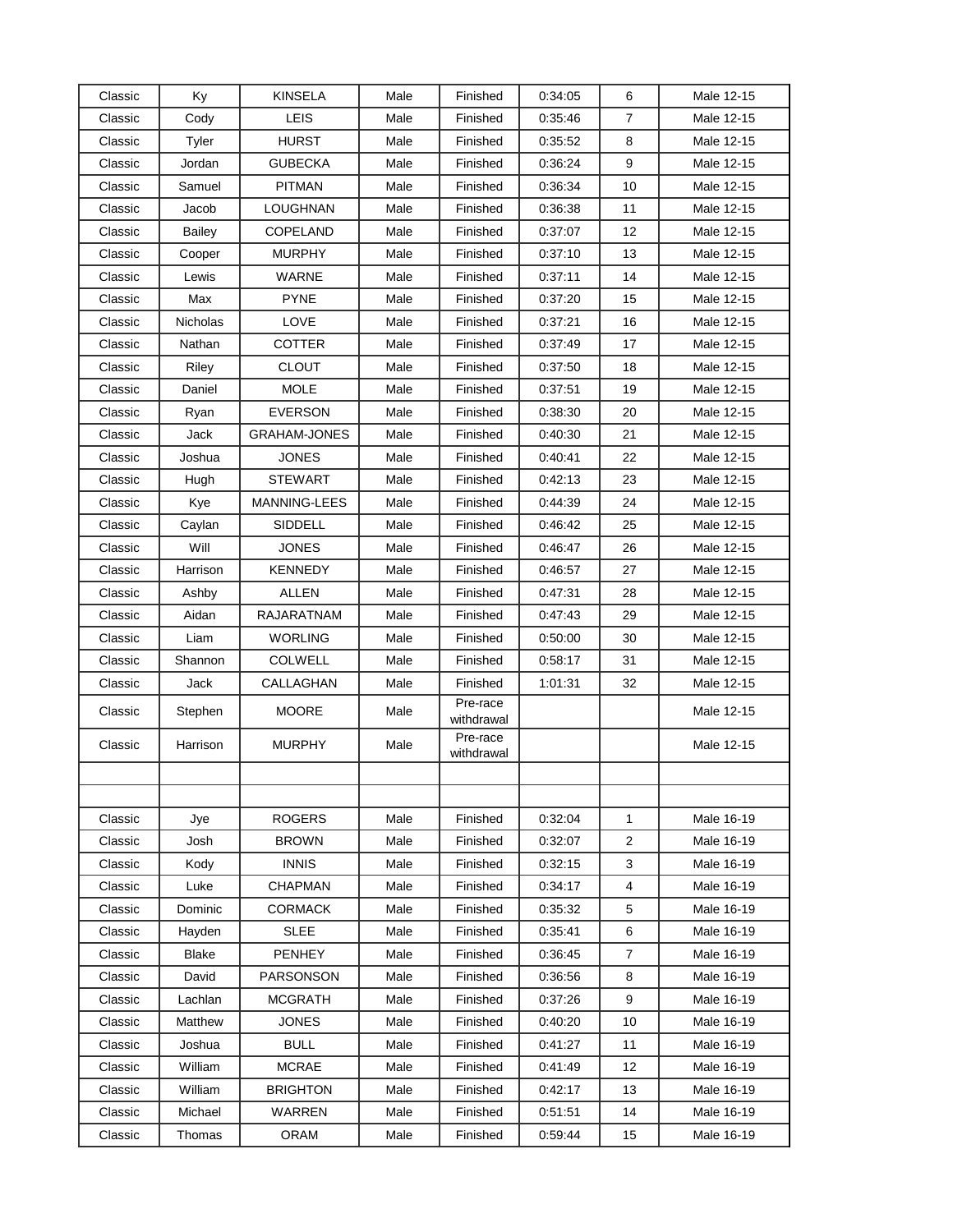| | | | | | | | |
|---|---|---|---|---|---|---|---|
| Classic | Ky | KINSELA | Male | Finished | 0:34:05 | 6 | Male 12-15 |
| Classic | Cody | LEIS | Male | Finished | 0:35:46 | 7 | Male 12-15 |
| Classic | Tyler | HURST | Male | Finished | 0:35:52 | 8 | Male 12-15 |
| Classic | Jordan | GUBECKA | Male | Finished | 0:36:24 | 9 | Male 12-15 |
| Classic | Samuel | PITMAN | Male | Finished | 0:36:34 | 10 | Male 12-15 |
| Classic | Jacob | LOUGHNAN | Male | Finished | 0:36:38 | 11 | Male 12-15 |
| Classic | Bailey | COPELAND | Male | Finished | 0:37:07 | 12 | Male 12-15 |
| Classic | Cooper | MURPHY | Male | Finished | 0:37:10 | 13 | Male 12-15 |
| Classic | Lewis | WARNE | Male | Finished | 0:37:11 | 14 | Male 12-15 |
| Classic | Max | PYNE | Male | Finished | 0:37:20 | 15 | Male 12-15 |
| Classic | Nicholas | LOVE | Male | Finished | 0:37:21 | 16 | Male 12-15 |
| Classic | Nathan | COTTER | Male | Finished | 0:37:49 | 17 | Male 12-15 |
| Classic | Riley | CLOUT | Male | Finished | 0:37:50 | 18 | Male 12-15 |
| Classic | Daniel | MOLE | Male | Finished | 0:37:51 | 19 | Male 12-15 |
| Classic | Ryan | EVERSON | Male | Finished | 0:38:30 | 20 | Male 12-15 |
| Classic | Jack | GRAHAM-JONES | Male | Finished | 0:40:30 | 21 | Male 12-15 |
| Classic | Joshua | JONES | Male | Finished | 0:40:41 | 22 | Male 12-15 |
| Classic | Hugh | STEWART | Male | Finished | 0:42:13 | 23 | Male 12-15 |
| Classic | Kye | MANNING-LEES | Male | Finished | 0:44:39 | 24 | Male 12-15 |
| Classic | Caylan | SIDDELL | Male | Finished | 0:46:42 | 25 | Male 12-15 |
| Classic | Will | JONES | Male | Finished | 0:46:47 | 26 | Male 12-15 |
| Classic | Harrison | KENNEDY | Male | Finished | 0:46:57 | 27 | Male 12-15 |
| Classic | Ashby | ALLEN | Male | Finished | 0:47:31 | 28 | Male 12-15 |
| Classic | Aidan | RAJARATNAM | Male | Finished | 0:47:43 | 29 | Male 12-15 |
| Classic | Liam | WORLING | Male | Finished | 0:50:00 | 30 | Male 12-15 |
| Classic | Shannon | COLWELL | Male | Finished | 0:58:17 | 31 | Male 12-15 |
| Classic | Jack | CALLAGHAN | Male | Finished | 1:01:31 | 32 | Male 12-15 |
| Classic | Stephen | MOORE | Male | Pre-race withdrawal | | | Male 12-15 |
| Classic | Harrison | MURPHY | Male | Pre-race withdrawal | | | Male 12-15 |
| | | | | | | | |
| | | | | | | | |
| Classic | Jye | ROGERS | Male | Finished | 0:32:04 | 1 | Male 16-19 |
| Classic | Josh | BROWN | Male | Finished | 0:32:07 | 2 | Male 16-19 |
| Classic | Kody | INNIS | Male | Finished | 0:32:15 | 3 | Male 16-19 |
| Classic | Luke | CHAPMAN | Male | Finished | 0:34:17 | 4 | Male 16-19 |
| Classic | Dominic | CORMACK | Male | Finished | 0:35:32 | 5 | Male 16-19 |
| Classic | Hayden | SLEE | Male | Finished | 0:35:41 | 6 | Male 16-19 |
| Classic | Blake | PENHEY | Male | Finished | 0:36:45 | 7 | Male 16-19 |
| Classic | David | PARSONSON | Male | Finished | 0:36:56 | 8 | Male 16-19 |
| Classic | Lachlan | MCGRATH | Male | Finished | 0:37:26 | 9 | Male 16-19 |
| Classic | Matthew | JONES | Male | Finished | 0:40:20 | 10 | Male 16-19 |
| Classic | Joshua | BULL | Male | Finished | 0:41:27 | 11 | Male 16-19 |
| Classic | William | MCRAE | Male | Finished | 0:41:49 | 12 | Male 16-19 |
| Classic | William | BRIGHTON | Male | Finished | 0:42:17 | 13 | Male 16-19 |
| Classic | Michael | WARREN | Male | Finished | 0:51:51 | 14 | Male 16-19 |
| Classic | Thomas | ORAM | Male | Finished | 0:59:44 | 15 | Male 16-19 |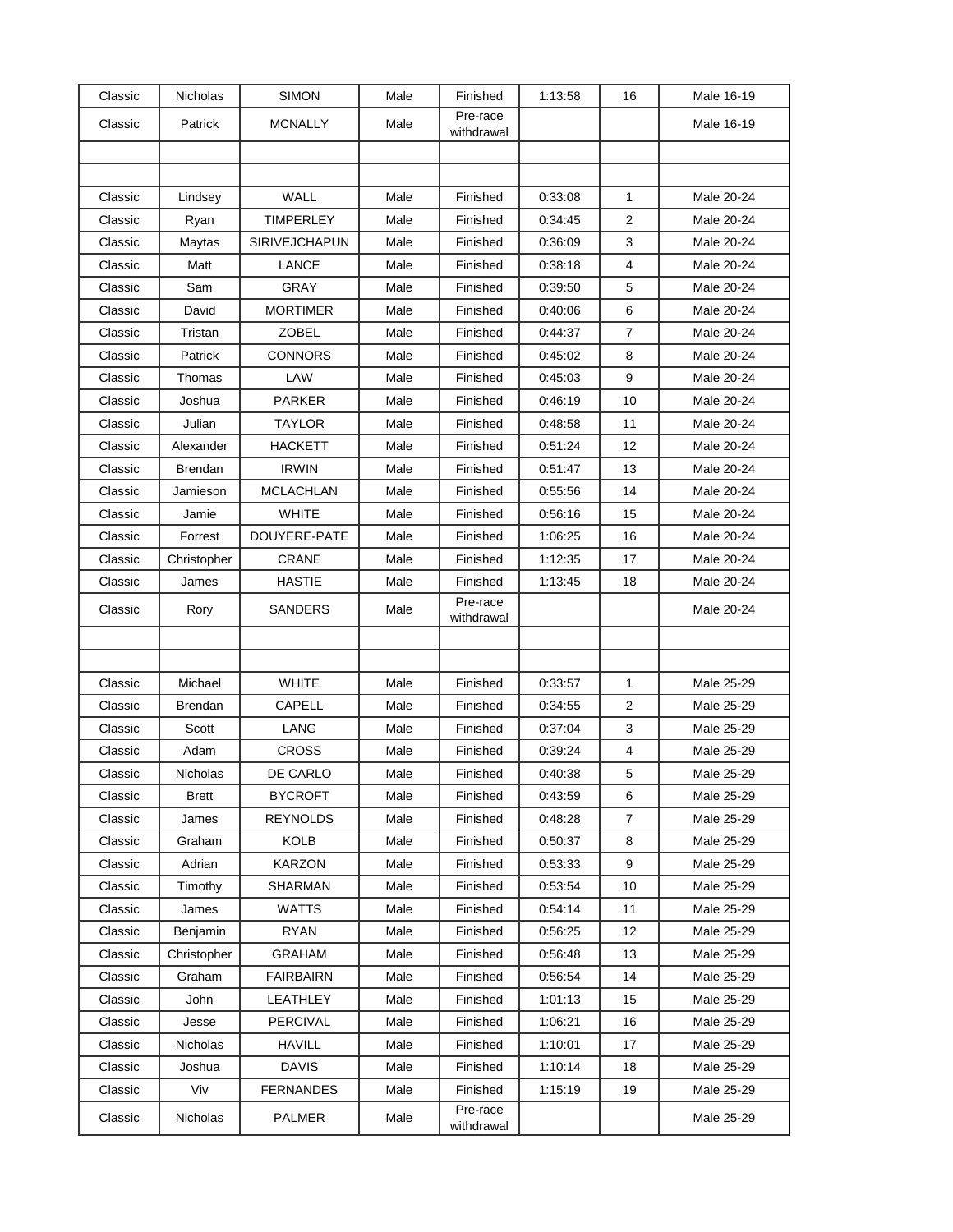| Classic | Nicholas | SIMON | Male | Finished | 1:13:58 | 16 | Male 16-19 |
|---|---|---|---|---|---|---|---|
| Classic | Patrick | MCNALLY | Male | Pre-race withdrawal | | | Male 16-19 |
| | | | | | | | |
| | | | | | | | |
| Classic | Lindsey | WALL | Male | Finished | 0:33:08 | 1 | Male 20-24 |
| Classic | Ryan | TIMPERLEY | Male | Finished | 0:34:45 | 2 | Male 20-24 |
| Classic | Maytas | SIRIVEJCHAPUN | Male | Finished | 0:36:09 | 3 | Male 20-24 |
| Classic | Matt | LANCE | Male | Finished | 0:38:18 | 4 | Male 20-24 |
| Classic | Sam | GRAY | Male | Finished | 0:39:50 | 5 | Male 20-24 |
| Classic | David | MORTIMER | Male | Finished | 0:40:06 | 6 | Male 20-24 |
| Classic | Tristan | ZOBEL | Male | Finished | 0:44:37 | 7 | Male 20-24 |
| Classic | Patrick | CONNORS | Male | Finished | 0:45:02 | 8 | Male 20-24 |
| Classic | Thomas | LAW | Male | Finished | 0:45:03 | 9 | Male 20-24 |
| Classic | Joshua | PARKER | Male | Finished | 0:46:19 | 10 | Male 20-24 |
| Classic | Julian | TAYLOR | Male | Finished | 0:48:58 | 11 | Male 20-24 |
| Classic | Alexander | HACKETT | Male | Finished | 0:51:24 | 12 | Male 20-24 |
| Classic | Brendan | IRWIN | Male | Finished | 0:51:47 | 13 | Male 20-24 |
| Classic | Jamieson | MCLACHLAN | Male | Finished | 0:55:56 | 14 | Male 20-24 |
| Classic | Jamie | WHITE | Male | Finished | 0:56:16 | 15 | Male 20-24 |
| Classic | Forrest | DOUYERE-PATE | Male | Finished | 1:06:25 | 16 | Male 20-24 |
| Classic | Christopher | CRANE | Male | Finished | 1:12:35 | 17 | Male 20-24 |
| Classic | James | HASTIE | Male | Finished | 1:13:45 | 18 | Male 20-24 |
| Classic | Rory | SANDERS | Male | Pre-race withdrawal | | | Male 20-24 |
| | | | | | | | |
| | | | | | | | |
| Classic | Michael | WHITE | Male | Finished | 0:33:57 | 1 | Male 25-29 |
| Classic | Brendan | CAPELL | Male | Finished | 0:34:55 | 2 | Male 25-29 |
| Classic | Scott | LANG | Male | Finished | 0:37:04 | 3 | Male 25-29 |
| Classic | Adam | CROSS | Male | Finished | 0:39:24 | 4 | Male 25-29 |
| Classic | Nicholas | DE CARLO | Male | Finished | 0:40:38 | 5 | Male 25-29 |
| Classic | Brett | BYCROFT | Male | Finished | 0:43:59 | 6 | Male 25-29 |
| Classic | James | REYNOLDS | Male | Finished | 0:48:28 | 7 | Male 25-29 |
| Classic | Graham | KOLB | Male | Finished | 0:50:37 | 8 | Male 25-29 |
| Classic | Adrian | KARZON | Male | Finished | 0:53:33 | 9 | Male 25-29 |
| Classic | Timothy | SHARMAN | Male | Finished | 0:53:54 | 10 | Male 25-29 |
| Classic | James | WATTS | Male | Finished | 0:54:14 | 11 | Male 25-29 |
| Classic | Benjamin | RYAN | Male | Finished | 0:56:25 | 12 | Male 25-29 |
| Classic | Christopher | GRAHAM | Male | Finished | 0:56:48 | 13 | Male 25-29 |
| Classic | Graham | FAIRBAIRN | Male | Finished | 0:56:54 | 14 | Male 25-29 |
| Classic | John | LEATHLEY | Male | Finished | 1:01:13 | 15 | Male 25-29 |
| Classic | Jesse | PERCIVAL | Male | Finished | 1:06:21 | 16 | Male 25-29 |
| Classic | Nicholas | HAVILL | Male | Finished | 1:10:01 | 17 | Male 25-29 |
| Classic | Joshua | DAVIS | Male | Finished | 1:10:14 | 18 | Male 25-29 |
| Classic | Viv | FERNANDES | Male | Finished | 1:15:19 | 19 | Male 25-29 |
| Classic | Nicholas | PALMER | Male | Pre-race withdrawal | | | Male 25-29 |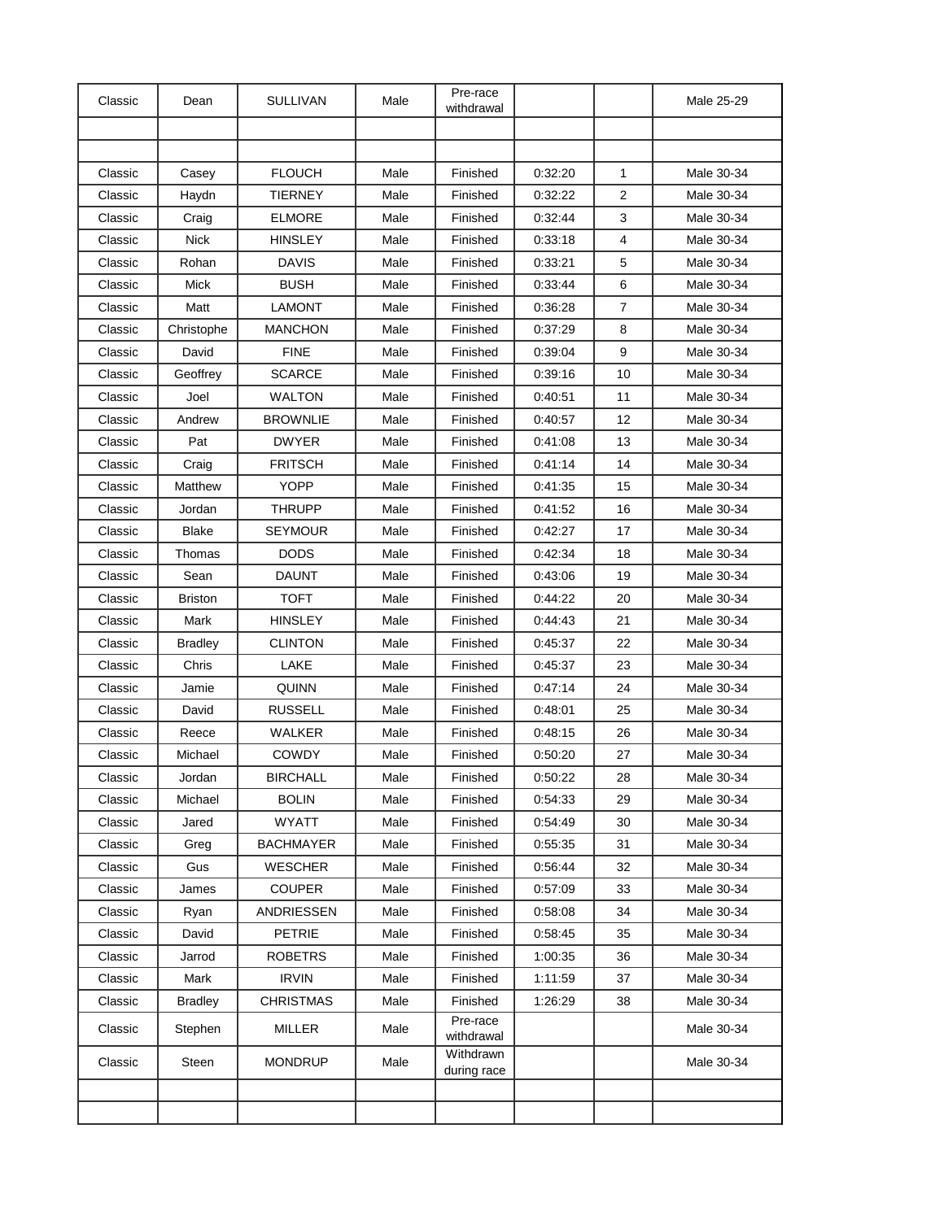| Classic | Dean | SULLIVAN | Male | Pre-race withdrawal | | | Male 25-29 |
|---|---|---|---|---|---|---|---|
| | | | | | | | |
| | | | | | | | |
| Classic | Casey | FLOUCH | Male | Finished | 0:32:20 | 1 | Male 30-34 |
| Classic | Haydn | TIERNEY | Male | Finished | 0:32:22 | 2 | Male 30-34 |
| Classic | Craig | ELMORE | Male | Finished | 0:32:44 | 3 | Male 30-34 |
| Classic | Nick | HINSLEY | Male | Finished | 0:33:18 | 4 | Male 30-34 |
| Classic | Rohan | DAVIS | Male | Finished | 0:33:21 | 5 | Male 30-34 |
| Classic | Mick | BUSH | Male | Finished | 0:33:44 | 6 | Male 30-34 |
| Classic | Matt | LAMONT | Male | Finished | 0:36:28 | 7 | Male 30-34 |
| Classic | Christophe | MANCHON | Male | Finished | 0:37:29 | 8 | Male 30-34 |
| Classic | David | FINE | Male | Finished | 0:39:04 | 9 | Male 30-34 |
| Classic | Geoffrey | SCARCE | Male | Finished | 0:39:16 | 10 | Male 30-34 |
| Classic | Joel | WALTON | Male | Finished | 0:40:51 | 11 | Male 30-34 |
| Classic | Andrew | BROWNLIE | Male | Finished | 0:40:57 | 12 | Male 30-34 |
| Classic | Pat | DWYER | Male | Finished | 0:41:08 | 13 | Male 30-34 |
| Classic | Craig | FRITSCH | Male | Finished | 0:41:14 | 14 | Male 30-34 |
| Classic | Matthew | YOPP | Male | Finished | 0:41:35 | 15 | Male 30-34 |
| Classic | Jordan | THRUPP | Male | Finished | 0:41:52 | 16 | Male 30-34 |
| Classic | Blake | SEYMOUR | Male | Finished | 0:42:27 | 17 | Male 30-34 |
| Classic | Thomas | DODS | Male | Finished | 0:42:34 | 18 | Male 30-34 |
| Classic | Sean | DAUNT | Male | Finished | 0:43:06 | 19 | Male 30-34 |
| Classic | Briston | TOFT | Male | Finished | 0:44:22 | 20 | Male 30-34 |
| Classic | Mark | HINSLEY | Male | Finished | 0:44:43 | 21 | Male 30-34 |
| Classic | Bradley | CLINTON | Male | Finished | 0:45:37 | 22 | Male 30-34 |
| Classic | Chris | LAKE | Male | Finished | 0:45:37 | 23 | Male 30-34 |
| Classic | Jamie | QUINN | Male | Finished | 0:47:14 | 24 | Male 30-34 |
| Classic | David | RUSSELL | Male | Finished | 0:48:01 | 25 | Male 30-34 |
| Classic | Reece | WALKER | Male | Finished | 0:48:15 | 26 | Male 30-34 |
| Classic | Michael | COWDY | Male | Finished | 0:50:20 | 27 | Male 30-34 |
| Classic | Jordan | BIRCHALL | Male | Finished | 0:50:22 | 28 | Male 30-34 |
| Classic | Michael | BOLIN | Male | Finished | 0:54:33 | 29 | Male 30-34 |
| Classic | Jared | WYATT | Male | Finished | 0:54:49 | 30 | Male 30-34 |
| Classic | Greg | BACHMAYER | Male | Finished | 0:55:35 | 31 | Male 30-34 |
| Classic | Gus | WESCHER | Male | Finished | 0:56:44 | 32 | Male 30-34 |
| Classic | James | COUPER | Male | Finished | 0:57:09 | 33 | Male 30-34 |
| Classic | Ryan | ANDRIESSEN | Male | Finished | 0:58:08 | 34 | Male 30-34 |
| Classic | David | PETRIE | Male | Finished | 0:58:45 | 35 | Male 30-34 |
| Classic | Jarrod | ROBETRS | Male | Finished | 1:00:35 | 36 | Male 30-34 |
| Classic | Mark | IRVIN | Male | Finished | 1:11:59 | 37 | Male 30-34 |
| Classic | Bradley | CHRISTMAS | Male | Finished | 1:26:29 | 38 | Male 30-34 |
| Classic | Stephen | MILLER | Male | Pre-race withdrawal | | | Male 30-34 |
| Classic | Steen | MONDRUP | Male | Withdrawn during race | | | Male 30-34 |
| | | | | | | | |
| | | | | | | | |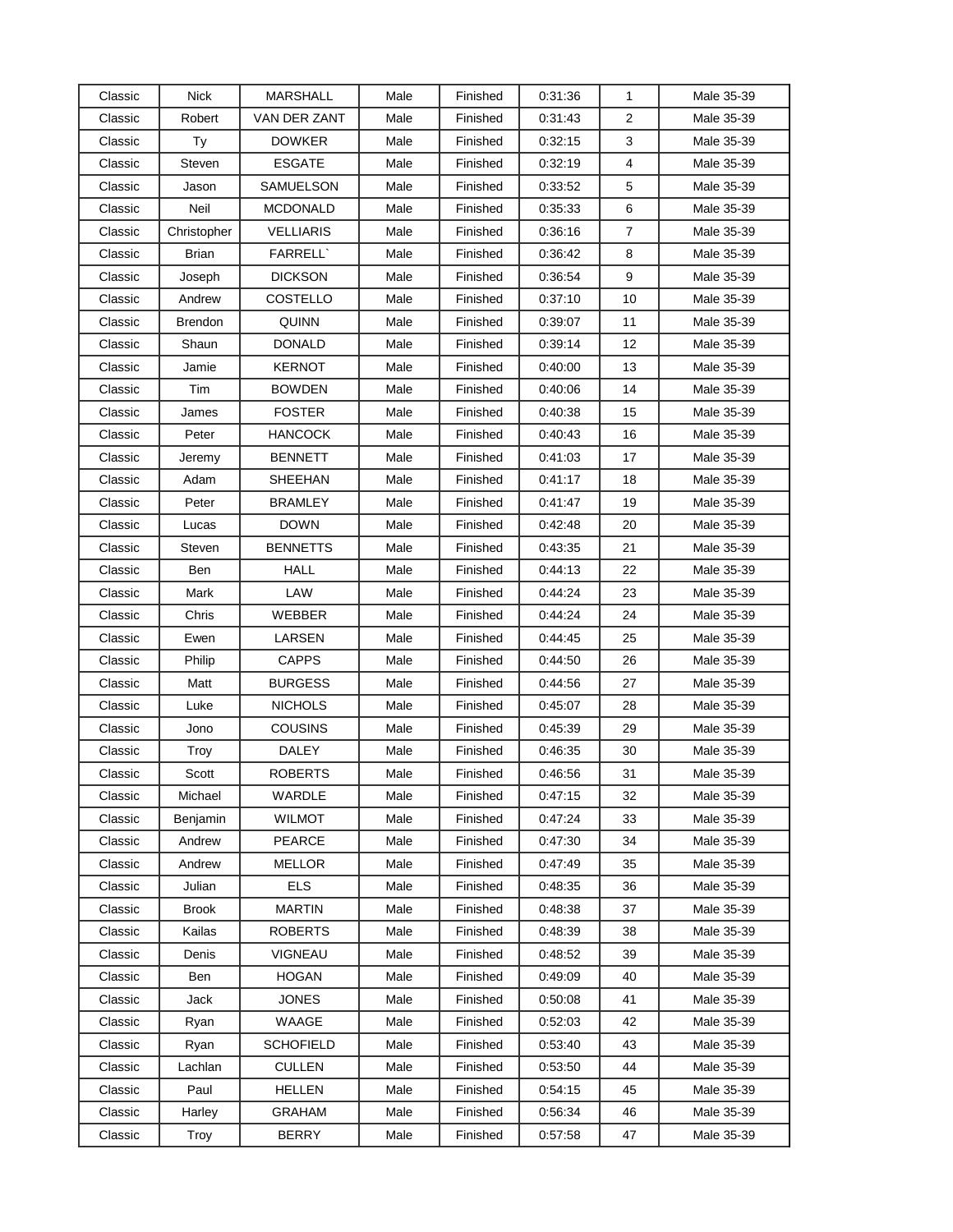| Classic | Nick | MARSHALL | Male | Finished | 0:31:36 | 1 | Male 35-39 |
|---|---|---|---|---|---|---|---|
| Classic | Robert | VAN DER ZANT | Male | Finished | 0:31:43 | 2 | Male 35-39 |
| Classic | Ty | DOWKER | Male | Finished | 0:32:15 | 3 | Male 35-39 |
| Classic | Steven | ESGATE | Male | Finished | 0:32:19 | 4 | Male 35-39 |
| Classic | Jason | SAMUELSON | Male | Finished | 0:33:52 | 5 | Male 35-39 |
| Classic | Neil | MCDONALD | Male | Finished | 0:35:33 | 6 | Male 35-39 |
| Classic | Christopher | VELLIARIS | Male | Finished | 0:36:16 | 7 | Male 35-39 |
| Classic | Brian | FARRELL` | Male | Finished | 0:36:42 | 8 | Male 35-39 |
| Classic | Joseph | DICKSON | Male | Finished | 0:36:54 | 9 | Male 35-39 |
| Classic | Andrew | COSTELLO | Male | Finished | 0:37:10 | 10 | Male 35-39 |
| Classic | Brendon | QUINN | Male | Finished | 0:39:07 | 11 | Male 35-39 |
| Classic | Shaun | DONALD | Male | Finished | 0:39:14 | 12 | Male 35-39 |
| Classic | Jamie | KERNOT | Male | Finished | 0:40:00 | 13 | Male 35-39 |
| Classic | Tim | BOWDEN | Male | Finished | 0:40:06 | 14 | Male 35-39 |
| Classic | James | FOSTER | Male | Finished | 0:40:38 | 15 | Male 35-39 |
| Classic | Peter | HANCOCK | Male | Finished | 0:40:43 | 16 | Male 35-39 |
| Classic | Jeremy | BENNETT | Male | Finished | 0:41:03 | 17 | Male 35-39 |
| Classic | Adam | SHEEHAN | Male | Finished | 0:41:17 | 18 | Male 35-39 |
| Classic | Peter | BRAMLEY | Male | Finished | 0:41:47 | 19 | Male 35-39 |
| Classic | Lucas | DOWN | Male | Finished | 0:42:48 | 20 | Male 35-39 |
| Classic | Steven | BENNETTS | Male | Finished | 0:43:35 | 21 | Male 35-39 |
| Classic | Ben | HALL | Male | Finished | 0:44:13 | 22 | Male 35-39 |
| Classic | Mark | LAW | Male | Finished | 0:44:24 | 23 | Male 35-39 |
| Classic | Chris | WEBBER | Male | Finished | 0:44:24 | 24 | Male 35-39 |
| Classic | Ewen | LARSEN | Male | Finished | 0:44:45 | 25 | Male 35-39 |
| Classic | Philip | CAPPS | Male | Finished | 0:44:50 | 26 | Male 35-39 |
| Classic | Matt | BURGESS | Male | Finished | 0:44:56 | 27 | Male 35-39 |
| Classic | Luke | NICHOLS | Male | Finished | 0:45:07 | 28 | Male 35-39 |
| Classic | Jono | COUSINS | Male | Finished | 0:45:39 | 29 | Male 35-39 |
| Classic | Troy | DALEY | Male | Finished | 0:46:35 | 30 | Male 35-39 |
| Classic | Scott | ROBERTS | Male | Finished | 0:46:56 | 31 | Male 35-39 |
| Classic | Michael | WARDLE | Male | Finished | 0:47:15 | 32 | Male 35-39 |
| Classic | Benjamin | WILMOT | Male | Finished | 0:47:24 | 33 | Male 35-39 |
| Classic | Andrew | PEARCE | Male | Finished | 0:47:30 | 34 | Male 35-39 |
| Classic | Andrew | MELLOR | Male | Finished | 0:47:49 | 35 | Male 35-39 |
| Classic | Julian | ELS | Male | Finished | 0:48:35 | 36 | Male 35-39 |
| Classic | Brook | MARTIN | Male | Finished | 0:48:38 | 37 | Male 35-39 |
| Classic | Kailas | ROBERTS | Male | Finished | 0:48:39 | 38 | Male 35-39 |
| Classic | Denis | VIGNEAU | Male | Finished | 0:48:52 | 39 | Male 35-39 |
| Classic | Ben | HOGAN | Male | Finished | 0:49:09 | 40 | Male 35-39 |
| Classic | Jack | JONES | Male | Finished | 0:50:08 | 41 | Male 35-39 |
| Classic | Ryan | WAAGE | Male | Finished | 0:52:03 | 42 | Male 35-39 |
| Classic | Ryan | SCHOFIELD | Male | Finished | 0:53:40 | 43 | Male 35-39 |
| Classic | Lachlan | CULLEN | Male | Finished | 0:53:50 | 44 | Male 35-39 |
| Classic | Paul | HELLEN | Male | Finished | 0:54:15 | 45 | Male 35-39 |
| Classic | Harley | GRAHAM | Male | Finished | 0:56:34 | 46 | Male 35-39 |
| Classic | Troy | BERRY | Male | Finished | 0:57:58 | 47 | Male 35-39 |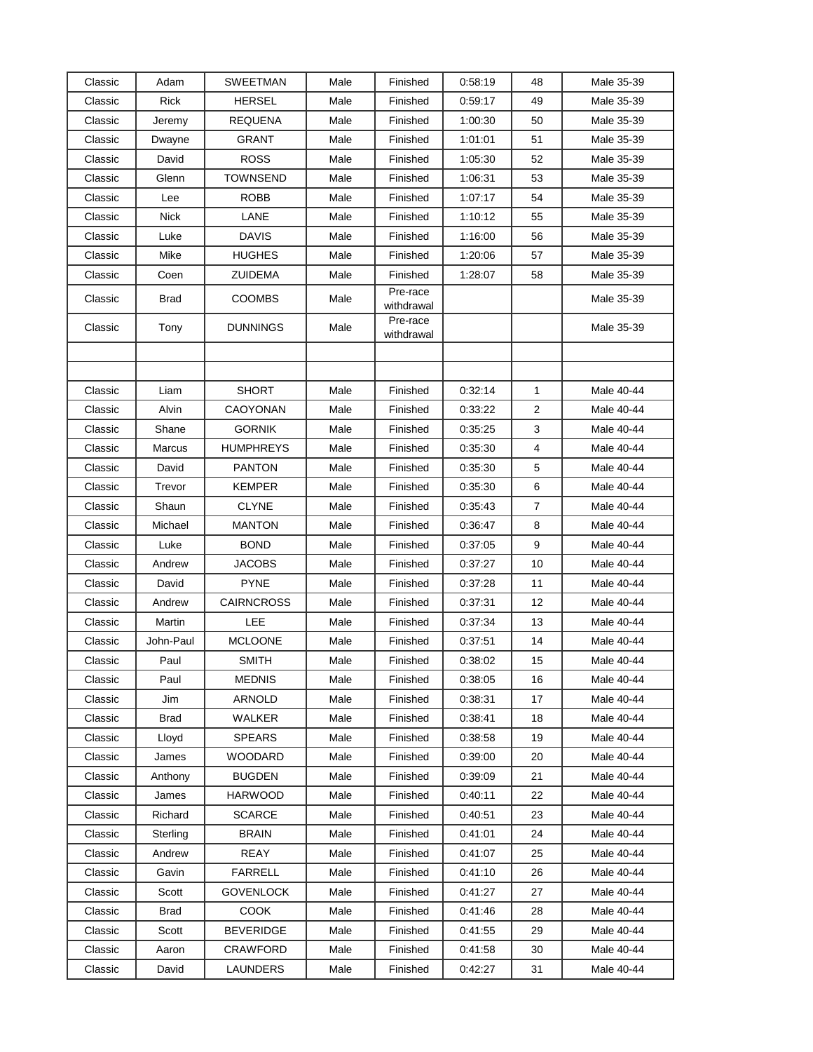| | | | | | | | |
|---|---|---|---|---|---|---|---|
| Classic | Adam | SWEETMAN | Male | Finished | 0:58:19 | 48 | Male 35-39 |
| Classic | Rick | HERSEL | Male | Finished | 0:59:17 | 49 | Male 35-39 |
| Classic | Jeremy | REQUENA | Male | Finished | 1:00:30 | 50 | Male 35-39 |
| Classic | Dwayne | GRANT | Male | Finished | 1:01:01 | 51 | Male 35-39 |
| Classic | David | ROSS | Male | Finished | 1:05:30 | 52 | Male 35-39 |
| Classic | Glenn | TOWNSEND | Male | Finished | 1:06:31 | 53 | Male 35-39 |
| Classic | Lee | ROBB | Male | Finished | 1:07:17 | 54 | Male 35-39 |
| Classic | Nick | LANE | Male | Finished | 1:10:12 | 55 | Male 35-39 |
| Classic | Luke | DAVIS | Male | Finished | 1:16:00 | 56 | Male 35-39 |
| Classic | Mike | HUGHES | Male | Finished | 1:20:06 | 57 | Male 35-39 |
| Classic | Coen | ZUIDEMA | Male | Finished | 1:28:07 | 58 | Male 35-39 |
| Classic | Brad | COOMBS | Male | Pre-race withdrawal | | | Male 35-39 |
| Classic | Tony | DUNNINGS | Male | Pre-race withdrawal | | | Male 35-39 |
| | | | | | | | |
| | | | | | | | |
| Classic | Liam | SHORT | Male | Finished | 0:32:14 | 1 | Male 40-44 |
| Classic | Alvin | CAOYONAN | Male | Finished | 0:33:22 | 2 | Male 40-44 |
| Classic | Shane | GORNIK | Male | Finished | 0:35:25 | 3 | Male 40-44 |
| Classic | Marcus | HUMPHREYS | Male | Finished | 0:35:30 | 4 | Male 40-44 |
| Classic | David | PANTON | Male | Finished | 0:35:30 | 5 | Male 40-44 |
| Classic | Trevor | KEMPER | Male | Finished | 0:35:30 | 6 | Male 40-44 |
| Classic | Shaun | CLYNE | Male | Finished | 0:35:43 | 7 | Male 40-44 |
| Classic | Michael | MANTON | Male | Finished | 0:36:47 | 8 | Male 40-44 |
| Classic | Luke | BOND | Male | Finished | 0:37:05 | 9 | Male 40-44 |
| Classic | Andrew | JACOBS | Male | Finished | 0:37:27 | 10 | Male 40-44 |
| Classic | David | PYNE | Male | Finished | 0:37:28 | 11 | Male 40-44 |
| Classic | Andrew | CAIRNCROSS | Male | Finished | 0:37:31 | 12 | Male 40-44 |
| Classic | Martin | LEE | Male | Finished | 0:37:34 | 13 | Male 40-44 |
| Classic | John-Paul | MCLOONE | Male | Finished | 0:37:51 | 14 | Male 40-44 |
| Classic | Paul | SMITH | Male | Finished | 0:38:02 | 15 | Male 40-44 |
| Classic | Paul | MEDNIS | Male | Finished | 0:38:05 | 16 | Male 40-44 |
| Classic | Jim | ARNOLD | Male | Finished | 0:38:31 | 17 | Male 40-44 |
| Classic | Brad | WALKER | Male | Finished | 0:38:41 | 18 | Male 40-44 |
| Classic | Lloyd | SPEARS | Male | Finished | 0:38:58 | 19 | Male 40-44 |
| Classic | James | WOODARD | Male | Finished | 0:39:00 | 20 | Male 40-44 |
| Classic | Anthony | BUGDEN | Male | Finished | 0:39:09 | 21 | Male 40-44 |
| Classic | James | HARWOOD | Male | Finished | 0:40:11 | 22 | Male 40-44 |
| Classic | Richard | SCARCE | Male | Finished | 0:40:51 | 23 | Male 40-44 |
| Classic | Sterling | BRAIN | Male | Finished | 0:41:01 | 24 | Male 40-44 |
| Classic | Andrew | REAY | Male | Finished | 0:41:07 | 25 | Male 40-44 |
| Classic | Gavin | FARRELL | Male | Finished | 0:41:10 | 26 | Male 40-44 |
| Classic | Scott | GOVENLOCK | Male | Finished | 0:41:27 | 27 | Male 40-44 |
| Classic | Brad | COOK | Male | Finished | 0:41:46 | 28 | Male 40-44 |
| Classic | Scott | BEVERIDGE | Male | Finished | 0:41:55 | 29 | Male 40-44 |
| Classic | Aaron | CRAWFORD | Male | Finished | 0:41:58 | 30 | Male 40-44 |
| Classic | David | LAUNDERS | Male | Finished | 0:42:27 | 31 | Male 40-44 |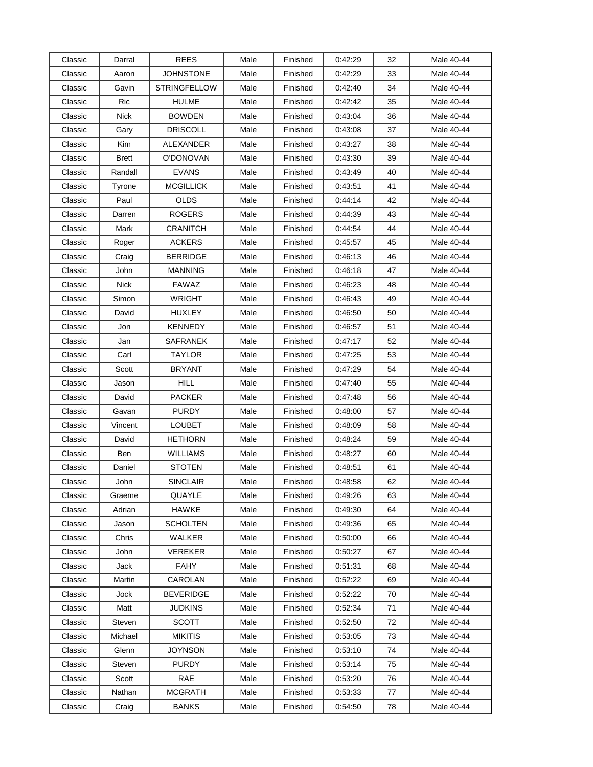| Classic | Darral | REES | Male | Finished | 0:42:29 | 32 | Male 40-44 |
|---|---|---|---|---|---|---|---|
| Classic | Aaron | JOHNSTONE | Male | Finished | 0:42:29 | 33 | Male 40-44 |
| Classic | Gavin | STRINGFELLOW | Male | Finished | 0:42:40 | 34 | Male 40-44 |
| Classic | Ric | HULME | Male | Finished | 0:42:42 | 35 | Male 40-44 |
| Classic | Nick | BOWDEN | Male | Finished | 0:43:04 | 36 | Male 40-44 |
| Classic | Gary | DRISCOLL | Male | Finished | 0:43:08 | 37 | Male 40-44 |
| Classic | Kim | ALEXANDER | Male | Finished | 0:43:27 | 38 | Male 40-44 |
| Classic | Brett | O'DONOVAN | Male | Finished | 0:43:30 | 39 | Male 40-44 |
| Classic | Randall | EVANS | Male | Finished | 0:43:49 | 40 | Male 40-44 |
| Classic | Tyrone | MCGILLICK | Male | Finished | 0:43:51 | 41 | Male 40-44 |
| Classic | Paul | OLDS | Male | Finished | 0:44:14 | 42 | Male 40-44 |
| Classic | Darren | ROGERS | Male | Finished | 0:44:39 | 43 | Male 40-44 |
| Classic | Mark | CRANITCH | Male | Finished | 0:44:54 | 44 | Male 40-44 |
| Classic | Roger | ACKERS | Male | Finished | 0:45:57 | 45 | Male 40-44 |
| Classic | Craig | BERRIDGE | Male | Finished | 0:46:13 | 46 | Male 40-44 |
| Classic | John | MANNING | Male | Finished | 0:46:18 | 47 | Male 40-44 |
| Classic | Nick | FAWAZ | Male | Finished | 0:46:23 | 48 | Male 40-44 |
| Classic | Simon | WRIGHT | Male | Finished | 0:46:43 | 49 | Male 40-44 |
| Classic | David | HUXLEY | Male | Finished | 0:46:50 | 50 | Male 40-44 |
| Classic | Jon | KENNEDY | Male | Finished | 0:46:57 | 51 | Male 40-44 |
| Classic | Jan | SAFRANEK | Male | Finished | 0:47:17 | 52 | Male 40-44 |
| Classic | Carl | TAYLOR | Male | Finished | 0:47:25 | 53 | Male 40-44 |
| Classic | Scott | BRYANT | Male | Finished | 0:47:29 | 54 | Male 40-44 |
| Classic | Jason | HILL | Male | Finished | 0:47:40 | 55 | Male 40-44 |
| Classic | David | PACKER | Male | Finished | 0:47:48 | 56 | Male 40-44 |
| Classic | Gavan | PURDY | Male | Finished | 0:48:00 | 57 | Male 40-44 |
| Classic | Vincent | LOUBET | Male | Finished | 0:48:09 | 58 | Male 40-44 |
| Classic | David | HETHORN | Male | Finished | 0:48:24 | 59 | Male 40-44 |
| Classic | Ben | WILLIAMS | Male | Finished | 0:48:27 | 60 | Male 40-44 |
| Classic | Daniel | STOTEN | Male | Finished | 0:48:51 | 61 | Male 40-44 |
| Classic | John | SINCLAIR | Male | Finished | 0:48:58 | 62 | Male 40-44 |
| Classic | Graeme | QUAYLE | Male | Finished | 0:49:26 | 63 | Male 40-44 |
| Classic | Adrian | HAWKE | Male | Finished | 0:49:30 | 64 | Male 40-44 |
| Classic | Jason | SCHOLTEN | Male | Finished | 0:49:36 | 65 | Male 40-44 |
| Classic | Chris | WALKER | Male | Finished | 0:50:00 | 66 | Male 40-44 |
| Classic | John | VEREKER | Male | Finished | 0:50:27 | 67 | Male 40-44 |
| Classic | Jack | FAHY | Male | Finished | 0:51:31 | 68 | Male 40-44 |
| Classic | Martin | CAROLAN | Male | Finished | 0:52:22 | 69 | Male 40-44 |
| Classic | Jock | BEVERIDGE | Male | Finished | 0:52:22 | 70 | Male 40-44 |
| Classic | Matt | JUDKINS | Male | Finished | 0:52:34 | 71 | Male 40-44 |
| Classic | Steven | SCOTT | Male | Finished | 0:52:50 | 72 | Male 40-44 |
| Classic | Michael | MIKITIS | Male | Finished | 0:53:05 | 73 | Male 40-44 |
| Classic | Glenn | JOYNSON | Male | Finished | 0:53:10 | 74 | Male 40-44 |
| Classic | Steven | PURDY | Male | Finished | 0:53:14 | 75 | Male 40-44 |
| Classic | Scott | RAE | Male | Finished | 0:53:20 | 76 | Male 40-44 |
| Classic | Nathan | MCGRATH | Male | Finished | 0:53:33 | 77 | Male 40-44 |
| Classic | Craig | BANKS | Male | Finished | 0:54:50 | 78 | Male 40-44 |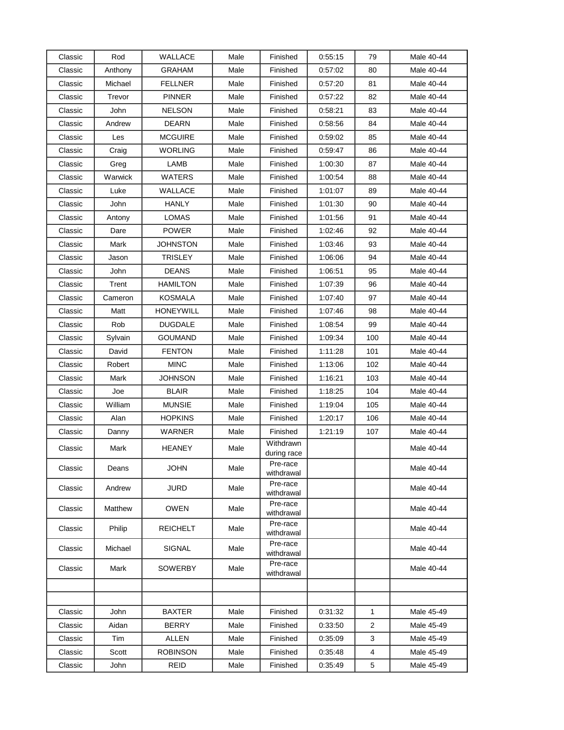| Classic | Rod | WALLACE | Male | Finished | 0:55:15 | 79 | Male 40-44 |
|---|---|---|---|---|---|---|---|
| Classic | Anthony | GRAHAM | Male | Finished | 0:57:02 | 80 | Male 40-44 |
| Classic | Michael | FELLNER | Male | Finished | 0:57:20 | 81 | Male 40-44 |
| Classic | Trevor | PINNER | Male | Finished | 0:57:22 | 82 | Male 40-44 |
| Classic | John | NELSON | Male | Finished | 0:58:21 | 83 | Male 40-44 |
| Classic | Andrew | DEARN | Male | Finished | 0:58:56 | 84 | Male 40-44 |
| Classic | Les | MCGUIRE | Male | Finished | 0:59:02 | 85 | Male 40-44 |
| Classic | Craig | WORLING | Male | Finished | 0:59:47 | 86 | Male 40-44 |
| Classic | Greg | LAMB | Male | Finished | 1:00:30 | 87 | Male 40-44 |
| Classic | Warwick | WATERS | Male | Finished | 1:00:54 | 88 | Male 40-44 |
| Classic | Luke | WALLACE | Male | Finished | 1:01:07 | 89 | Male 40-44 |
| Classic | John | HANLY | Male | Finished | 1:01:30 | 90 | Male 40-44 |
| Classic | Antony | LOMAS | Male | Finished | 1:01:56 | 91 | Male 40-44 |
| Classic | Dare | POWER | Male | Finished | 1:02:46 | 92 | Male 40-44 |
| Classic | Mark | JOHNSTON | Male | Finished | 1:03:46 | 93 | Male 40-44 |
| Classic | Jason | TRISLEY | Male | Finished | 1:06:06 | 94 | Male 40-44 |
| Classic | John | DEANS | Male | Finished | 1:06:51 | 95 | Male 40-44 |
| Classic | Trent | HAMILTON | Male | Finished | 1:07:39 | 96 | Male 40-44 |
| Classic | Cameron | KOSMALA | Male | Finished | 1:07:40 | 97 | Male 40-44 |
| Classic | Matt | HONEYWILL | Male | Finished | 1:07:46 | 98 | Male 40-44 |
| Classic | Rob | DUGDALE | Male | Finished | 1:08:54 | 99 | Male 40-44 |
| Classic | Sylvain | GOUMAND | Male | Finished | 1:09:34 | 100 | Male 40-44 |
| Classic | David | FENTON | Male | Finished | 1:11:28 | 101 | Male 40-44 |
| Classic | Robert | MINC | Male | Finished | 1:13:06 | 102 | Male 40-44 |
| Classic | Mark | JOHNSON | Male | Finished | 1:16:21 | 103 | Male 40-44 |
| Classic | Joe | BLAIR | Male | Finished | 1:18:25 | 104 | Male 40-44 |
| Classic | William | MUNSIE | Male | Finished | 1:19:04 | 105 | Male 40-44 |
| Classic | Alan | HOPKINS | Male | Finished | 1:20:17 | 106 | Male 40-44 |
| Classic | Danny | WARNER | Male | Finished | 1:21:19 | 107 | Male 40-44 |
| Classic | Mark | HEANEY | Male | Withdrawn during race | | | Male 40-44 |
| Classic | Deans | JOHN | Male | Pre-race withdrawal | | | Male 40-44 |
| Classic | Andrew | JURD | Male | Pre-race withdrawal | | | Male 40-44 |
| Classic | Matthew | OWEN | Male | Pre-race withdrawal | | | Male 40-44 |
| Classic | Philip | REICHELT | Male | Pre-race withdrawal | | | Male 40-44 |
| Classic | Michael | SIGNAL | Male | Pre-race withdrawal | | | Male 40-44 |
| Classic | Mark | SOWERBY | Male | Pre-race withdrawal | | | Male 40-44 |
| | | | | | | | |
| | | | | | | | |
| Classic | John | BAXTER | Male | Finished | 0:31:32 | 1 | Male 45-49 |
| Classic | Aidan | BERRY | Male | Finished | 0:33:50 | 2 | Male 45-49 |
| Classic | Tim | ALLEN | Male | Finished | 0:35:09 | 3 | Male 45-49 |
| Classic | Scott | ROBINSON | Male | Finished | 0:35:48 | 4 | Male 45-49 |
| Classic | John | REID | Male | Finished | 0:35:49 | 5 | Male 45-49 |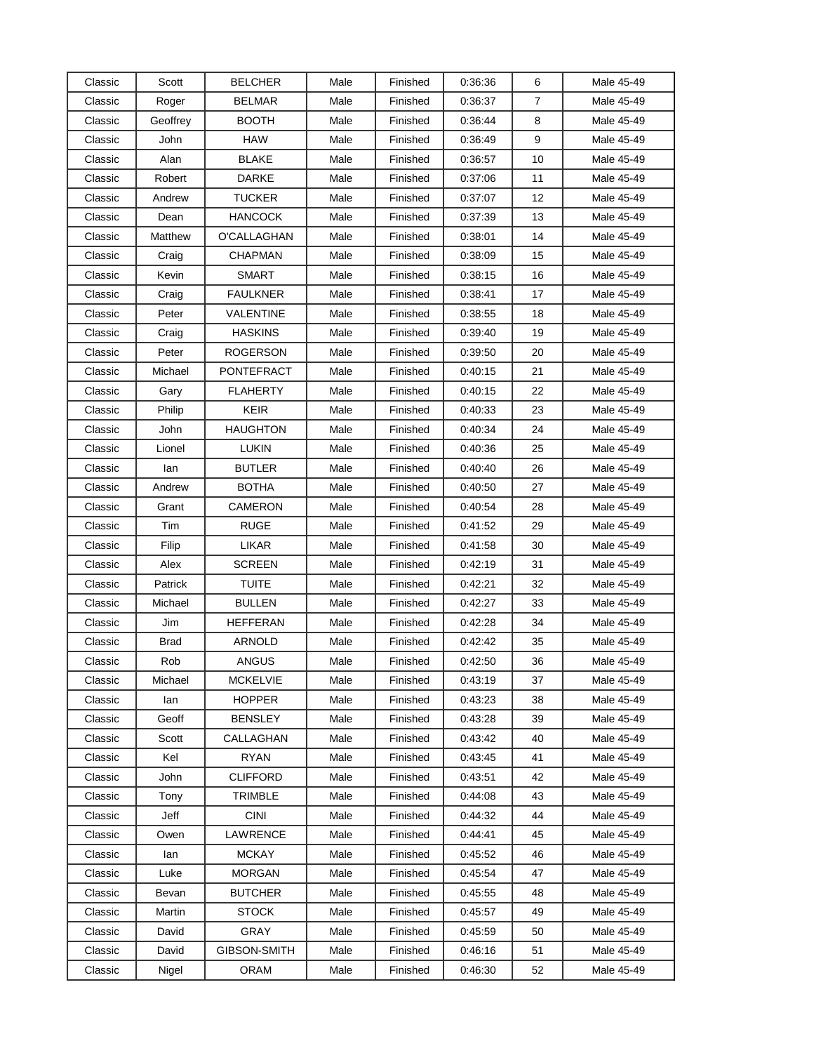| | | | | | | | |
|---|---|---|---|---|---|---|---|
| Classic | Scott | BELCHER | Male | Finished | 0:36:36 | 6 | Male 45-49 |
| Classic | Roger | BELMAR | Male | Finished | 0:36:37 | 7 | Male 45-49 |
| Classic | Geoffrey | BOOTH | Male | Finished | 0:36:44 | 8 | Male 45-49 |
| Classic | John | HAW | Male | Finished | 0:36:49 | 9 | Male 45-49 |
| Classic | Alan | BLAKE | Male | Finished | 0:36:57 | 10 | Male 45-49 |
| Classic | Robert | DARKE | Male | Finished | 0:37:06 | 11 | Male 45-49 |
| Classic | Andrew | TUCKER | Male | Finished | 0:37:07 | 12 | Male 45-49 |
| Classic | Dean | HANCOCK | Male | Finished | 0:37:39 | 13 | Male 45-49 |
| Classic | Matthew | O'CALLAGHAN | Male | Finished | 0:38:01 | 14 | Male 45-49 |
| Classic | Craig | CHAPMAN | Male | Finished | 0:38:09 | 15 | Male 45-49 |
| Classic | Kevin | SMART | Male | Finished | 0:38:15 | 16 | Male 45-49 |
| Classic | Craig | FAULKNER | Male | Finished | 0:38:41 | 17 | Male 45-49 |
| Classic | Peter | VALENTINE | Male | Finished | 0:38:55 | 18 | Male 45-49 |
| Classic | Craig | HASKINS | Male | Finished | 0:39:40 | 19 | Male 45-49 |
| Classic | Peter | ROGERSON | Male | Finished | 0:39:50 | 20 | Male 45-49 |
| Classic | Michael | PONTEFRACT | Male | Finished | 0:40:15 | 21 | Male 45-49 |
| Classic | Gary | FLAHERTY | Male | Finished | 0:40:15 | 22 | Male 45-49 |
| Classic | Philip | KEIR | Male | Finished | 0:40:33 | 23 | Male 45-49 |
| Classic | John | HAUGHTON | Male | Finished | 0:40:34 | 24 | Male 45-49 |
| Classic | Lionel | LUKIN | Male | Finished | 0:40:36 | 25 | Male 45-49 |
| Classic | Ian | BUTLER | Male | Finished | 0:40:40 | 26 | Male 45-49 |
| Classic | Andrew | BOTHA | Male | Finished | 0:40:50 | 27 | Male 45-49 |
| Classic | Grant | CAMERON | Male | Finished | 0:40:54 | 28 | Male 45-49 |
| Classic | Tim | RUGE | Male | Finished | 0:41:52 | 29 | Male 45-49 |
| Classic | Filip | LIKAR | Male | Finished | 0:41:58 | 30 | Male 45-49 |
| Classic | Alex | SCREEN | Male | Finished | 0:42:19 | 31 | Male 45-49 |
| Classic | Patrick | TUITE | Male | Finished | 0:42:21 | 32 | Male 45-49 |
| Classic | Michael | BULLEN | Male | Finished | 0:42:27 | 33 | Male 45-49 |
| Classic | Jim | HEFFERAN | Male | Finished | 0:42:28 | 34 | Male 45-49 |
| Classic | Brad | ARNOLD | Male | Finished | 0:42:42 | 35 | Male 45-49 |
| Classic | Rob | ANGUS | Male | Finished | 0:42:50 | 36 | Male 45-49 |
| Classic | Michael | MCKELVIE | Male | Finished | 0:43:19 | 37 | Male 45-49 |
| Classic | Ian | HOPPER | Male | Finished | 0:43:23 | 38 | Male 45-49 |
| Classic | Geoff | BENSLEY | Male | Finished | 0:43:28 | 39 | Male 45-49 |
| Classic | Scott | CALLAGHAN | Male | Finished | 0:43:42 | 40 | Male 45-49 |
| Classic | Kel | RYAN | Male | Finished | 0:43:45 | 41 | Male 45-49 |
| Classic | John | CLIFFORD | Male | Finished | 0:43:51 | 42 | Male 45-49 |
| Classic | Tony | TRIMBLE | Male | Finished | 0:44:08 | 43 | Male 45-49 |
| Classic | Jeff | CINI | Male | Finished | 0:44:32 | 44 | Male 45-49 |
| Classic | Owen | LAWRENCE | Male | Finished | 0:44:41 | 45 | Male 45-49 |
| Classic | Ian | MCKAY | Male | Finished | 0:45:52 | 46 | Male 45-49 |
| Classic | Luke | MORGAN | Male | Finished | 0:45:54 | 47 | Male 45-49 |
| Classic | Bevan | BUTCHER | Male | Finished | 0:45:55 | 48 | Male 45-49 |
| Classic | Martin | STOCK | Male | Finished | 0:45:57 | 49 | Male 45-49 |
| Classic | David | GRAY | Male | Finished | 0:45:59 | 50 | Male 45-49 |
| Classic | David | GIBSON-SMITH | Male | Finished | 0:46:16 | 51 | Male 45-49 |
| Classic | Nigel | ORAM | Male | Finished | 0:46:30 | 52 | Male 45-49 |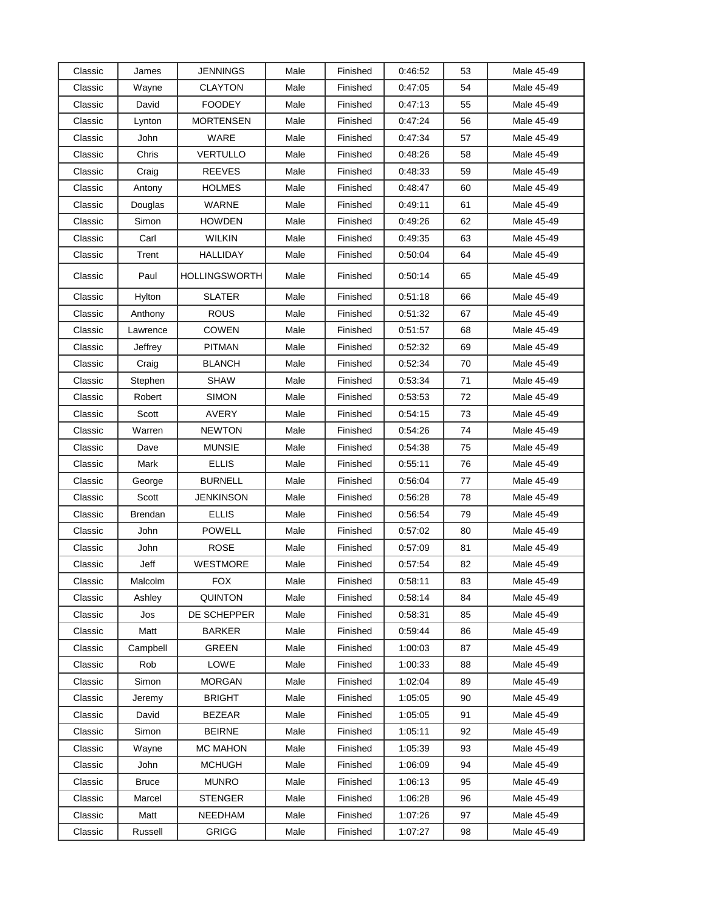| Classic | James | JENNINGS | Male | Finished | 0:46:52 | 53 | Male 45-49 |
|---|---|---|---|---|---|---|---|
| Classic | Wayne | CLAYTON | Male | Finished | 0:47:05 | 54 | Male 45-49 |
| Classic | David | FOODEY | Male | Finished | 0:47:13 | 55 | Male 45-49 |
| Classic | Lynton | MORTENSEN | Male | Finished | 0:47:24 | 56 | Male 45-49 |
| Classic | John | WARE | Male | Finished | 0:47:34 | 57 | Male 45-49 |
| Classic | Chris | VERTULLO | Male | Finished | 0:48:26 | 58 | Male 45-49 |
| Classic | Craig | REEVES | Male | Finished | 0:48:33 | 59 | Male 45-49 |
| Classic | Antony | HOLMES | Male | Finished | 0:48:47 | 60 | Male 45-49 |
| Classic | Douglas | WARNE | Male | Finished | 0:49:11 | 61 | Male 45-49 |
| Classic | Simon | HOWDEN | Male | Finished | 0:49:26 | 62 | Male 45-49 |
| Classic | Carl | WILKIN | Male | Finished | 0:49:35 | 63 | Male 45-49 |
| Classic | Trent | HALLIDAY | Male | Finished | 0:50:04 | 64 | Male 45-49 |
| Classic | Paul | HOLLINGSWORTH | Male | Finished | 0:50:14 | 65 | Male 45-49 |
| Classic | Hylton | SLATER | Male | Finished | 0:51:18 | 66 | Male 45-49 |
| Classic | Anthony | ROUS | Male | Finished | 0:51:32 | 67 | Male 45-49 |
| Classic | Lawrence | COWEN | Male | Finished | 0:51:57 | 68 | Male 45-49 |
| Classic | Jeffrey | PITMAN | Male | Finished | 0:52:32 | 69 | Male 45-49 |
| Classic | Craig | BLANCH | Male | Finished | 0:52:34 | 70 | Male 45-49 |
| Classic | Stephen | SHAW | Male | Finished | 0:53:34 | 71 | Male 45-49 |
| Classic | Robert | SIMON | Male | Finished | 0:53:53 | 72 | Male 45-49 |
| Classic | Scott | AVERY | Male | Finished | 0:54:15 | 73 | Male 45-49 |
| Classic | Warren | NEWTON | Male | Finished | 0:54:26 | 74 | Male 45-49 |
| Classic | Dave | MUNSIE | Male | Finished | 0:54:38 | 75 | Male 45-49 |
| Classic | Mark | ELLIS | Male | Finished | 0:55:11 | 76 | Male 45-49 |
| Classic | George | BURNELL | Male | Finished | 0:56:04 | 77 | Male 45-49 |
| Classic | Scott | JENKINSON | Male | Finished | 0:56:28 | 78 | Male 45-49 |
| Classic | Brendan | ELLIS | Male | Finished | 0:56:54 | 79 | Male 45-49 |
| Classic | John | POWELL | Male | Finished | 0:57:02 | 80 | Male 45-49 |
| Classic | John | ROSE | Male | Finished | 0:57:09 | 81 | Male 45-49 |
| Classic | Jeff | WESTMORE | Male | Finished | 0:57:54 | 82 | Male 45-49 |
| Classic | Malcolm | FOX | Male | Finished | 0:58:11 | 83 | Male 45-49 |
| Classic | Ashley | QUINTON | Male | Finished | 0:58:14 | 84 | Male 45-49 |
| Classic | Jos | DE SCHEPPER | Male | Finished | 0:58:31 | 85 | Male 45-49 |
| Classic | Matt | BARKER | Male | Finished | 0:59:44 | 86 | Male 45-49 |
| Classic | Campbell | GREEN | Male | Finished | 1:00:03 | 87 | Male 45-49 |
| Classic | Rob | LOWE | Male | Finished | 1:00:33 | 88 | Male 45-49 |
| Classic | Simon | MORGAN | Male | Finished | 1:02:04 | 89 | Male 45-49 |
| Classic | Jeremy | BRIGHT | Male | Finished | 1:05:05 | 90 | Male 45-49 |
| Classic | David | BEZEAR | Male | Finished | 1:05:05 | 91 | Male 45-49 |
| Classic | Simon | BEIRNE | Male | Finished | 1:05:11 | 92 | Male 45-49 |
| Classic | Wayne | MC MAHON | Male | Finished | 1:05:39 | 93 | Male 45-49 |
| Classic | John | MCHUGH | Male | Finished | 1:06:09 | 94 | Male 45-49 |
| Classic | Bruce | MUNRO | Male | Finished | 1:06:13 | 95 | Male 45-49 |
| Classic | Marcel | STENGER | Male | Finished | 1:06:28 | 96 | Male 45-49 |
| Classic | Matt | NEEDHAM | Male | Finished | 1:07:26 | 97 | Male 45-49 |
| Classic | Russell | GRIGG | Male | Finished | 1:07:27 | 98 | Male 45-49 |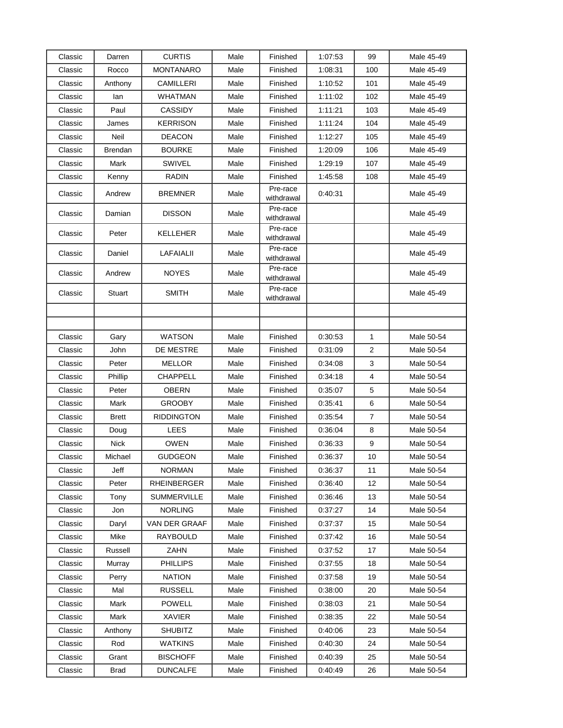| Classic | Darren | CURTIS | Male | Finished | 1:07:53 | 99 | Male 45-49 |
|---|---|---|---|---|---|---|---|
| Classic | Rocco | MONTANARO | Male | Finished | 1:08:31 | 100 | Male 45-49 |
| Classic | Anthony | CAMILLERI | Male | Finished | 1:10:52 | 101 | Male 45-49 |
| Classic | Ian | WHATMAN | Male | Finished | 1:11:02 | 102 | Male 45-49 |
| Classic | Paul | CASSIDY | Male | Finished | 1:11:21 | 103 | Male 45-49 |
| Classic | James | KERRISON | Male | Finished | 1:11:24 | 104 | Male 45-49 |
| Classic | Neil | DEACON | Male | Finished | 1:12:27 | 105 | Male 45-49 |
| Classic | Brendan | BOURKE | Male | Finished | 1:20:09 | 106 | Male 45-49 |
| Classic | Mark | SWIVEL | Male | Finished | 1:29:19 | 107 | Male 45-49 |
| Classic | Kenny | RADIN | Male | Finished | 1:45:58 | 108 | Male 45-49 |
| Classic | Andrew | BREMNER | Male | Pre-race withdrawal | 0:40:31 | | Male 45-49 |
| Classic | Damian | DISSON | Male | Pre-race withdrawal | | | Male 45-49 |
| Classic | Peter | KELLEHER | Male | Pre-race withdrawal | | | Male 45-49 |
| Classic | Daniel | LAFAIALII | Male | Pre-race withdrawal | | | Male 45-49 |
| Classic | Andrew | NOYES | Male | Pre-race withdrawal | | | Male 45-49 |
| Classic | Stuart | SMITH | Male | Pre-race withdrawal | | | Male 45-49 |
| | | | | | | | |
| | | | | | | | |
| Classic | Gary | WATSON | Male | Finished | 0:30:53 | 1 | Male 50-54 |
| Classic | John | DE MESTRE | Male | Finished | 0:31:09 | 2 | Male 50-54 |
| Classic | Peter | MELLOR | Male | Finished | 0:34:08 | 3 | Male 50-54 |
| Classic | Phillip | CHAPPELL | Male | Finished | 0:34:18 | 4 | Male 50-54 |
| Classic | Peter | OBERN | Male | Finished | 0:35:07 | 5 | Male 50-54 |
| Classic | Mark | GROOBY | Male | Finished | 0:35:41 | 6 | Male 50-54 |
| Classic | Brett | RIDDINGTON | Male | Finished | 0:35:54 | 7 | Male 50-54 |
| Classic | Doug | LEES | Male | Finished | 0:36:04 | 8 | Male 50-54 |
| Classic | Nick | OWEN | Male | Finished | 0:36:33 | 9 | Male 50-54 |
| Classic | Michael | GUDGEON | Male | Finished | 0:36:37 | 10 | Male 50-54 |
| Classic | Jeff | NORMAN | Male | Finished | 0:36:37 | 11 | Male 50-54 |
| Classic | Peter | RHEINBERGER | Male | Finished | 0:36:40 | 12 | Male 50-54 |
| Classic | Tony | SUMMERVILLE | Male | Finished | 0:36:46 | 13 | Male 50-54 |
| Classic | Jon | NORLING | Male | Finished | 0:37:27 | 14 | Male 50-54 |
| Classic | Daryl | VAN DER GRAAF | Male | Finished | 0:37:37 | 15 | Male 50-54 |
| Classic | Mike | RAYBOULD | Male | Finished | 0:37:42 | 16 | Male 50-54 |
| Classic | Russell | ZAHN | Male | Finished | 0:37:52 | 17 | Male 50-54 |
| Classic | Murray | PHILLIPS | Male | Finished | 0:37:55 | 18 | Male 50-54 |
| Classic | Perry | NATION | Male | Finished | 0:37:58 | 19 | Male 50-54 |
| Classic | Mal | RUSSELL | Male | Finished | 0:38:00 | 20 | Male 50-54 |
| Classic | Mark | POWELL | Male | Finished | 0:38:03 | 21 | Male 50-54 |
| Classic | Mark | XAVIER | Male | Finished | 0:38:35 | 22 | Male 50-54 |
| Classic | Anthony | SHUBITZ | Male | Finished | 0:40:06 | 23 | Male 50-54 |
| Classic | Rod | WATKINS | Male | Finished | 0:40:30 | 24 | Male 50-54 |
| Classic | Grant | BISCHOFF | Male | Finished | 0:40:39 | 25 | Male 50-54 |
| Classic | Brad | DUNCALFE | Male | Finished | 0:40:49 | 26 | Male 50-54 |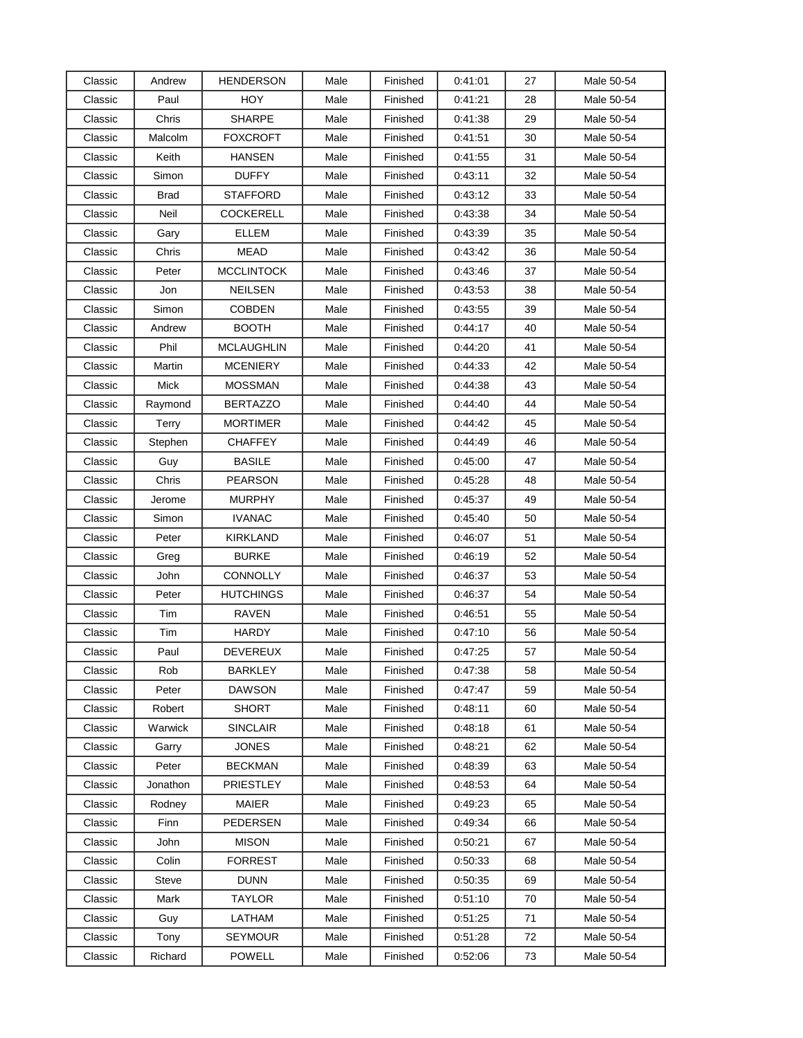| Classic | Andrew | HENDERSON | Male | Finished | 0:41:01 | 27 | Male 50-54 |
|---|---|---|---|---|---|---|---|
| Classic | Paul | HOY | Male | Finished | 0:41:21 | 28 | Male 50-54 |
| Classic | Chris | SHARPE | Male | Finished | 0:41:38 | 29 | Male 50-54 |
| Classic | Malcolm | FOXCROFT | Male | Finished | 0:41:51 | 30 | Male 50-54 |
| Classic | Keith | HANSEN | Male | Finished | 0:41:55 | 31 | Male 50-54 |
| Classic | Simon | DUFFY | Male | Finished | 0:43:11 | 32 | Male 50-54 |
| Classic | Brad | STAFFORD | Male | Finished | 0:43:12 | 33 | Male 50-54 |
| Classic | Neil | COCKERELL | Male | Finished | 0:43:38 | 34 | Male 50-54 |
| Classic | Gary | ELLEM | Male | Finished | 0:43:39 | 35 | Male 50-54 |
| Classic | Chris | MEAD | Male | Finished | 0:43:42 | 36 | Male 50-54 |
| Classic | Peter | MCCLINTOCK | Male | Finished | 0:43:46 | 37 | Male 50-54 |
| Classic | Jon | NEILSEN | Male | Finished | 0:43:53 | 38 | Male 50-54 |
| Classic | Simon | COBDEN | Male | Finished | 0:43:55 | 39 | Male 50-54 |
| Classic | Andrew | BOOTH | Male | Finished | 0:44:17 | 40 | Male 50-54 |
| Classic | Phil | MCLAUGHLIN | Male | Finished | 0:44:20 | 41 | Male 50-54 |
| Classic | Martin | MCENIERY | Male | Finished | 0:44:33 | 42 | Male 50-54 |
| Classic | Mick | MOSSMAN | Male | Finished | 0:44:38 | 43 | Male 50-54 |
| Classic | Raymond | BERTAZZO | Male | Finished | 0:44:40 | 44 | Male 50-54 |
| Classic | Terry | MORTIMER | Male | Finished | 0:44:42 | 45 | Male 50-54 |
| Classic | Stephen | CHAFFEY | Male | Finished | 0:44:49 | 46 | Male 50-54 |
| Classic | Guy | BASILE | Male | Finished | 0:45:00 | 47 | Male 50-54 |
| Classic | Chris | PEARSON | Male | Finished | 0:45:28 | 48 | Male 50-54 |
| Classic | Jerome | MURPHY | Male | Finished | 0:45:37 | 49 | Male 50-54 |
| Classic | Simon | IVANAC | Male | Finished | 0:45:40 | 50 | Male 50-54 |
| Classic | Peter | KIRKLAND | Male | Finished | 0:46:07 | 51 | Male 50-54 |
| Classic | Greg | BURKE | Male | Finished | 0:46:19 | 52 | Male 50-54 |
| Classic | John | CONNOLLY | Male | Finished | 0:46:37 | 53 | Male 50-54 |
| Classic | Peter | HUTCHINGS | Male | Finished | 0:46:37 | 54 | Male 50-54 |
| Classic | Tim | RAVEN | Male | Finished | 0:46:51 | 55 | Male 50-54 |
| Classic | Tim | HARDY | Male | Finished | 0:47:10 | 56 | Male 50-54 |
| Classic | Paul | DEVEREUX | Male | Finished | 0:47:25 | 57 | Male 50-54 |
| Classic | Rob | BARKLEY | Male | Finished | 0:47:38 | 58 | Male 50-54 |
| Classic | Peter | DAWSON | Male | Finished | 0:47:47 | 59 | Male 50-54 |
| Classic | Robert | SHORT | Male | Finished | 0:48:11 | 60 | Male 50-54 |
| Classic | Warwick | SINCLAIR | Male | Finished | 0:48:18 | 61 | Male 50-54 |
| Classic | Garry | JONES | Male | Finished | 0:48:21 | 62 | Male 50-54 |
| Classic | Peter | BECKMAN | Male | Finished | 0:48:39 | 63 | Male 50-54 |
| Classic | Jonathon | PRIESTLEY | Male | Finished | 0:48:53 | 64 | Male 50-54 |
| Classic | Rodney | MAIER | Male | Finished | 0:49:23 | 65 | Male 50-54 |
| Classic | Finn | PEDERSEN | Male | Finished | 0:49:34 | 66 | Male 50-54 |
| Classic | John | MISON | Male | Finished | 0:50:21 | 67 | Male 50-54 |
| Classic | Colin | FORREST | Male | Finished | 0:50:33 | 68 | Male 50-54 |
| Classic | Steve | DUNN | Male | Finished | 0:50:35 | 69 | Male 50-54 |
| Classic | Mark | TAYLOR | Male | Finished | 0:51:10 | 70 | Male 50-54 |
| Classic | Guy | LATHAM | Male | Finished | 0:51:25 | 71 | Male 50-54 |
| Classic | Tony | SEYMOUR | Male | Finished | 0:51:28 | 72 | Male 50-54 |
| Classic | Richard | POWELL | Male | Finished | 0:52:06 | 73 | Male 50-54 |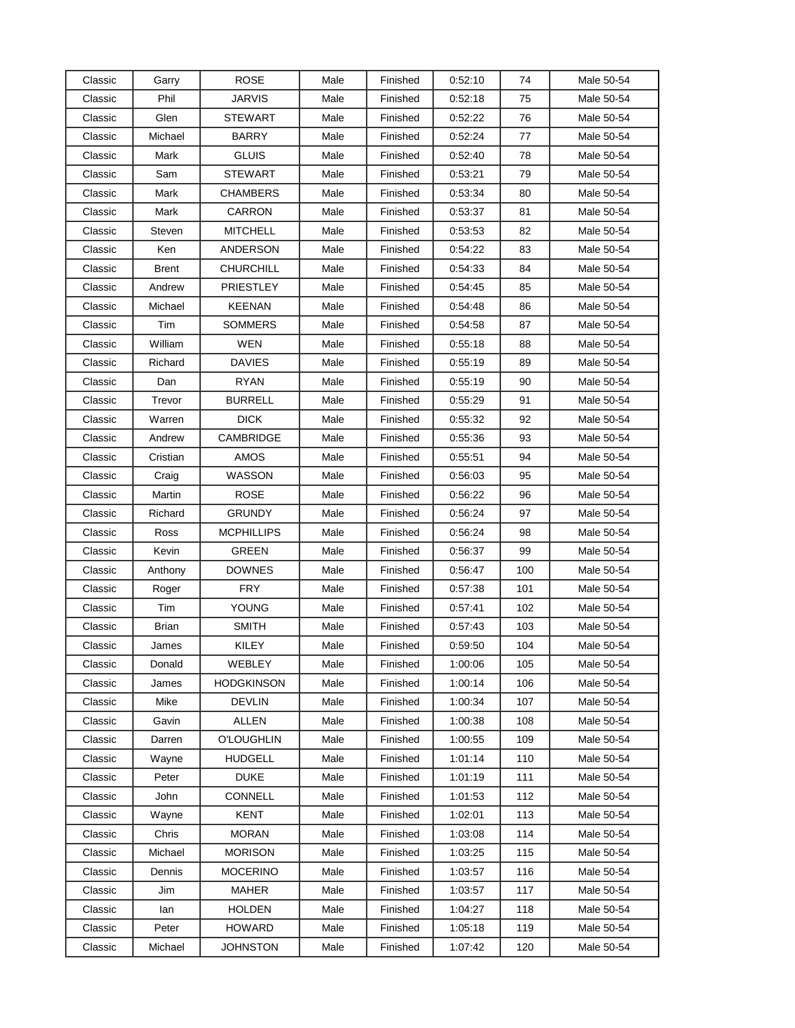| Classic | Garry | ROSE | Male | Finished | 0:52:10 | 74 | Male 50-54 |
|---|---|---|---|---|---|---|---|
| Classic | Phil | JARVIS | Male | Finished | 0:52:18 | 75 | Male 50-54 |
| Classic | Glen | STEWART | Male | Finished | 0:52:22 | 76 | Male 50-54 |
| Classic | Michael | BARRY | Male | Finished | 0:52:24 | 77 | Male 50-54 |
| Classic | Mark | GLUIS | Male | Finished | 0:52:40 | 78 | Male 50-54 |
| Classic | Sam | STEWART | Male | Finished | 0:53:21 | 79 | Male 50-54 |
| Classic | Mark | CHAMBERS | Male | Finished | 0:53:34 | 80 | Male 50-54 |
| Classic | Mark | CARRON | Male | Finished | 0:53:37 | 81 | Male 50-54 |
| Classic | Steven | MITCHELL | Male | Finished | 0:53:53 | 82 | Male 50-54 |
| Classic | Ken | ANDERSON | Male | Finished | 0:54:22 | 83 | Male 50-54 |
| Classic | Brent | CHURCHILL | Male | Finished | 0:54:33 | 84 | Male 50-54 |
| Classic | Andrew | PRIESTLEY | Male | Finished | 0:54:45 | 85 | Male 50-54 |
| Classic | Michael | KEENAN | Male | Finished | 0:54:48 | 86 | Male 50-54 |
| Classic | Tim | SOMMERS | Male | Finished | 0:54:58 | 87 | Male 50-54 |
| Classic | William | WEN | Male | Finished | 0:55:18 | 88 | Male 50-54 |
| Classic | Richard | DAVIES | Male | Finished | 0:55:19 | 89 | Male 50-54 |
| Classic | Dan | RYAN | Male | Finished | 0:55:19 | 90 | Male 50-54 |
| Classic | Trevor | BURRELL | Male | Finished | 0:55:29 | 91 | Male 50-54 |
| Classic | Warren | DICK | Male | Finished | 0:55:32 | 92 | Male 50-54 |
| Classic | Andrew | CAMBRIDGE | Male | Finished | 0:55:36 | 93 | Male 50-54 |
| Classic | Cristian | AMOS | Male | Finished | 0:55:51 | 94 | Male 50-54 |
| Classic | Craig | WASSON | Male | Finished | 0:56:03 | 95 | Male 50-54 |
| Classic | Martin | ROSE | Male | Finished | 0:56:22 | 96 | Male 50-54 |
| Classic | Richard | GRUNDY | Male | Finished | 0:56:24 | 97 | Male 50-54 |
| Classic | Ross | MCPHILLIPS | Male | Finished | 0:56:24 | 98 | Male 50-54 |
| Classic | Kevin | GREEN | Male | Finished | 0:56:37 | 99 | Male 50-54 |
| Classic | Anthony | DOWNES | Male | Finished | 0:56:47 | 100 | Male 50-54 |
| Classic | Roger | FRY | Male | Finished | 0:57:38 | 101 | Male 50-54 |
| Classic | Tim | YOUNG | Male | Finished | 0:57:41 | 102 | Male 50-54 |
| Classic | Brian | SMITH | Male | Finished | 0:57:43 | 103 | Male 50-54 |
| Classic | James | KILEY | Male | Finished | 0:59:50 | 104 | Male 50-54 |
| Classic | Donald | WEBLEY | Male | Finished | 1:00:06 | 105 | Male 50-54 |
| Classic | James | HODGKINSON | Male | Finished | 1:00:14 | 106 | Male 50-54 |
| Classic | Mike | DEVLIN | Male | Finished | 1:00:34 | 107 | Male 50-54 |
| Classic | Gavin | ALLEN | Male | Finished | 1:00:38 | 108 | Male 50-54 |
| Classic | Darren | O'LOUGHLIN | Male | Finished | 1:00:55 | 109 | Male 50-54 |
| Classic | Wayne | HUDGELL | Male | Finished | 1:01:14 | 110 | Male 50-54 |
| Classic | Peter | DUKE | Male | Finished | 1:01:19 | 111 | Male 50-54 |
| Classic | John | CONNELL | Male | Finished | 1:01:53 | 112 | Male 50-54 |
| Classic | Wayne | KENT | Male | Finished | 1:02:01 | 113 | Male 50-54 |
| Classic | Chris | MORAN | Male | Finished | 1:03:08 | 114 | Male 50-54 |
| Classic | Michael | MORISON | Male | Finished | 1:03:25 | 115 | Male 50-54 |
| Classic | Dennis | MOCERINO | Male | Finished | 1:03:57 | 116 | Male 50-54 |
| Classic | Jim | MAHER | Male | Finished | 1:03:57 | 117 | Male 50-54 |
| Classic | Ian | HOLDEN | Male | Finished | 1:04:27 | 118 | Male 50-54 |
| Classic | Peter | HOWARD | Male | Finished | 1:05:18 | 119 | Male 50-54 |
| Classic | Michael | JOHNSTON | Male | Finished | 1:07:42 | 120 | Male 50-54 |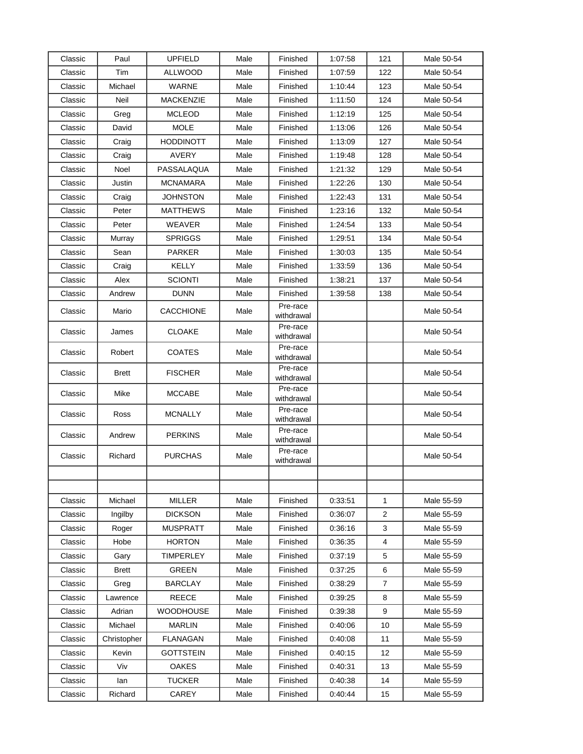| Classic | Paul | UPFIELD | Male | Finished | 1:07:58 | 121 | Male 50-54 |
|---|---|---|---|---|---|---|---|
| Classic | Tim | ALLWOOD | Male | Finished | 1:07:59 | 122 | Male 50-54 |
| Classic | Michael | WARNE | Male | Finished | 1:10:44 | 123 | Male 50-54 |
| Classic | Neil | MACKENZIE | Male | Finished | 1:11:50 | 124 | Male 50-54 |
| Classic | Greg | MCLEOD | Male | Finished | 1:12:19 | 125 | Male 50-54 |
| Classic | David | MOLE | Male | Finished | 1:13:06 | 126 | Male 50-54 |
| Classic | Craig | HODDINOTT | Male | Finished | 1:13:09 | 127 | Male 50-54 |
| Classic | Craig | AVERY | Male | Finished | 1:19:48 | 128 | Male 50-54 |
| Classic | Noel | PASSALAQUA | Male | Finished | 1:21:32 | 129 | Male 50-54 |
| Classic | Justin | MCNAMARA | Male | Finished | 1:22:26 | 130 | Male 50-54 |
| Classic | Craig | JOHNSTON | Male | Finished | 1:22:43 | 131 | Male 50-54 |
| Classic | Peter | MATTHEWS | Male | Finished | 1:23:16 | 132 | Male 50-54 |
| Classic | Peter | WEAVER | Male | Finished | 1:24:54 | 133 | Male 50-54 |
| Classic | Murray | SPRIGGS | Male | Finished | 1:29:51 | 134 | Male 50-54 |
| Classic | Sean | PARKER | Male | Finished | 1:30:03 | 135 | Male 50-54 |
| Classic | Craig | KELLY | Male | Finished | 1:33:59 | 136 | Male 50-54 |
| Classic | Alex | SCIONTI | Male | Finished | 1:38:21 | 137 | Male 50-54 |
| Classic | Andrew | DUNN | Male | Finished | 1:39:58 | 138 | Male 50-54 |
| Classic | Mario | CACCHIONE | Male | Pre-race withdrawal | | | Male 50-54 |
| Classic | James | CLOAKE | Male | Pre-race withdrawal | | | Male 50-54 |
| Classic | Robert | COATES | Male | Pre-race withdrawal | | | Male 50-54 |
| Classic | Brett | FISCHER | Male | Pre-race withdrawal | | | Male 50-54 |
| Classic | Mike | MCCABE | Male | Pre-race withdrawal | | | Male 50-54 |
| Classic | Ross | MCNALLY | Male | Pre-race withdrawal | | | Male 50-54 |
| Classic | Andrew | PERKINS | Male | Pre-race withdrawal | | | Male 50-54 |
| Classic | Richard | PURCHAS | Male | Pre-race withdrawal | | | Male 50-54 |
| | | | | | | | |
| | | | | | | | |
| Classic | Michael | MILLER | Male | Finished | 0:33:51 | 1 | Male 55-59 |
| Classic | Ingilby | DICKSON | Male | Finished | 0:36:07 | 2 | Male 55-59 |
| Classic | Roger | MUSPRATT | Male | Finished | 0:36:16 | 3 | Male 55-59 |
| Classic | Hobe | HORTON | Male | Finished | 0:36:35 | 4 | Male 55-59 |
| Classic | Gary | TIMPERLEY | Male | Finished | 0:37:19 | 5 | Male 55-59 |
| Classic | Brett | GREEN | Male | Finished | 0:37:25 | 6 | Male 55-59 |
| Classic | Greg | BARCLAY | Male | Finished | 0:38:29 | 7 | Male 55-59 |
| Classic | Lawrence | REECE | Male | Finished | 0:39:25 | 8 | Male 55-59 |
| Classic | Adrian | WOODHOUSE | Male | Finished | 0:39:38 | 9 | Male 55-59 |
| Classic | Michael | MARLIN | Male | Finished | 0:40:06 | 10 | Male 55-59 |
| Classic | Christopher | FLANAGAN | Male | Finished | 0:40:08 | 11 | Male 55-59 |
| Classic | Kevin | GOTTSTEIN | Male | Finished | 0:40:15 | 12 | Male 55-59 |
| Classic | Viv | OAKES | Male | Finished | 0:40:31 | 13 | Male 55-59 |
| Classic | Ian | TUCKER | Male | Finished | 0:40:38 | 14 | Male 55-59 |
| Classic | Richard | CAREY | Male | Finished | 0:40:44 | 15 | Male 55-59 |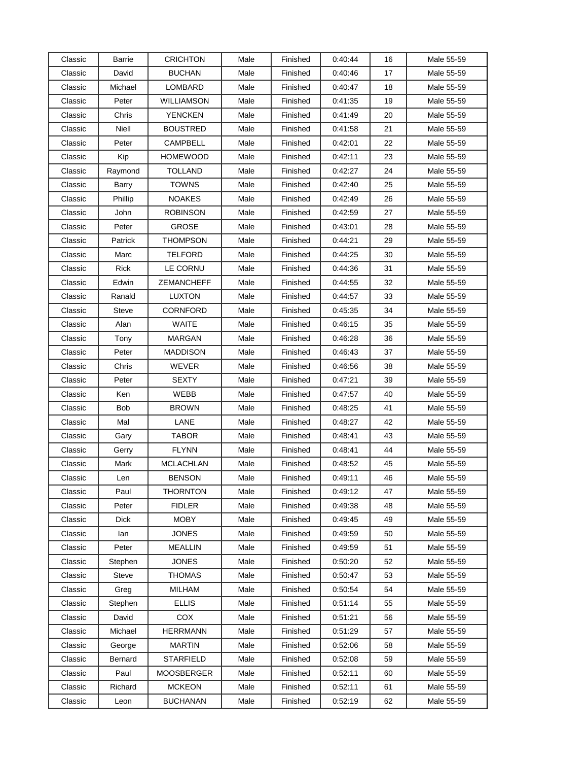| Classic | Barrie | CRICHTON | Male | Finished | 0:40:44 | 16 | Male 55-59 |
|---|---|---|---|---|---|---|---|
| Classic | David | BUCHAN | Male | Finished | 0:40:46 | 17 | Male 55-59 |
| Classic | Michael | LOMBARD | Male | Finished | 0:40:47 | 18 | Male 55-59 |
| Classic | Peter | WILLIAMSON | Male | Finished | 0:41:35 | 19 | Male 55-59 |
| Classic | Chris | YENCKEN | Male | Finished | 0:41:49 | 20 | Male 55-59 |
| Classic | Niell | BOUSTRED | Male | Finished | 0:41:58 | 21 | Male 55-59 |
| Classic | Peter | CAMPBELL | Male | Finished | 0:42:01 | 22 | Male 55-59 |
| Classic | Kip | HOMEWOOD | Male | Finished | 0:42:11 | 23 | Male 55-59 |
| Classic | Raymond | TOLLAND | Male | Finished | 0:42:27 | 24 | Male 55-59 |
| Classic | Barry | TOWNS | Male | Finished | 0:42:40 | 25 | Male 55-59 |
| Classic | Phillip | NOAKES | Male | Finished | 0:42:49 | 26 | Male 55-59 |
| Classic | John | ROBINSON | Male | Finished | 0:42:59 | 27 | Male 55-59 |
| Classic | Peter | GROSE | Male | Finished | 0:43:01 | 28 | Male 55-59 |
| Classic | Patrick | THOMPSON | Male | Finished | 0:44:21 | 29 | Male 55-59 |
| Classic | Marc | TELFORD | Male | Finished | 0:44:25 | 30 | Male 55-59 |
| Classic | Rick | LE CORNU | Male | Finished | 0:44:36 | 31 | Male 55-59 |
| Classic | Edwin | ZEMANCHEFF | Male | Finished | 0:44:55 | 32 | Male 55-59 |
| Classic | Ranald | LUXTON | Male | Finished | 0:44:57 | 33 | Male 55-59 |
| Classic | Steve | CORNFORD | Male | Finished | 0:45:35 | 34 | Male 55-59 |
| Classic | Alan | WAITE | Male | Finished | 0:46:15 | 35 | Male 55-59 |
| Classic | Tony | MARGAN | Male | Finished | 0:46:28 | 36 | Male 55-59 |
| Classic | Peter | MADDISON | Male | Finished | 0:46:43 | 37 | Male 55-59 |
| Classic | Chris | WEVER | Male | Finished | 0:46:56 | 38 | Male 55-59 |
| Classic | Peter | SEXTY | Male | Finished | 0:47:21 | 39 | Male 55-59 |
| Classic | Ken | WEBB | Male | Finished | 0:47:57 | 40 | Male 55-59 |
| Classic | Bob | BROWN | Male | Finished | 0:48:25 | 41 | Male 55-59 |
| Classic | Mal | LANE | Male | Finished | 0:48:27 | 42 | Male 55-59 |
| Classic | Gary | TABOR | Male | Finished | 0:48:41 | 43 | Male 55-59 |
| Classic | Gerry | FLYNN | Male | Finished | 0:48:41 | 44 | Male 55-59 |
| Classic | Mark | MCLACHLAN | Male | Finished | 0:48:52 | 45 | Male 55-59 |
| Classic | Len | BENSON | Male | Finished | 0:49:11 | 46 | Male 55-59 |
| Classic | Paul | THORNTON | Male | Finished | 0:49:12 | 47 | Male 55-59 |
| Classic | Peter | FIDLER | Male | Finished | 0:49:38 | 48 | Male 55-59 |
| Classic | Dick | MOBY | Male | Finished | 0:49:45 | 49 | Male 55-59 |
| Classic | Ian | JONES | Male | Finished | 0:49:59 | 50 | Male 55-59 |
| Classic | Peter | MEALLIN | Male | Finished | 0:49:59 | 51 | Male 55-59 |
| Classic | Stephen | JONES | Male | Finished | 0:50:20 | 52 | Male 55-59 |
| Classic | Steve | THOMAS | Male | Finished | 0:50:47 | 53 | Male 55-59 |
| Classic | Greg | MILHAM | Male | Finished | 0:50:54 | 54 | Male 55-59 |
| Classic | Stephen | ELLIS | Male | Finished | 0:51:14 | 55 | Male 55-59 |
| Classic | David | COX | Male | Finished | 0:51:21 | 56 | Male 55-59 |
| Classic | Michael | HERRMANN | Male | Finished | 0:51:29 | 57 | Male 55-59 |
| Classic | George | MARTIN | Male | Finished | 0:52:06 | 58 | Male 55-59 |
| Classic | Bernard | STARFIELD | Male | Finished | 0:52:08 | 59 | Male 55-59 |
| Classic | Paul | MOOSBERGER | Male | Finished | 0:52:11 | 60 | Male 55-59 |
| Classic | Richard | MCKEON | Male | Finished | 0:52:11 | 61 | Male 55-59 |
| Classic | Leon | BUCHANAN | Male | Finished | 0:52:19 | 62 | Male 55-59 |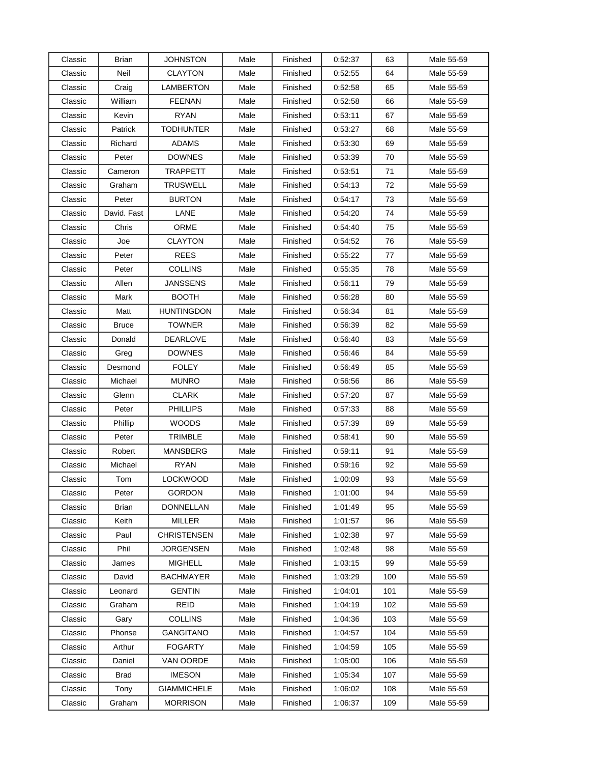| Classic | Brian | JOHNSTON | Male | Finished | 0:52:37 | 63 | Male 55-59 |
|---|---|---|---|---|---|---|---|
| Classic | Neil | CLAYTON | Male | Finished | 0:52:55 | 64 | Male 55-59 |
| Classic | Craig | LAMBERTON | Male | Finished | 0:52:58 | 65 | Male 55-59 |
| Classic | William | FEENAN | Male | Finished | 0:52:58 | 66 | Male 55-59 |
| Classic | Kevin | RYAN | Male | Finished | 0:53:11 | 67 | Male 55-59 |
| Classic | Patrick | TODHUNTER | Male | Finished | 0:53:27 | 68 | Male 55-59 |
| Classic | Richard | ADAMS | Male | Finished | 0:53:30 | 69 | Male 55-59 |
| Classic | Peter | DOWNES | Male | Finished | 0:53:39 | 70 | Male 55-59 |
| Classic | Cameron | TRAPPETT | Male | Finished | 0:53:51 | 71 | Male 55-59 |
| Classic | Graham | TRUSWELL | Male | Finished | 0:54:13 | 72 | Male 55-59 |
| Classic | Peter | BURTON | Male | Finished | 0:54:17 | 73 | Male 55-59 |
| Classic | David. Fast | LANE | Male | Finished | 0:54:20 | 74 | Male 55-59 |
| Classic | Chris | ORME | Male | Finished | 0:54:40 | 75 | Male 55-59 |
| Classic | Joe | CLAYTON | Male | Finished | 0:54:52 | 76 | Male 55-59 |
| Classic | Peter | REES | Male | Finished | 0:55:22 | 77 | Male 55-59 |
| Classic | Peter | COLLINS | Male | Finished | 0:55:35 | 78 | Male 55-59 |
| Classic | Allen | JANSSENS | Male | Finished | 0:56:11 | 79 | Male 55-59 |
| Classic | Mark | BOOTH | Male | Finished | 0:56:28 | 80 | Male 55-59 |
| Classic | Matt | HUNTINGDON | Male | Finished | 0:56:34 | 81 | Male 55-59 |
| Classic | Bruce | TOWNER | Male | Finished | 0:56:39 | 82 | Male 55-59 |
| Classic | Donald | DEARLOVE | Male | Finished | 0:56:40 | 83 | Male 55-59 |
| Classic | Greg | DOWNES | Male | Finished | 0:56:46 | 84 | Male 55-59 |
| Classic | Desmond | FOLEY | Male | Finished | 0:56:49 | 85 | Male 55-59 |
| Classic | Michael | MUNRO | Male | Finished | 0:56:56 | 86 | Male 55-59 |
| Classic | Glenn | CLARK | Male | Finished | 0:57:20 | 87 | Male 55-59 |
| Classic | Peter | PHILLIPS | Male | Finished | 0:57:33 | 88 | Male 55-59 |
| Classic | Phillip | WOODS | Male | Finished | 0:57:39 | 89 | Male 55-59 |
| Classic | Peter | TRIMBLE | Male | Finished | 0:58:41 | 90 | Male 55-59 |
| Classic | Robert | MANSBERG | Male | Finished | 0:59:11 | 91 | Male 55-59 |
| Classic | Michael | RYAN | Male | Finished | 0:59:16 | 92 | Male 55-59 |
| Classic | Tom | LOCKWOOD | Male | Finished | 1:00:09 | 93 | Male 55-59 |
| Classic | Peter | GORDON | Male | Finished | 1:01:00 | 94 | Male 55-59 |
| Classic | Brian | DONNELLAN | Male | Finished | 1:01:49 | 95 | Male 55-59 |
| Classic | Keith | MILLER | Male | Finished | 1:01:57 | 96 | Male 55-59 |
| Classic | Paul | CHRISTENSEN | Male | Finished | 1:02:38 | 97 | Male 55-59 |
| Classic | Phil | JORGENSEN | Male | Finished | 1:02:48 | 98 | Male 55-59 |
| Classic | James | MIGHELL | Male | Finished | 1:03:15 | 99 | Male 55-59 |
| Classic | David | BACHMAYER | Male | Finished | 1:03:29 | 100 | Male 55-59 |
| Classic | Leonard | GENTIN | Male | Finished | 1:04:01 | 101 | Male 55-59 |
| Classic | Graham | REID | Male | Finished | 1:04:19 | 102 | Male 55-59 |
| Classic | Gary | COLLINS | Male | Finished | 1:04:36 | 103 | Male 55-59 |
| Classic | Phonse | GANGITANO | Male | Finished | 1:04:57 | 104 | Male 55-59 |
| Classic | Arthur | FOGARTY | Male | Finished | 1:04:59 | 105 | Male 55-59 |
| Classic | Daniel | VAN OORDE | Male | Finished | 1:05:00 | 106 | Male 55-59 |
| Classic | Brad | IMESON | Male | Finished | 1:05:34 | 107 | Male 55-59 |
| Classic | Tony | GIAMMICHELE | Male | Finished | 1:06:02 | 108 | Male 55-59 |
| Classic | Graham | MORRISON | Male | Finished | 1:06:37 | 109 | Male 55-59 |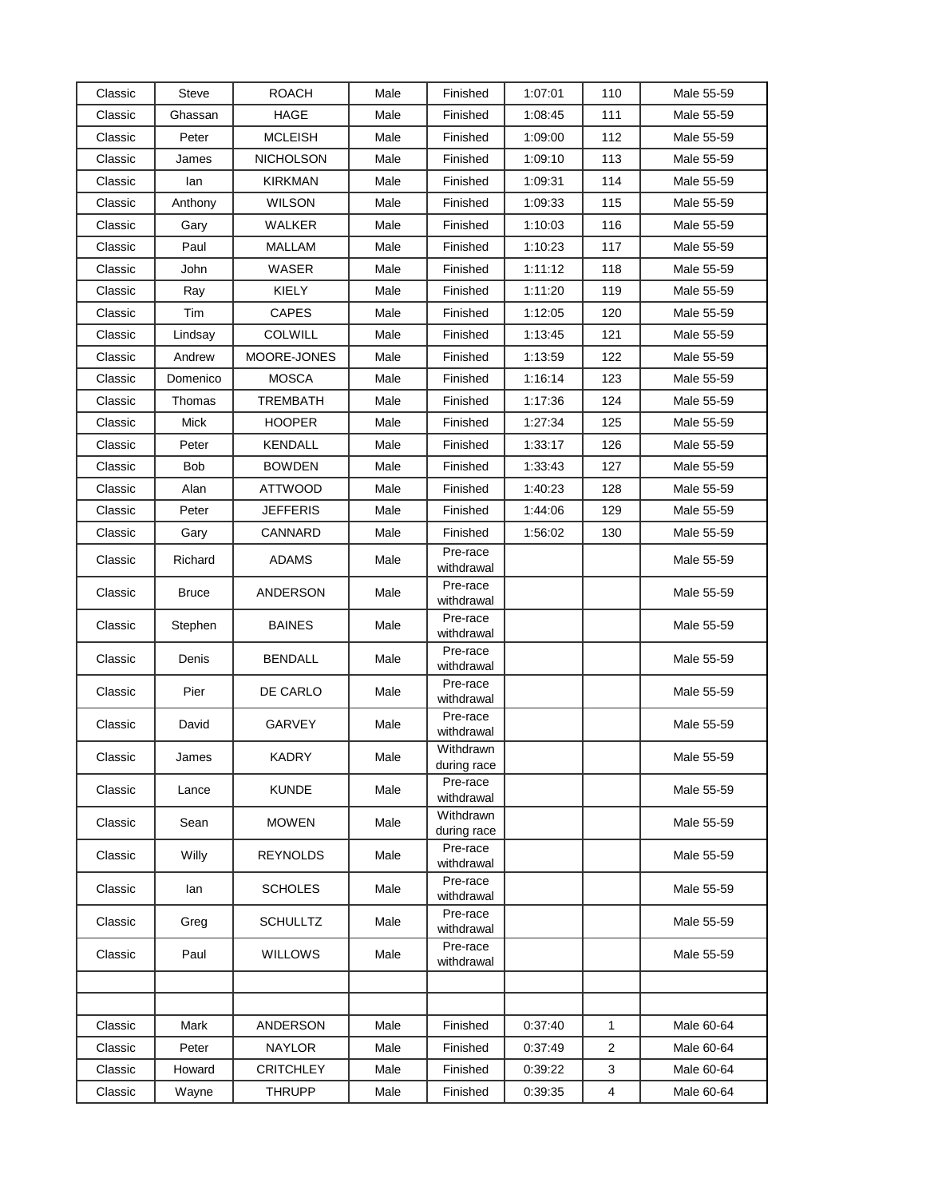| | | | | | | | |
|---|---|---|---|---|---|---|---|
| Classic | Steve | ROACH | Male | Finished | 1:07:01 | 110 | Male 55-59 |
| Classic | Ghassan | HAGE | Male | Finished | 1:08:45 | 111 | Male 55-59 |
| Classic | Peter | MCLEISH | Male | Finished | 1:09:00 | 112 | Male 55-59 |
| Classic | James | NICHOLSON | Male | Finished | 1:09:10 | 113 | Male 55-59 |
| Classic | Ian | KIRKMAN | Male | Finished | 1:09:31 | 114 | Male 55-59 |
| Classic | Anthony | WILSON | Male | Finished | 1:09:33 | 115 | Male 55-59 |
| Classic | Gary | WALKER | Male | Finished | 1:10:03 | 116 | Male 55-59 |
| Classic | Paul | MALLAM | Male | Finished | 1:10:23 | 117 | Male 55-59 |
| Classic | John | WASER | Male | Finished | 1:11:12 | 118 | Male 55-59 |
| Classic | Ray | KIELY | Male | Finished | 1:11:20 | 119 | Male 55-59 |
| Classic | Tim | CAPES | Male | Finished | 1:12:05 | 120 | Male 55-59 |
| Classic | Lindsay | COLWILL | Male | Finished | 1:13:45 | 121 | Male 55-59 |
| Classic | Andrew | MOORE-JONES | Male | Finished | 1:13:59 | 122 | Male 55-59 |
| Classic | Domenico | MOSCA | Male | Finished | 1:16:14 | 123 | Male 55-59 |
| Classic | Thomas | TREMBATH | Male | Finished | 1:17:36 | 124 | Male 55-59 |
| Classic | Mick | HOOPER | Male | Finished | 1:27:34 | 125 | Male 55-59 |
| Classic | Peter | KENDALL | Male | Finished | 1:33:17 | 126 | Male 55-59 |
| Classic | Bob | BOWDEN | Male | Finished | 1:33:43 | 127 | Male 55-59 |
| Classic | Alan | ATTWOOD | Male | Finished | 1:40:23 | 128 | Male 55-59 |
| Classic | Peter | JEFFERIS | Male | Finished | 1:44:06 | 129 | Male 55-59 |
| Classic | Gary | CANNARD | Male | Finished | 1:56:02 | 130 | Male 55-59 |
| Classic | Richard | ADAMS | Male | Pre-race withdrawal | | | Male 55-59 |
| Classic | Bruce | ANDERSON | Male | Pre-race withdrawal | | | Male 55-59 |
| Classic | Stephen | BAINES | Male | Pre-race withdrawal | | | Male 55-59 |
| Classic | Denis | BENDALL | Male | Pre-race withdrawal | | | Male 55-59 |
| Classic | Pier | DE CARLO | Male | Pre-race withdrawal | | | Male 55-59 |
| Classic | David | GARVEY | Male | Pre-race withdrawal | | | Male 55-59 |
| Classic | James | KADRY | Male | Withdrawn during race | | | Male 55-59 |
| Classic | Lance | KUNDE | Male | Pre-race withdrawal | | | Male 55-59 |
| Classic | Sean | MOWEN | Male | Withdrawn during race | | | Male 55-59 |
| Classic | Willy | REYNOLDS | Male | Pre-race withdrawal | | | Male 55-59 |
| Classic | Ian | SCHOLES | Male | Pre-race withdrawal | | | Male 55-59 |
| Classic | Greg | SCHULLTZ | Male | Pre-race withdrawal | | | Male 55-59 |
| Classic | Paul | WILLOWS | Male | Pre-race withdrawal | | | Male 55-59 |
| | | | | | | | |
| | | | | | | | |
| Classic | Mark | ANDERSON | Male | Finished | 0:37:40 | 1 | Male 60-64 |
| Classic | Peter | NAYLOR | Male | Finished | 0:37:49 | 2 | Male 60-64 |
| Classic | Howard | CRITCHLEY | Male | Finished | 0:39:22 | 3 | Male 60-64 |
| Classic | Wayne | THRUPP | Male | Finished | 0:39:35 | 4 | Male 60-64 |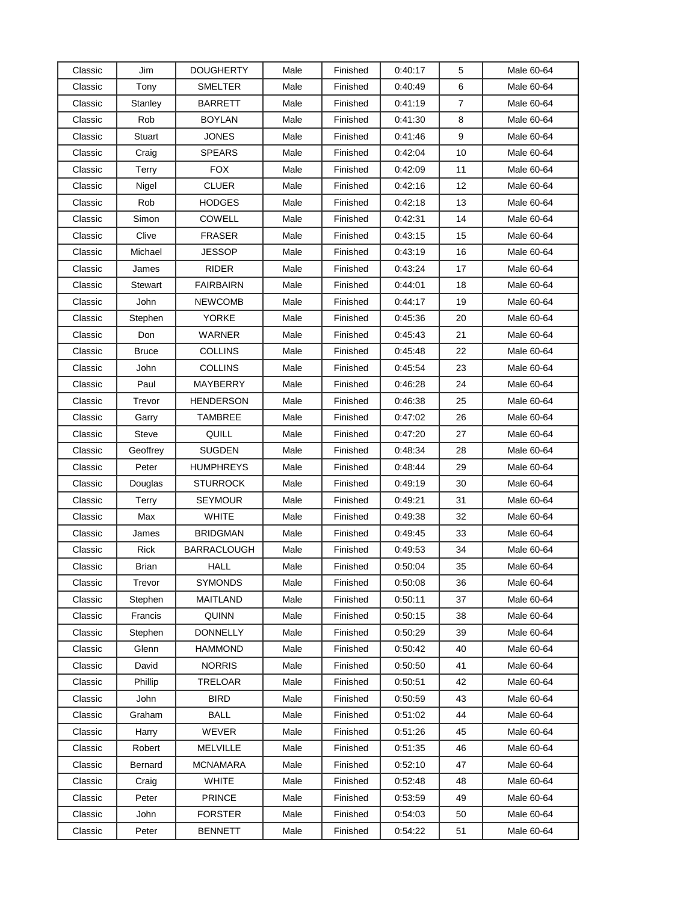| Classic | Jim | DOUGHERTY | Male | Finished | 0:40:17 | 5 | Male 60-64 |
|---|---|---|---|---|---|---|---|
| Classic | Tony | SMELTER | Male | Finished | 0:40:49 | 6 | Male 60-64 |
| Classic | Stanley | BARRETT | Male | Finished | 0:41:19 | 7 | Male 60-64 |
| Classic | Rob | BOYLAN | Male | Finished | 0:41:30 | 8 | Male 60-64 |
| Classic | Stuart | JONES | Male | Finished | 0:41:46 | 9 | Male 60-64 |
| Classic | Craig | SPEARS | Male | Finished | 0:42:04 | 10 | Male 60-64 |
| Classic | Terry | FOX | Male | Finished | 0:42:09 | 11 | Male 60-64 |
| Classic | Nigel | CLUER | Male | Finished | 0:42:16 | 12 | Male 60-64 |
| Classic | Rob | HODGES | Male | Finished | 0:42:18 | 13 | Male 60-64 |
| Classic | Simon | COWELL | Male | Finished | 0:42:31 | 14 | Male 60-64 |
| Classic | Clive | FRASER | Male | Finished | 0:43:15 | 15 | Male 60-64 |
| Classic | Michael | JESSOP | Male | Finished | 0:43:19 | 16 | Male 60-64 |
| Classic | James | RIDER | Male | Finished | 0:43:24 | 17 | Male 60-64 |
| Classic | Stewart | FAIRBAIRN | Male | Finished | 0:44:01 | 18 | Male 60-64 |
| Classic | John | NEWCOMB | Male | Finished | 0:44:17 | 19 | Male 60-64 |
| Classic | Stephen | YORKE | Male | Finished | 0:45:36 | 20 | Male 60-64 |
| Classic | Don | WARNER | Male | Finished | 0:45:43 | 21 | Male 60-64 |
| Classic | Bruce | COLLINS | Male | Finished | 0:45:48 | 22 | Male 60-64 |
| Classic | John | COLLINS | Male | Finished | 0:45:54 | 23 | Male 60-64 |
| Classic | Paul | MAYBERRY | Male | Finished | 0:46:28 | 24 | Male 60-64 |
| Classic | Trevor | HENDERSON | Male | Finished | 0:46:38 | 25 | Male 60-64 |
| Classic | Garry | TAMBREE | Male | Finished | 0:47:02 | 26 | Male 60-64 |
| Classic | Steve | QUILL | Male | Finished | 0:47:20 | 27 | Male 60-64 |
| Classic | Geoffrey | SUGDEN | Male | Finished | 0:48:34 | 28 | Male 60-64 |
| Classic | Peter | HUMPHREYS | Male | Finished | 0:48:44 | 29 | Male 60-64 |
| Classic | Douglas | STURROCK | Male | Finished | 0:49:19 | 30 | Male 60-64 |
| Classic | Terry | SEYMOUR | Male | Finished | 0:49:21 | 31 | Male 60-64 |
| Classic | Max | WHITE | Male | Finished | 0:49:38 | 32 | Male 60-64 |
| Classic | James | BRIDGMAN | Male | Finished | 0:49:45 | 33 | Male 60-64 |
| Classic | Rick | BARRACLOUGH | Male | Finished | 0:49:53 | 34 | Male 60-64 |
| Classic | Brian | HALL | Male | Finished | 0:50:04 | 35 | Male 60-64 |
| Classic | Trevor | SYMONDS | Male | Finished | 0:50:08 | 36 | Male 60-64 |
| Classic | Stephen | MAITLAND | Male | Finished | 0:50:11 | 37 | Male 60-64 |
| Classic | Francis | QUINN | Male | Finished | 0:50:15 | 38 | Male 60-64 |
| Classic | Stephen | DONNELLY | Male | Finished | 0:50:29 | 39 | Male 60-64 |
| Classic | Glenn | HAMMOND | Male | Finished | 0:50:42 | 40 | Male 60-64 |
| Classic | David | NORRIS | Male | Finished | 0:50:50 | 41 | Male 60-64 |
| Classic | Phillip | TRELOAR | Male | Finished | 0:50:51 | 42 | Male 60-64 |
| Classic | John | BIRD | Male | Finished | 0:50:59 | 43 | Male 60-64 |
| Classic | Graham | BALL | Male | Finished | 0:51:02 | 44 | Male 60-64 |
| Classic | Harry | WEVER | Male | Finished | 0:51:26 | 45 | Male 60-64 |
| Classic | Robert | MELVILLE | Male | Finished | 0:51:35 | 46 | Male 60-64 |
| Classic | Bernard | MCNAMARA | Male | Finished | 0:52:10 | 47 | Male 60-64 |
| Classic | Craig | WHITE | Male | Finished | 0:52:48 | 48 | Male 60-64 |
| Classic | Peter | PRINCE | Male | Finished | 0:53:59 | 49 | Male 60-64 |
| Classic | John | FORSTER | Male | Finished | 0:54:03 | 50 | Male 60-64 |
| Classic | Peter | BENNETT | Male | Finished | 0:54:22 | 51 | Male 60-64 |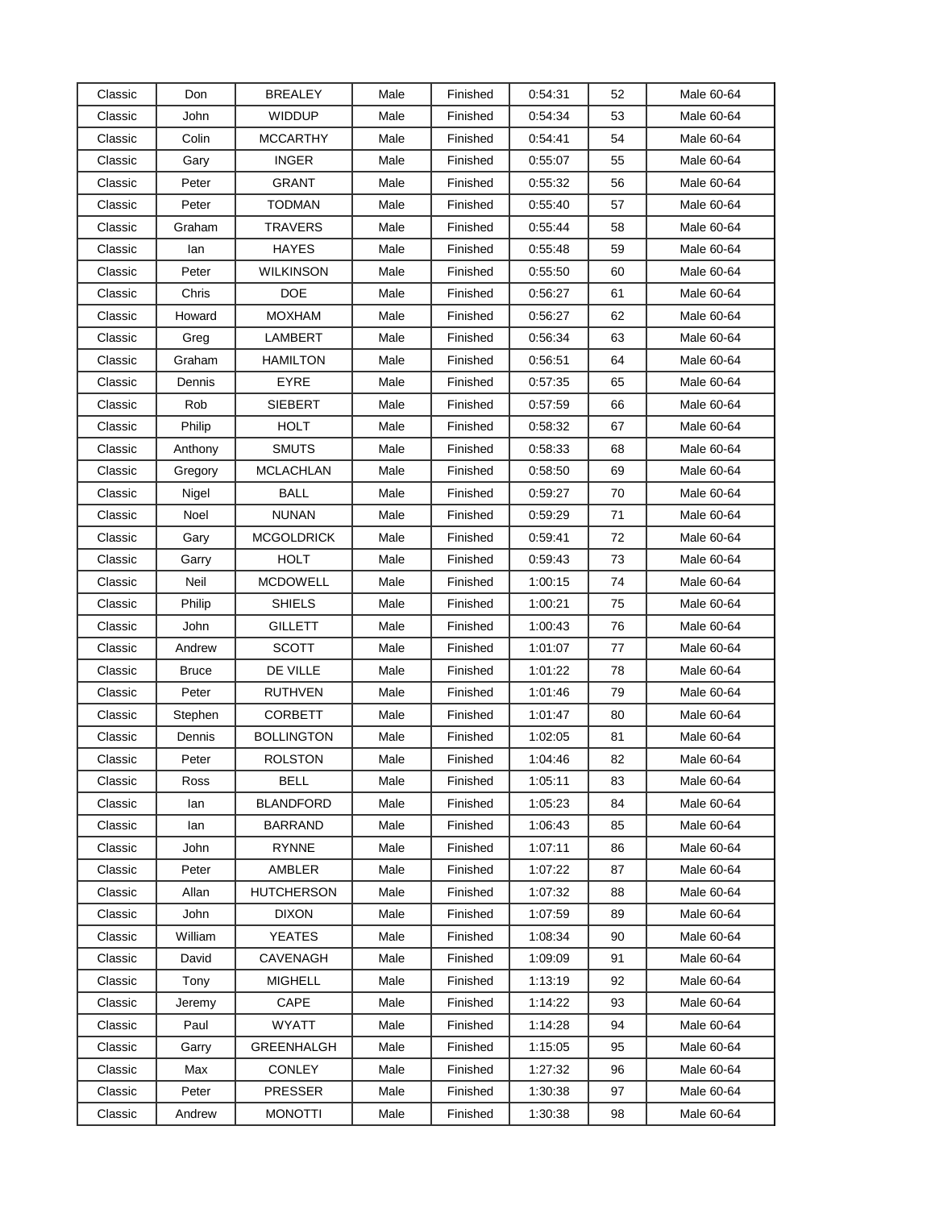| Classic | Don | BREALEY | Male | Finished | 0:54:31 | 52 | Male 60-64 |
|---|---|---|---|---|---|---|---|
| Classic | John | WIDDUP | Male | Finished | 0:54:34 | 53 | Male 60-64 |
| Classic | Colin | MCCARTHY | Male | Finished | 0:54:41 | 54 | Male 60-64 |
| Classic | Gary | INGER | Male | Finished | 0:55:07 | 55 | Male 60-64 |
| Classic | Peter | GRANT | Male | Finished | 0:55:32 | 56 | Male 60-64 |
| Classic | Peter | TODMAN | Male | Finished | 0:55:40 | 57 | Male 60-64 |
| Classic | Graham | TRAVERS | Male | Finished | 0:55:44 | 58 | Male 60-64 |
| Classic | Ian | HAYES | Male | Finished | 0:55:48 | 59 | Male 60-64 |
| Classic | Peter | WILKINSON | Male | Finished | 0:55:50 | 60 | Male 60-64 |
| Classic | Chris | DOE | Male | Finished | 0:56:27 | 61 | Male 60-64 |
| Classic | Howard | MOXHAM | Male | Finished | 0:56:27 | 62 | Male 60-64 |
| Classic | Greg | LAMBERT | Male | Finished | 0:56:34 | 63 | Male 60-64 |
| Classic | Graham | HAMILTON | Male | Finished | 0:56:51 | 64 | Male 60-64 |
| Classic | Dennis | EYRE | Male | Finished | 0:57:35 | 65 | Male 60-64 |
| Classic | Rob | SIEBERT | Male | Finished | 0:57:59 | 66 | Male 60-64 |
| Classic | Philip | HOLT | Male | Finished | 0:58:32 | 67 | Male 60-64 |
| Classic | Anthony | SMUTS | Male | Finished | 0:58:33 | 68 | Male 60-64 |
| Classic | Gregory | MCLACHLAN | Male | Finished | 0:58:50 | 69 | Male 60-64 |
| Classic | Nigel | BALL | Male | Finished | 0:59:27 | 70 | Male 60-64 |
| Classic | Noel | NUNAN | Male | Finished | 0:59:29 | 71 | Male 60-64 |
| Classic | Gary | MCGOLDRICK | Male | Finished | 0:59:41 | 72 | Male 60-64 |
| Classic | Garry | HOLT | Male | Finished | 0:59:43 | 73 | Male 60-64 |
| Classic | Neil | MCDOWELL | Male | Finished | 1:00:15 | 74 | Male 60-64 |
| Classic | Philip | SHIELS | Male | Finished | 1:00:21 | 75 | Male 60-64 |
| Classic | John | GILLETT | Male | Finished | 1:00:43 | 76 | Male 60-64 |
| Classic | Andrew | SCOTT | Male | Finished | 1:01:07 | 77 | Male 60-64 |
| Classic | Bruce | DE VILLE | Male | Finished | 1:01:22 | 78 | Male 60-64 |
| Classic | Peter | RUTHVEN | Male | Finished | 1:01:46 | 79 | Male 60-64 |
| Classic | Stephen | CORBETT | Male | Finished | 1:01:47 | 80 | Male 60-64 |
| Classic | Dennis | BOLLINGTON | Male | Finished | 1:02:05 | 81 | Male 60-64 |
| Classic | Peter | ROLSTON | Male | Finished | 1:04:46 | 82 | Male 60-64 |
| Classic | Ross | BELL | Male | Finished | 1:05:11 | 83 | Male 60-64 |
| Classic | Ian | BLANDFORD | Male | Finished | 1:05:23 | 84 | Male 60-64 |
| Classic | Ian | BARRAND | Male | Finished | 1:06:43 | 85 | Male 60-64 |
| Classic | John | RYNNE | Male | Finished | 1:07:11 | 86 | Male 60-64 |
| Classic | Peter | AMBLER | Male | Finished | 1:07:22 | 87 | Male 60-64 |
| Classic | Allan | HUTCHERSON | Male | Finished | 1:07:32 | 88 | Male 60-64 |
| Classic | John | DIXON | Male | Finished | 1:07:59 | 89 | Male 60-64 |
| Classic | William | YEATES | Male | Finished | 1:08:34 | 90 | Male 60-64 |
| Classic | David | CAVENAGH | Male | Finished | 1:09:09 | 91 | Male 60-64 |
| Classic | Tony | MIGHELL | Male | Finished | 1:13:19 | 92 | Male 60-64 |
| Classic | Jeremy | CAPE | Male | Finished | 1:14:22 | 93 | Male 60-64 |
| Classic | Paul | WYATT | Male | Finished | 1:14:28 | 94 | Male 60-64 |
| Classic | Garry | GREENHALGH | Male | Finished | 1:15:05 | 95 | Male 60-64 |
| Classic | Max | CONLEY | Male | Finished | 1:27:32 | 96 | Male 60-64 |
| Classic | Peter | PRESSER | Male | Finished | 1:30:38 | 97 | Male 60-64 |
| Classic | Andrew | MONOTTI | Male | Finished | 1:30:38 | 98 | Male 60-64 |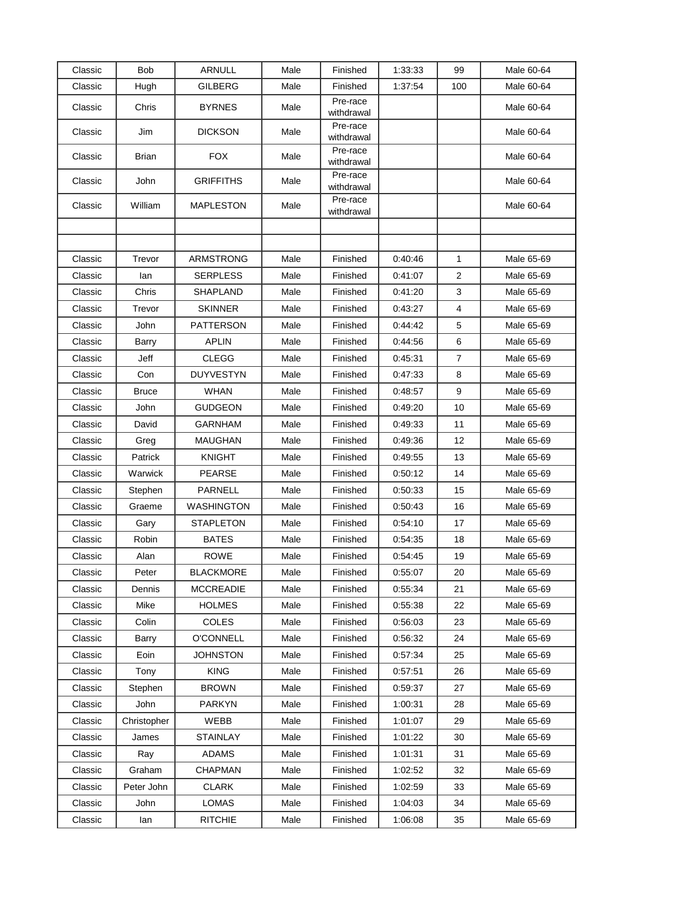| Classic | Bob | ARNULL | Male | Finished | 1:33:33 | 99 | Male 60-64 |
|---|---|---|---|---|---|---|---|
| Classic | Hugh | GILBERG | Male | Finished | 1:37:54 | 100 | Male 60-64 |
| Classic | Chris | BYRNES | Male | Pre-race withdrawal | | | Male 60-64 |
| Classic | Jim | DICKSON | Male | Pre-race withdrawal | | | Male 60-64 |
| Classic | Brian | FOX | Male | Pre-race withdrawal | | | Male 60-64 |
| Classic | John | GRIFFITHS | Male | Pre-race withdrawal | | | Male 60-64 |
| Classic | William | MAPLESTON | Male | Pre-race withdrawal | | | Male 60-64 |
| | | | | | | | |
| | | | | | | | |
| Classic | Trevor | ARMSTRONG | Male | Finished | 0:40:46 | 1 | Male 65-69 |
| Classic | Ian | SERPLESS | Male | Finished | 0:41:07 | 2 | Male 65-69 |
| Classic | Chris | SHAPLAND | Male | Finished | 0:41:20 | 3 | Male 65-69 |
| Classic | Trevor | SKINNER | Male | Finished | 0:43:27 | 4 | Male 65-69 |
| Classic | John | PATTERSON | Male | Finished | 0:44:42 | 5 | Male 65-69 |
| Classic | Barry | APLIN | Male | Finished | 0:44:56 | 6 | Male 65-69 |
| Classic | Jeff | CLEGG | Male | Finished | 0:45:31 | 7 | Male 65-69 |
| Classic | Con | DUYVESTYN | Male | Finished | 0:47:33 | 8 | Male 65-69 |
| Classic | Bruce | WHAN | Male | Finished | 0:48:57 | 9 | Male 65-69 |
| Classic | John | GUDGEON | Male | Finished | 0:49:20 | 10 | Male 65-69 |
| Classic | David | GARNHAM | Male | Finished | 0:49:33 | 11 | Male 65-69 |
| Classic | Greg | MAUGHAN | Male | Finished | 0:49:36 | 12 | Male 65-69 |
| Classic | Patrick | KNIGHT | Male | Finished | 0:49:55 | 13 | Male 65-69 |
| Classic | Warwick | PEARSE | Male | Finished | 0:50:12 | 14 | Male 65-69 |
| Classic | Stephen | PARNELL | Male | Finished | 0:50:33 | 15 | Male 65-69 |
| Classic | Graeme | WASHINGTON | Male | Finished | 0:50:43 | 16 | Male 65-69 |
| Classic | Gary | STAPLETON | Male | Finished | 0:54:10 | 17 | Male 65-69 |
| Classic | Robin | BATES | Male | Finished | 0:54:35 | 18 | Male 65-69 |
| Classic | Alan | ROWE | Male | Finished | 0:54:45 | 19 | Male 65-69 |
| Classic | Peter | BLACKMORE | Male | Finished | 0:55:07 | 20 | Male 65-69 |
| Classic | Dennis | MCCREADIE | Male | Finished | 0:55:34 | 21 | Male 65-69 |
| Classic | Mike | HOLMES | Male | Finished | 0:55:38 | 22 | Male 65-69 |
| Classic | Colin | COLES | Male | Finished | 0:56:03 | 23 | Male 65-69 |
| Classic | Barry | O'CONNELL | Male | Finished | 0:56:32 | 24 | Male 65-69 |
| Classic | Eoin | JOHNSTON | Male | Finished | 0:57:34 | 25 | Male 65-69 |
| Classic | Tony | KING | Male | Finished | 0:57:51 | 26 | Male 65-69 |
| Classic | Stephen | BROWN | Male | Finished | 0:59:37 | 27 | Male 65-69 |
| Classic | John | PARKYN | Male | Finished | 1:00:31 | 28 | Male 65-69 |
| Classic | Christopher | WEBB | Male | Finished | 1:01:07 | 29 | Male 65-69 |
| Classic | James | STAINLAY | Male | Finished | 1:01:22 | 30 | Male 65-69 |
| Classic | Ray | ADAMS | Male | Finished | 1:01:31 | 31 | Male 65-69 |
| Classic | Graham | CHAPMAN | Male | Finished | 1:02:52 | 32 | Male 65-69 |
| Classic | Peter John | CLARK | Male | Finished | 1:02:59 | 33 | Male 65-69 |
| Classic | John | LOMAS | Male | Finished | 1:04:03 | 34 | Male 65-69 |
| Classic | Ian | RITCHIE | Male | Finished | 1:06:08 | 35 | Male 65-69 |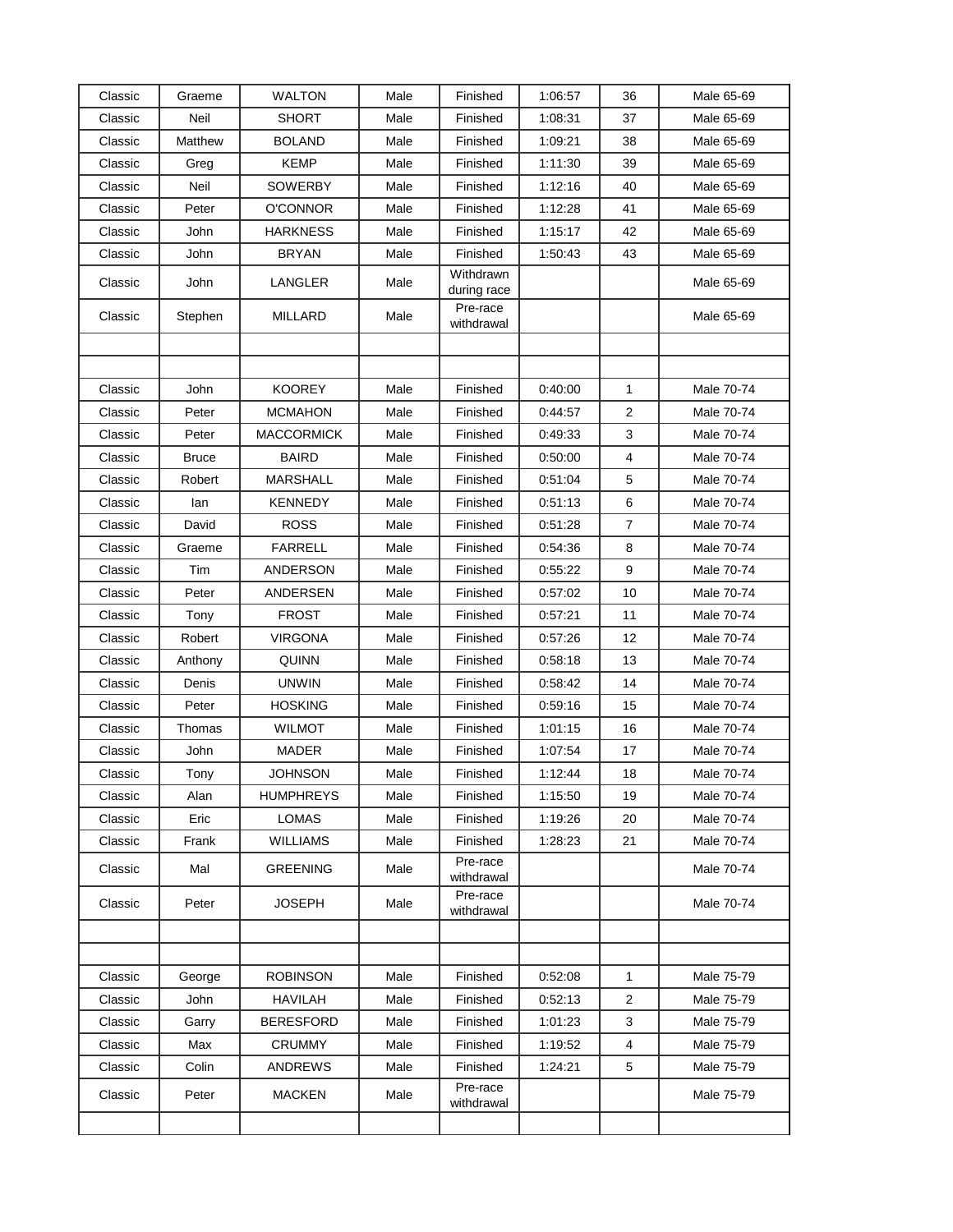| | | | | | | | |
|---|---|---|---|---|---|---|---|
| Classic | Graeme | WALTON | Male | Finished | 1:06:57 | 36 | Male 65-69 |
| Classic | Neil | SHORT | Male | Finished | 1:08:31 | 37 | Male 65-69 |
| Classic | Matthew | BOLAND | Male | Finished | 1:09:21 | 38 | Male 65-69 |
| Classic | Greg | KEMP | Male | Finished | 1:11:30 | 39 | Male 65-69 |
| Classic | Neil | SOWERBY | Male | Finished | 1:12:16 | 40 | Male 65-69 |
| Classic | Peter | O'CONNOR | Male | Finished | 1:12:28 | 41 | Male 65-69 |
| Classic | John | HARKNESS | Male | Finished | 1:15:17 | 42 | Male 65-69 |
| Classic | John | BRYAN | Male | Finished | 1:50:43 | 43 | Male 65-69 |
| Classic | John | LANGLER | Male | Withdrawn during race | | | Male 65-69 |
| Classic | Stephen | MILLARD | Male | Pre-race withdrawal | | | Male 65-69 |
| | | | | | | | |
| | | | | | | | |
| Classic | John | KOOREY | Male | Finished | 0:40:00 | 1 | Male 70-74 |
| Classic | Peter | MCMAHON | Male | Finished | 0:44:57 | 2 | Male 70-74 |
| Classic | Peter | MACCORMICK | Male | Finished | 0:49:33 | 3 | Male 70-74 |
| Classic | Bruce | BAIRD | Male | Finished | 0:50:00 | 4 | Male 70-74 |
| Classic | Robert | MARSHALL | Male | Finished | 0:51:04 | 5 | Male 70-74 |
| Classic | Ian | KENNEDY | Male | Finished | 0:51:13 | 6 | Male 70-74 |
| Classic | David | ROSS | Male | Finished | 0:51:28 | 7 | Male 70-74 |
| Classic | Graeme | FARRELL | Male | Finished | 0:54:36 | 8 | Male 70-74 |
| Classic | Tim | ANDERSON | Male | Finished | 0:55:22 | 9 | Male 70-74 |
| Classic | Peter | ANDERSEN | Male | Finished | 0:57:02 | 10 | Male 70-74 |
| Classic | Tony | FROST | Male | Finished | 0:57:21 | 11 | Male 70-74 |
| Classic | Robert | VIRGONA | Male | Finished | 0:57:26 | 12 | Male 70-74 |
| Classic | Anthony | QUINN | Male | Finished | 0:58:18 | 13 | Male 70-74 |
| Classic | Denis | UNWIN | Male | Finished | 0:58:42 | 14 | Male 70-74 |
| Classic | Peter | HOSKING | Male | Finished | 0:59:16 | 15 | Male 70-74 |
| Classic | Thomas | WILMOT | Male | Finished | 1:01:15 | 16 | Male 70-74 |
| Classic | John | MADER | Male | Finished | 1:07:54 | 17 | Male 70-74 |
| Classic | Tony | JOHNSON | Male | Finished | 1:12:44 | 18 | Male 70-74 |
| Classic | Alan | HUMPHREYS | Male | Finished | 1:15:50 | 19 | Male 70-74 |
| Classic | Eric | LOMAS | Male | Finished | 1:19:26 | 20 | Male 70-74 |
| Classic | Frank | WILLIAMS | Male | Finished | 1:28:23 | 21 | Male 70-74 |
| Classic | Mal | GREENING | Male | Pre-race withdrawal | | | Male 70-74 |
| Classic | Peter | JOSEPH | Male | Pre-race withdrawal | | | Male 70-74 |
| | | | | | | | |
| | | | | | | | |
| Classic | George | ROBINSON | Male | Finished | 0:52:08 | 1 | Male 75-79 |
| Classic | John | HAVILAH | Male | Finished | 0:52:13 | 2 | Male 75-79 |
| Classic | Garry | BERESFORD | Male | Finished | 1:01:23 | 3 | Male 75-79 |
| Classic | Max | CRUMMY | Male | Finished | 1:19:52 | 4 | Male 75-79 |
| Classic | Colin | ANDREWS | Male | Finished | 1:24:21 | 5 | Male 75-79 |
| Classic | Peter | MACKEN | Male | Pre-race withdrawal | | | Male 75-79 |
| | | | | | | | |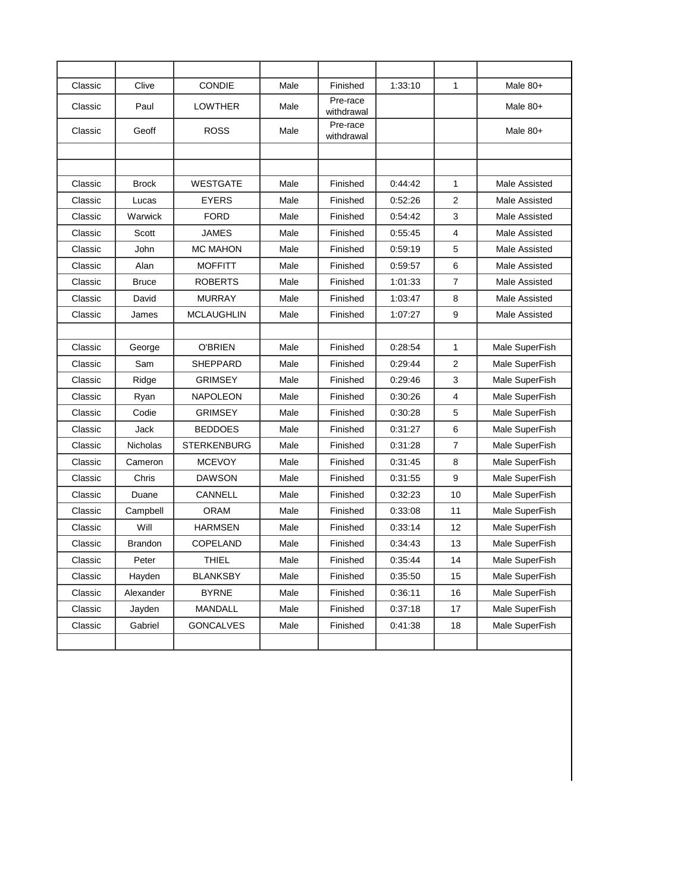| | | | | | | | |
|---|---|---|---|---|---|---|---|
| | | | | | | | |
| Classic | Clive | CONDIE | Male | Finished | 1:33:10 | 1 | Male 80+ |
| Classic | Paul | LOWTHER | Male | Pre-race withdrawal | | | Male 80+ |
| Classic | Geoff | ROSS | Male | Pre-race withdrawal | | | Male 80+ |
| | | | | | | | |
| | | | | | | | |
| Classic | Brock | WESTGATE | Male | Finished | 0:44:42 | 1 | Male Assisted |
| Classic | Lucas | EYERS | Male | Finished | 0:52:26 | 2 | Male Assisted |
| Classic | Warwick | FORD | Male | Finished | 0:54:42 | 3 | Male Assisted |
| Classic | Scott | JAMES | Male | Finished | 0:55:45 | 4 | Male Assisted |
| Classic | John | MC MAHON | Male | Finished | 0:59:19 | 5 | Male Assisted |
| Classic | Alan | MOFFITT | Male | Finished | 0:59:57 | 6 | Male Assisted |
| Classic | Bruce | ROBERTS | Male | Finished | 1:01:33 | 7 | Male Assisted |
| Classic | David | MURRAY | Male | Finished | 1:03:47 | 8 | Male Assisted |
| Classic | James | MCLAUGHLIN | Male | Finished | 1:07:27 | 9 | Male Assisted |
| | | | | | | | |
| Classic | George | O'BRIEN | Male | Finished | 0:28:54 | 1 | Male SuperFish |
| Classic | Sam | SHEPPARD | Male | Finished | 0:29:44 | 2 | Male SuperFish |
| Classic | Ridge | GRIMSEY | Male | Finished | 0:29:46 | 3 | Male SuperFish |
| Classic | Ryan | NAPOLEON | Male | Finished | 0:30:26 | 4 | Male SuperFish |
| Classic | Codie | GRIMSEY | Male | Finished | 0:30:28 | 5 | Male SuperFish |
| Classic | Jack | BEDDOES | Male | Finished | 0:31:27 | 6 | Male SuperFish |
| Classic | Nicholas | STERKENBURG | Male | Finished | 0:31:28 | 7 | Male SuperFish |
| Classic | Cameron | MCEVOY | Male | Finished | 0:31:45 | 8 | Male SuperFish |
| Classic | Chris | DAWSON | Male | Finished | 0:31:55 | 9 | Male SuperFish |
| Classic | Duane | CANNELL | Male | Finished | 0:32:23 | 10 | Male SuperFish |
| Classic | Campbell | ORAM | Male | Finished | 0:33:08 | 11 | Male SuperFish |
| Classic | Will | HARMSEN | Male | Finished | 0:33:14 | 12 | Male SuperFish |
| Classic | Brandon | COPELAND | Male | Finished | 0:34:43 | 13 | Male SuperFish |
| Classic | Peter | THIEL | Male | Finished | 0:35:44 | 14 | Male SuperFish |
| Classic | Hayden | BLANKSBY | Male | Finished | 0:35:50 | 15 | Male SuperFish |
| Classic | Alexander | BYRNE | Male | Finished | 0:36:11 | 16 | Male SuperFish |
| Classic | Jayden | MANDALL | Male | Finished | 0:37:18 | 17 | Male SuperFish |
| Classic | Gabriel | GONCALVES | Male | Finished | 0:41:38 | 18 | Male SuperFish |
| | | | | | | | |